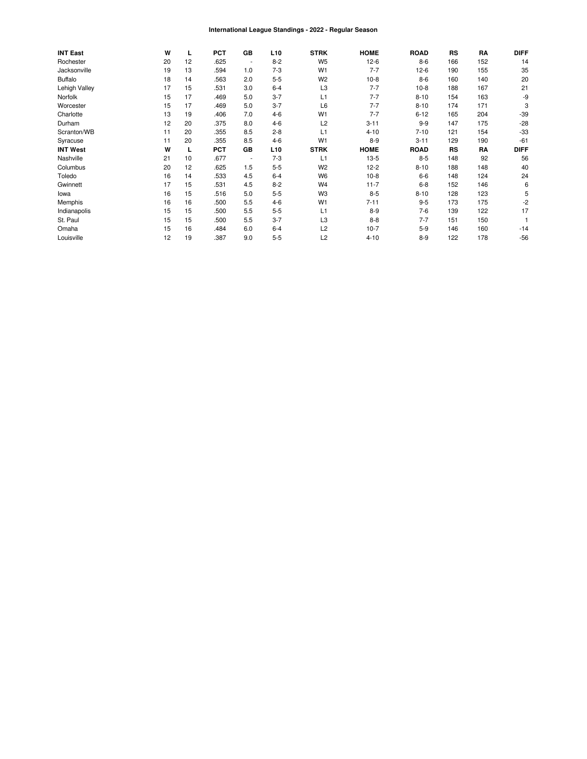# International League Standings - 2022 - Regular Season

| INT East | W | L | PCT | GB | L10 | STRK | HOME | ROAD | RS | RA | DIFF |
|---|---|---|---|---|---|---|---|---|---|---|---|
| Rochester | 20 | 12 | .625 | - | 8-2 | W5 | 12-6 | 8-6 | 166 | 152 | 14 |
| Jacksonville | 19 | 13 | .594 | 1.0 | 7-3 | W1 | 7-7 | 12-6 | 190 | 155 | 35 |
| Buffalo | 18 | 14 | .563 | 2.0 | 5-5 | W2 | 10-8 | 8-6 | 160 | 140 | 20 |
| Lehigh Valley | 17 | 15 | .531 | 3.0 | 6-4 | L3 | 7-7 | 10-8 | 188 | 167 | 21 |
| Norfolk | 15 | 17 | .469 | 5.0 | 3-7 | L1 | 7-7 | 8-10 | 154 | 163 | -9 |
| Worcester | 15 | 17 | .469 | 5.0 | 3-7 | L6 | 7-7 | 8-10 | 174 | 171 | 3 |
| Charlotte | 13 | 19 | .406 | 7.0 | 4-6 | W1 | 7-7 | 6-12 | 165 | 204 | -39 |
| Durham | 12 | 20 | .375 | 8.0 | 4-6 | L2 | 3-11 | 9-9 | 147 | 175 | -28 |
| Scranton/WB | 11 | 20 | .355 | 8.5 | 2-8 | L1 | 4-10 | 7-10 | 121 | 154 | -33 |
| Syracuse | 11 | 20 | .355 | 8.5 | 4-6 | W1 | 8-9 | 3-11 | 129 | 190 | -61 |
| **INT West** | **W** | **L** | **PCT** | **GB** | **L10** | **STRK** | **HOME** | **ROAD** | **RS** | **RA** | **DIFF** |
| Nashville | 21 | 10 | .677 | - | 7-3 | L1 | 13-5 | 8-5 | 148 | 92 | 56 |
| Columbus | 20 | 12 | .625 | 1.5 | 5-5 | W2 | 12-2 | 8-10 | 188 | 148 | 40 |
| Toledo | 16 | 14 | .533 | 4.5 | 6-4 | W6 | 10-8 | 6-6 | 148 | 124 | 24 |
| Gwinnett | 17 | 15 | .531 | 4.5 | 8-2 | W4 | 11-7 | 6-8 | 152 | 146 | 6 |
| Iowa | 16 | 15 | .516 | 5.0 | 5-5 | W3 | 8-5 | 8-10 | 128 | 123 | 5 |
| Memphis | 16 | 16 | .500 | 5.5 | 4-6 | W1 | 7-11 | 9-5 | 173 | 175 | -2 |
| Indianapolis | 15 | 15 | .500 | 5.5 | 5-5 | L1 | 8-9 | 7-6 | 139 | 122 | 17 |
| St. Paul | 15 | 15 | .500 | 5.5 | 3-7 | L3 | 8-8 | 7-7 | 151 | 150 | 1 |
| Omaha | 15 | 16 | .484 | 6.0 | 6-4 | L2 | 10-7 | 5-9 | 146 | 160 | -14 |
| Louisville | 12 | 19 | .387 | 9.0 | 5-5 | L2 | 4-10 | 8-9 | 122 | 178 | -56 |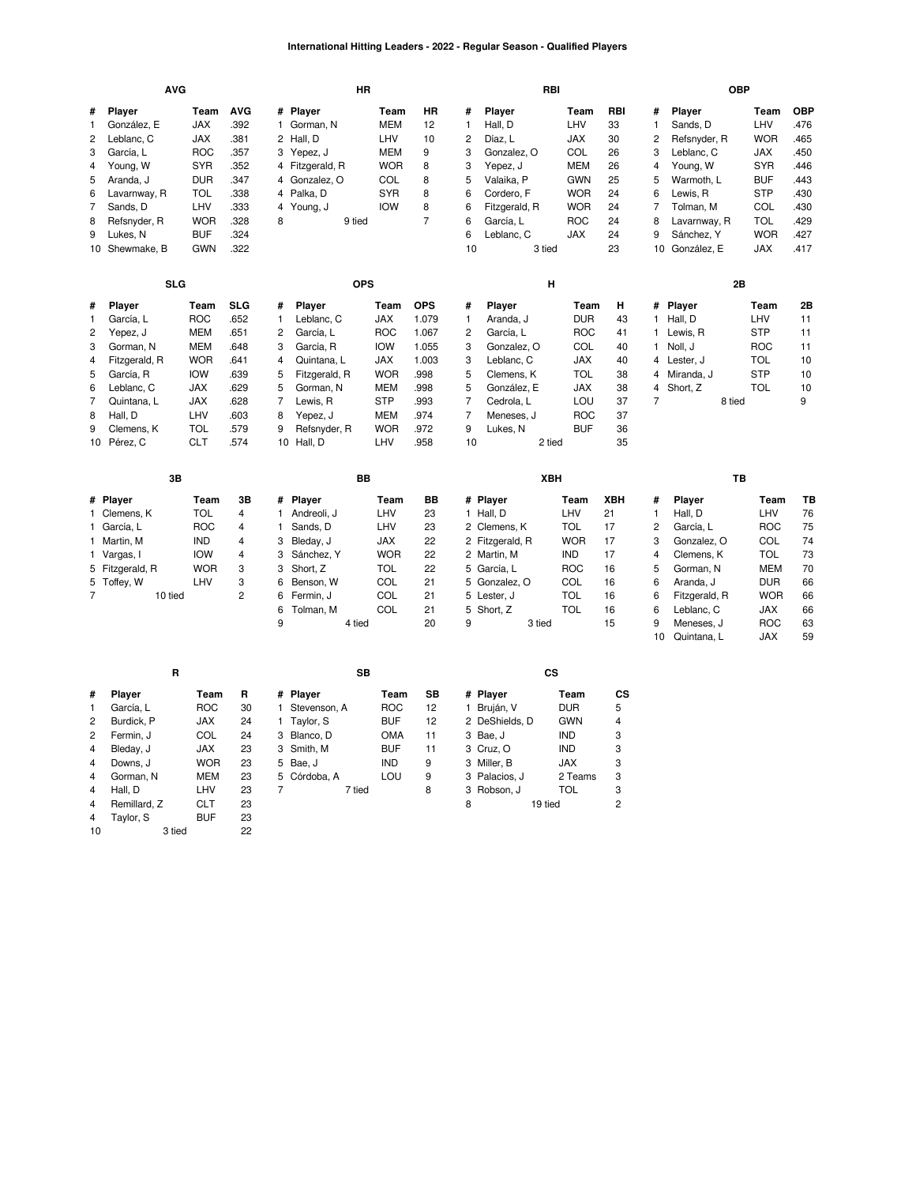# International Hitting Leaders - 2022 - Regular Season - Qualified Players

### AVG

| # | Player | Team | AVG |
|---|---|---|---|
| 1 | González, E | JAX | .392 |
| 2 | Leblanc, C | JAX | .381 |
| 3 | García, L | ROC | .357 |
| 4 | Young, W | SYR | .352 |
| 5 | Aranda, J | DUR | .347 |
| 6 | Lavarnway, R | TOL | .338 |
| 7 | Sands, D | LHV | .333 |
| 8 | Refsnyder, R | WOR | .328 |
| 9 | Lukes, N | BUF | .324 |
| 10 | Shewmake, B | GWN | .322 |

### HR

| # | Player | Team | HR |
|---|---|---|---|
| 1 | Gorman, N | MEM | 12 |
| 2 | Hall, D | LHV | 10 |
| 3 | Yepez, J | MEM | 9 |
| 4 | Fitzgerald, R | WOR | 8 |
| 4 | Gonzalez, O | COL | 8 |
| 4 | Palka, D | SYR | 8 |
| 4 | Young, J | IOW | 8 |
| 8 | 9 tied | | 7 |

### RBI

| # | Player | Team | RBI |
|---|---|---|---|
| 1 | Hall, D | LHV | 33 |
| 2 | Díaz, L | JAX | 30 |
| 3 | Gonzalez, O | COL | 26 |
| 3 | Yepez, J | MEM | 26 |
| 5 | Valaika, P | GWN | 25 |
| 6 | Cordero, F | WOR | 24 |
| 6 | Fitzgerald, R | WOR | 24 |
| 6 | García, L | ROC | 24 |
| 6 | Leblanc, C | JAX | 24 |
| 10 | 3 tied | | 23 |

### OBP

| # | Player | Team | OBP |
|---|---|---|---|
| 1 | Sands, D | LHV | .476 |
| 2 | Refsnyder, R | WOR | .465 |
| 3 | Leblanc, C | JAX | .450 |
| 4 | Young, W | SYR | .446 |
| 5 | Warmoth, L | BUF | .443 |
| 6 | Lewis, R | STP | .430 |
| 7 | Tolman, M | COL | .430 |
| 8 | Lavarnway, R | TOL | .429 |
| 9 | Sánchez, Y | WOR | .427 |
| 10 | González, E | JAX | .417 |

### SLG

| # | Player | Team | SLG |
|---|---|---|---|
| 1 | García, L | ROC | .652 |
| 2 | Yepez, J | MEM | .651 |
| 3 | Gorman, N | MEM | .648 |
| 4 | Fitzgerald, R | WOR | .641 |
| 5 | García, R | IOW | .639 |
| 6 | Leblanc, C | JAX | .629 |
| 7 | Quintana, L | JAX | .628 |
| 8 | Hall, D | LHV | .603 |
| 9 | Clemens, K | TOL | .579 |
| 10 | Pérez, C | CLT | .574 |

### OPS

| # | Player | Team | OPS |
|---|---|---|---|
| 1 | Leblanc, C | JAX | 1.079 |
| 2 | García, L | ROC | 1.067 |
| 3 | García, R | IOW | 1.055 |
| 4 | Quintana, L | JAX | 1.003 |
| 5 | Fitzgerald, R | WOR | .998 |
| 5 | Gorman, N | MEM | .998 |
| 7 | Lewis, R | STP | .993 |
| 8 | Yepez, J | MEM | .974 |
| 9 | Refsnyder, R | WOR | .972 |
| 10 | Hall, D | LHV | .958 |

### H

| # | Player | Team | H |
|---|---|---|---|
| 1 | Aranda, J | DUR | 43 |
| 2 | García, L | ROC | 41 |
| 3 | Gonzalez, O | COL | 40 |
| 3 | Leblanc, C | JAX | 40 |
| 5 | Clemens, K | TOL | 38 |
| 5 | González, E | JAX | 38 |
| 7 | Cedrola, L | LOU | 37 |
| 7 | Meneses, J | ROC | 37 |
| 9 | Lukes, N | BUF | 36 |
| 10 | 2 tied | | 35 |

### 2B

| # | Player | Team | 2B |
|---|---|---|---|
| 1 | Hall, D | LHV | 11 |
| 1 | Lewis, R | STP | 11 |
| 1 | Noll, J | ROC | 11 |
| 4 | Lester, J | TOL | 10 |
| 4 | Miranda, J | STP | 10 |
| 4 | Short, Z | TOL | 10 |
| 7 | 8 tied | | 9 |

### 3B

| # | Player | Team | 3B |
|---|---|---|---|
| 1 | Clemens, K | TOL | 4 |
| 1 | García, L | ROC | 4 |
| 1 | Martin, M | IND | 4 |
| 1 | Vargas, I | IOW | 4 |
| 5 | Fitzgerald, R | WOR | 3 |
| 5 | Toffey, W | LHV | 3 |
| 7 | 10 tied | | 2 |

### BB

| # | Player | Team | BB |
|---|---|---|---|
| 1 | Andreoli, J | LHV | 23 |
| 1 | Sands, D | LHV | 23 |
| 3 | Bleday, J | JAX | 22 |
| 3 | Sánchez, Y | WOR | 22 |
| 3 | Short, Z | TOL | 22 |
| 6 | Benson, W | COL | 21 |
| 6 | Fermin, J | COL | 21 |
| 6 | Tolman, M | COL | 21 |
| 9 | 4 tied | | 20 |

### XBH

| # | Player | Team | XBH |
|---|---|---|---|
| 1 | Hall, D | LHV | 21 |
| 2 | Clemens, K | TOL | 17 |
| 2 | Fitzgerald, R | WOR | 17 |
| 2 | Martin, M | IND | 17 |
| 5 | García, L | ROC | 16 |
| 5 | Gonzalez, O | COL | 16 |
| 5 | Lester, J | TOL | 16 |
| 5 | Short, Z | TOL | 16 |
| 9 | 3 tied | | 15 |

### TB

| # | Player | Team | TB |
|---|---|---|---|
| 1 | Hall, D | LHV | 76 |
| 2 | García, L | ROC | 75 |
| 3 | Gonzalez, O | COL | 74 |
| 4 | Clemens, K | TOL | 73 |
| 5 | Gorman, N | MEM | 70 |
| 6 | Aranda, J | DUR | 66 |
| 6 | Fitzgerald, R | WOR | 66 |
| 6 | Leblanc, C | JAX | 66 |
| 9 | Meneses, J | ROC | 63 |
| 10 | Quintana, L | JAX | 59 |

### R

| # | Player | Team | R |
|---|---|---|---|
| 1 | García, L | ROC | 30 |
| 2 | Burdick, P | JAX | 24 |
| 2 | Fermin, J | COL | 24 |
| 4 | Bleday, J | JAX | 23 |
| 4 | Downs, J | WOR | 23 |
| 4 | Gorman, N | MEM | 23 |
| 4 | Hall, D | LHV | 23 |
| 4 | Remillard, Z | CLT | 23 |
| 4 | Taylor, S | BUF | 23 |
| 10 | 3 tied | | 22 |

### SB

| # | Player | Team | SB |
|---|---|---|---|
| 1 | Stevenson, A | ROC | 12 |
| 1 | Taylor, S | BUF | 12 |
| 3 | Blanco, D | OMA | 11 |
| 3 | Smith, M | BUF | 11 |
| 5 | Bae, J | IND | 9 |
| 5 | Córdoba, A | LOU | 9 |
| 7 | 7 tied | | 8 |

### CS

| # | Player | Team | CS |
|---|---|---|---|
| 1 | Bruján, V | DUR | 5 |
| 2 | DeShields, D | GWN | 4 |
| 3 | Bae, J | IND | 3 |
| 3 | Cruz, O | IND | 3 |
| 3 | Miller, B | JAX | 3 |
| 3 | Palacios, J | 2 Teams | 3 |
| 3 | Robson, J | TOL | 3 |
| 8 | 19 tied | | 2 |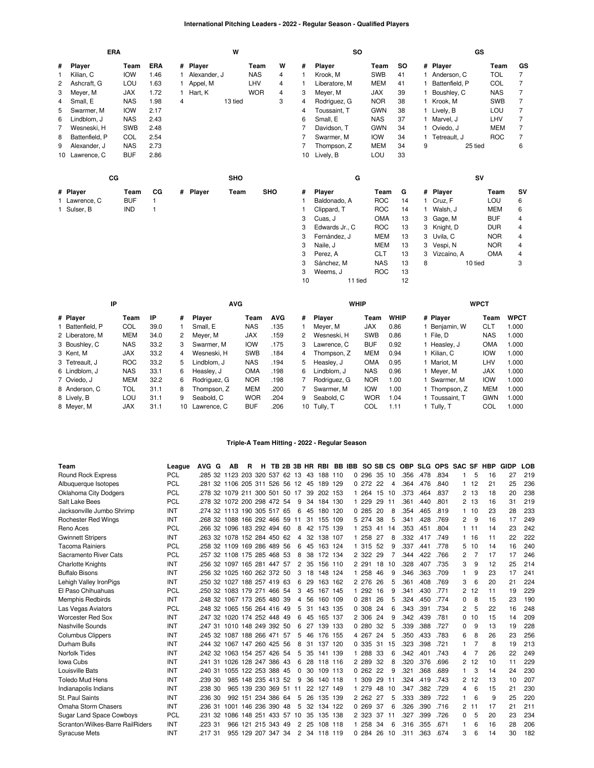## International Pitching Leaders - 2022 - Regular Season - Qualified Players

### ERA

| # | Player | Team | ERA |
|---|---|---|---|
| 1 | Kilian, C | IOW | 1.46 |
| 2 | Ashcraft, G | LOU | 1.63 |
| 3 | Meyer, M | JAX | 1.72 |
| 4 | Small, E | NAS | 1.98 |
| 5 | Swarmer, M | IOW | 2.17 |
| 6 | Lindblom, J | NAS | 2.43 |
| 7 | Wesneski, H | SWB | 2.48 |
| 8 | Battenfield, P | COL | 2.54 |
| 9 | Alexander, J | NAS | 2.73 |
| 10 | Lawrence, C | BUF | 2.86 |

### W

| # | Player | Team | W |
|---|---|---|---|
| 1 | Alexander, J | NAS | 4 |
| 1 | Appel, M | LHV | 4 |
| 1 | Hart, K | WOR | 4 |
| 4 | 13 tied | | 3 |

### SO

| # | Player | Team | SO |
|---|---|---|---|
| 1 | Krook, M | SWB | 41 |
| 1 | Liberatore, M | MEM | 41 |
| 3 | Meyer, M | JAX | 39 |
| 4 | Rodriguez, G | NOR | 38 |
| 4 | Toussaint, T | GWN | 38 |
| 6 | Small, E | NAS | 37 |
| 7 | Davidson, T | GWN | 34 |
| 7 | Swarmer, M | IOW | 34 |
| 7 | Thompson, Z | MEM | 34 |
| 10 | Lively, B | LOU | 33 |

### GS

| # | Player | Team | GS |
|---|---|---|---|
| 1 | Anderson, C | TOL | 7 |
| 1 | Battenfield, P | COL | 7 |
| 1 | Boushley, C | NAS | 7 |
| 1 | Krook, M | SWB | 7 |
| 1 | Lively, B | LOU | 7 |
| 1 | Marvel, J | LHV | 7 |
| 1 | Oviedo, J | MEM | 7 |
| 1 | Tetreault, J | ROC | 7 |
| 9 | 25 tied | | 6 |

### CG

| # | Player | Team | CG |
|---|---|---|---|
| 1 | Lawrence, C | BUF | 1 |
| 1 | Sulser, B | IND | 1 |

### SHO

| # | Player | Team | SHO |
|---|---|---|---|

### G

| # | Player | Team | G |
|---|---|---|---|
| 1 | Baldonado, A | ROC | 14 |
| 1 | Clippard, T | ROC | 14 |
| 3 | Cuas, J | OMA | 13 |
| 3 | Edwards Jr., C | ROC | 13 |
| 3 | Fernández, J | MEM | 13 |
| 3 | Naile, J | MEM | 13 |
| 3 | Perez, A | CLT | 13 |
| 3 | Sánchez, M | NAS | 13 |
| 3 | Weems, J | ROC | 13 |
| 10 | 11 tied | | 12 |

### SV

| # | Player | Team | SV |
|---|---|---|---|
| 1 | Cruz, F | LOU | 6 |
| 1 | Walsh, J | MEM | 6 |
| 3 | Gage, M | BUF | 4 |
| 3 | Knight, D | DUR | 4 |
| 3 | Uvila, C | NOR | 4 |
| 3 | Vespi, N | NOR | 4 |
| 3 | Vizcaíno, A | OMA | 4 |
| 8 | 10 tied | | 3 |

### IP

| # | Player | Team | IP |
|---|---|---|---|
| 1 | Battenfield, P | COL | 39.0 |
| 2 | Liberatore, M | MEM | 34.0 |
| 3 | Boushley, C | NAS | 33.2 |
| 3 | Kent, M | JAX | 33.2 |
| 3 | Tetreault, J | ROC | 33.2 |
| 6 | Lindblom, J | NAS | 33.1 |
| 7 | Oviedo, J | MEM | 32.2 |
| 8 | Anderson, C | TOL | 31.1 |
| 8 | Lively, B | LOU | 31.1 |
| 8 | Meyer, M | JAX | 31.1 |

### AVG

| # | Player | Team | AVG |
|---|---|---|---|
| 1 | Small, E | NAS | .135 |
| 2 | Meyer, M | JAX | .159 |
| 3 | Swarmer, M | IOW | .175 |
| 4 | Wesneski, H | SWB | .184 |
| 5 | Lindblom, J | NAS | .194 |
| 6 | Heasley, J | OMA | .198 |
| 6 | Rodriguez, G | NOR | .198 |
| 8 | Thompson, Z | MEM | .200 |
| 9 | Seabold, C | WOR | .204 |
| 10 | Lawrence, C | BUF | .206 |

### WHIP

| # | Player | Team | WHIP |
|---|---|---|---|
| 1 | Meyer, M | JAX | 0.86 |
| 2 | Wesneski, H | SWB | 0.86 |
| 3 | Lawrence, C | BUF | 0.92 |
| 4 | Thompson, Z | MEM | 0.94 |
| 5 | Heasley, J | OMA | 0.95 |
| 6 | Lindblom, J | NAS | 0.96 |
| 7 | Rodriguez, G | NOR | 1.00 |
| 7 | Swarmer, M | IOW | 1.00 |
| 9 | Seabold, C | WOR | 1.04 |
| 10 | Tully, T | COL | 1.11 |

### WPCT

| # | Player | Team | WPCT |
|---|---|---|---|
| 1 | Benjamin, W | CLT | 1.000 |
| 1 | File, D | NAS | 1.000 |
| 1 | Heasley, J | OMA | 1.000 |
| 1 | Kilian, C | IOW | 1.000 |
| 1 | Mariot, M | LHV | 1.000 |
| 1 | Meyer, M | JAX | 1.000 |
| 1 | Swarmer, M | IOW | 1.000 |
| 1 | Thompson, Z | MEM | 1.000 |
| 1 | Toussaint, T | GWN | 1.000 |
| 1 | Tully, T | COL | 1.000 |

## Triple-A Team Hitting - 2022 - Regular Season

| Team | League | AVG | G | AB | R | H | TB | 2B | 3B | HR | RBI | BB | IBB | SO | SB | CS | OBP | SLG | OPS | SAC | SF | HBP | GIDP | LOB |
|---|---|---|---|---|---|---|---|---|---|---|---|---|---|---|---|---|---|---|---|---|---|---|---|---|
| Round Rock Express | PCL | .285 | 32 | 1123 | 203 | 320 | 537 | 62 | 13 | 43 | 188 | 110 | 0 | 296 | 35 | 10 | .356 | .478 | .834 | 1 | 5 | 16 | 27 | 219 |
| Albuquerque Isotopes | PCL | .281 | 32 | 1106 | 205 | 311 | 526 | 56 | 12 | 45 | 189 | 129 | 0 | 272 | 22 | 4 | .364 | .476 | .840 | 1 | 12 | 21 | 25 | 236 |
| Oklahoma City Dodgers | PCL | .278 | 32 | 1079 | 211 | 300 | 501 | 50 | 17 | 39 | 202 | 153 | 1 | 264 | 15 | 10 | .373 | .464 | .837 | 2 | 13 | 18 | 20 | 238 |
| Salt Lake Bees | PCL | .278 | 32 | 1072 | 200 | 298 | 472 | 54 | 9 | 34 | 184 | 130 | 1 | 229 | 29 | 11 | .361 | .440 | .801 | 2 | 13 | 16 | 31 | 219 |
| Jacksonville Jumbo Shrimp | INT | .274 | 32 | 1113 | 190 | 305 | 517 | 65 | 6 | 45 | 180 | 120 | 0 | 285 | 20 | 8 | .354 | .465 | .819 | 1 | 10 | 23 | 28 | 233 |
| Rochester Red Wings | INT | .268 | 32 | 1088 | 166 | 292 | 466 | 59 | 11 | 31 | 155 | 109 | 5 | 274 | 38 | 5 | .341 | .428 | .769 | 2 | 9 | 16 | 17 | 249 |
| Reno Aces | PCL | .266 | 32 | 1096 | 183 | 292 | 494 | 60 | 8 | 42 | 175 | 139 | 1 | 253 | 41 | 14 | .353 | .451 | .804 | 1 | 11 | 14 | 23 | 242 |
| Gwinnett Stripers | INT | .263 | 32 | 1078 | 152 | 284 | 450 | 62 | 4 | 32 | 138 | 107 | 1 | 258 | 27 | 8 | .332 | .417 | .749 | 1 | 16 | 11 | 22 | 222 |
| Tacoma Rainiers | PCL | .258 | 32 | 1109 | 169 | 286 | 489 | 56 | 6 | 45 | 163 | 124 | 1 | 315 | 52 | 9 | .337 | .441 | .778 | 5 | 10 | 14 | 16 | 240 |
| Sacramento River Cats | PCL | .257 | 32 | 1108 | 175 | 285 | 468 | 53 | 8 | 38 | 172 | 134 | 2 | 322 | 29 | 7 | .344 | .422 | .766 | 2 | 7 | 17 | 17 | 246 |
| Charlotte Knights | INT | .256 | 32 | 1097 | 165 | 281 | 447 | 57 | 2 | 35 | 156 | 110 | 2 | 291 | 18 | 10 | .328 | .407 | .735 | 3 | 9 | 12 | 25 | 214 |
| Buffalo Bisons | INT | .256 | 32 | 1025 | 160 | 262 | 372 | 50 | 3 | 18 | 148 | 124 | 1 | 258 | 46 | 9 | .346 | .363 | .709 | 1 | 9 | 23 | 17 | 241 |
| Lehigh Valley IronPigs | INT | .250 | 32 | 1027 | 188 | 257 | 419 | 63 | 6 | 29 | 163 | 162 | 2 | 276 | 26 | 5 | .361 | .408 | .769 | 3 | 6 | 20 | 21 | 224 |
| El Paso Chihuahuas | PCL | .250 | 32 | 1083 | 179 | 271 | 466 | 54 | 3 | 45 | 167 | 145 | 1 | 292 | 16 | 9 | .341 | .430 | .771 | 2 | 12 | 11 | 19 | 229 |
| Memphis Redbirds | INT | .248 | 32 | 1067 | 173 | 265 | 480 | 39 | 4 | 56 | 160 | 109 | 0 | 281 | 26 | 5 | .324 | .450 | .774 | 0 | 8 | 15 | 23 | 190 |
| Las Vegas Aviators | PCL | .248 | 32 | 1065 | 156 | 264 | 416 | 49 | 5 | 31 | 143 | 135 | 0 | 308 | 24 | 6 | .343 | .391 | .734 | 2 | 5 | 22 | 16 | 248 |
| Worcester Red Sox | INT | .247 | 32 | 1020 | 174 | 252 | 448 | 49 | 6 | 45 | 165 | 137 | 2 | 306 | 24 | 9 | .342 | .439 | .781 | 0 | 10 | 15 | 14 | 209 |
| Nashville Sounds | INT | .247 | 31 | 1010 | 148 | 249 | 392 | 50 | 6 | 27 | 139 | 133 | 0 | 280 | 32 | 5 | .339 | .388 | .727 | 0 | 9 | 13 | 19 | 228 |
| Columbus Clippers | INT | .245 | 32 | 1087 | 188 | 266 | 471 | 57 | 5 | 46 | 176 | 155 | 4 | 267 | 24 | 5 | .350 | .433 | .783 | 6 | 8 | 26 | 23 | 256 |
| Durham Bulls | INT | .244 | 32 | 1067 | 147 | 260 | 425 | 56 | 8 | 31 | 137 | 120 | 0 | 335 | 31 | 15 | .323 | .398 | .721 | 1 | 7 | 8 | 19 | 213 |
| Norfolk Tides | INT | .242 | 32 | 1063 | 154 | 257 | 426 | 54 | 5 | 35 | 141 | 139 | 1 | 288 | 33 | 6 | .342 | .401 | .743 | 4 | 7 | 26 | 22 | 249 |
| Iowa Cubs | INT | .241 | 31 | 1026 | 128 | 247 | 386 | 43 | 6 | 28 | 118 | 116 | 2 | 289 | 32 | 8 | .320 | .376 | .696 | 2 | 12 | 10 | 11 | 229 |
| Louisville Bats | INT | .240 | 31 | 1055 | 122 | 253 | 388 | 45 | 0 | 30 | 109 | 113 | 0 | 262 | 22 | 9 | .321 | .368 | .689 | 1 | 3 | 14 | 24 | 230 |
| Toledo Mud Hens | INT | .239 | 30 | 985 | 148 | 235 | 413 | 52 | 9 | 36 | 140 | 118 | 1 | 309 | 29 | 11 | .324 | .419 | .743 | 2 | 12 | 13 | 10 | 207 |
| Indianapolis Indians | INT | .238 | 30 | 965 | 139 | 230 | 369 | 51 | 11 | 22 | 127 | 149 | 1 | 279 | 48 | 10 | .347 | .382 | .729 | 4 | 6 | 15 | 21 | 230 |
| St. Paul Saints | INT | .236 | 30 | 992 | 151 | 234 | 386 | 64 | 5 | 26 | 135 | 139 | 2 | 262 | 27 | 5 | .333 | .389 | .722 | 1 | 6 | 9 | 25 | 220 |
| Omaha Storm Chasers | INT | .236 | 31 | 1001 | 146 | 236 | 390 | 48 | 5 | 32 | 134 | 122 | 0 | 269 | 37 | 6 | .326 | .390 | .716 | 2 | 11 | 17 | 21 | 211 |
| Sugar Land Space Cowboys | PCL | .231 | 32 | 1086 | 148 | 251 | 433 | 57 | 10 | 35 | 135 | 138 | 2 | 323 | 37 | 11 | .327 | .399 | .726 | 0 | 5 | 20 | 23 | 234 |
| Scranton/Wilkes-Barre RailRiders | INT | .223 | 31 | 966 | 121 | 215 | 343 | 49 | 2 | 25 | 108 | 118 | 1 | 258 | 34 | 6 | .316 | .355 | .671 | 1 | 6 | 16 | 28 | 206 |
| Syracuse Mets | INT | .217 | 31 | 955 | 129 | 207 | 347 | 34 | 2 | 34 | 118 | 119 | 0 | 284 | 26 | 10 | .311 | .363 | .674 | 3 | 6 | 14 | 30 | 182 |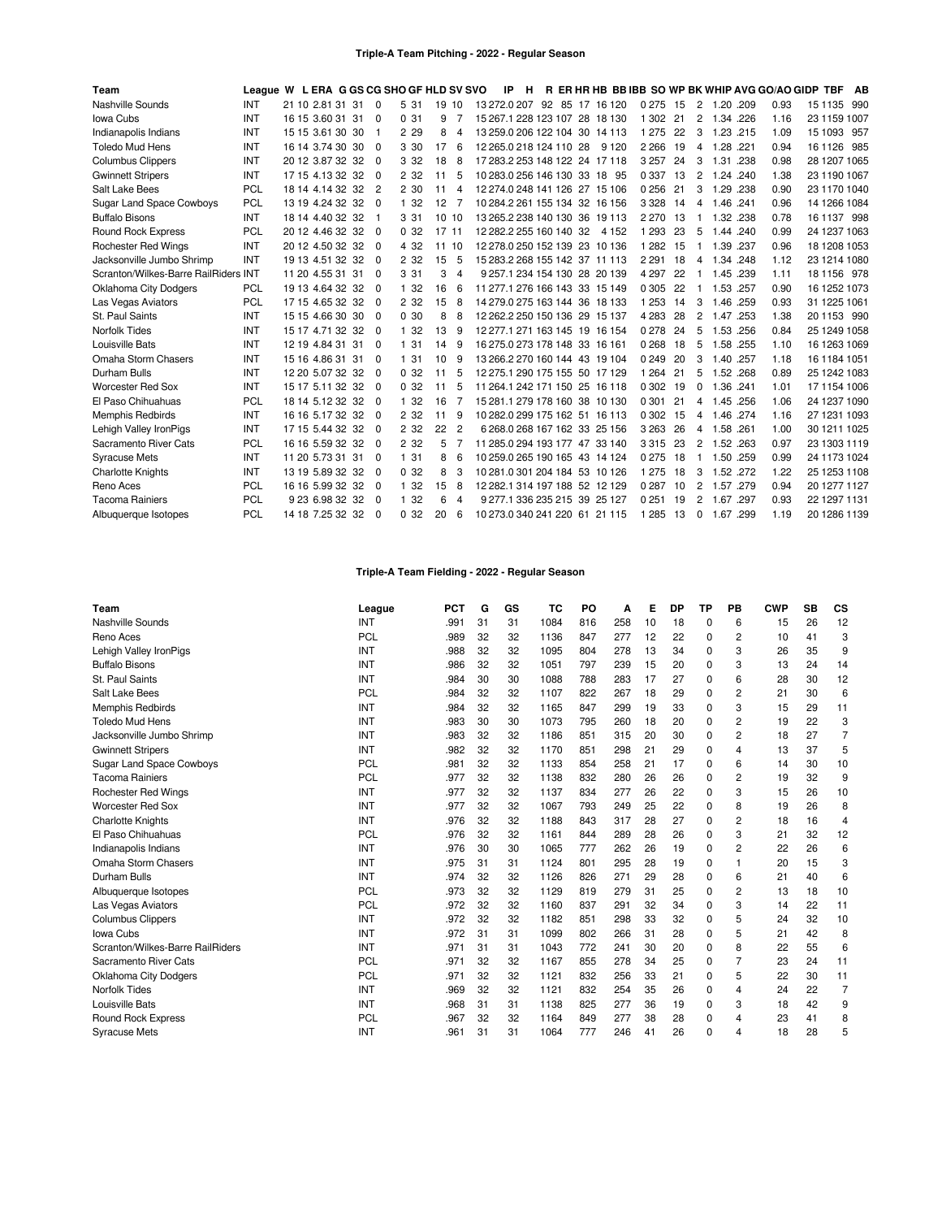## Triple-A Team Pitching - 2022 - Regular Season

| Team | League | W | L | ERA | G | GS | CG | SHO | GF | HLD | SV | SVO | IP | H | R | ER | HR | HB | BB | IBB | SO | WP | BK | WHIP | AVG | GO/AO | GIDP | TBF | AB |
|---|---|---|---|---|---|---|---|---|---|---|---|---|---|---|---|---|---|---|---|---|---|---|---|---|---|---|---|---|---|
| Nashville Sounds | INT | 21 | 10 | 2.81 | 31 | 31 | 0 | 5 | 31 | 19 | 10 | 13 | 272.0 | 207 | 92 | 85 | 17 | 16 | 120 | 0 | 275 | 15 | 2 | 1.20 | .209 | 0.93 | 15 | 1135 | 990 |
| Iowa Cubs | INT | 16 | 15 | 3.60 | 31 | 31 | 0 | 0 | 31 | 9 | 7 | 15 | 267.1 | 228 | 123 | 107 | 28 | 18 | 130 | 1 | 302 | 21 | 2 | 1.34 | .226 | 1.16 | 23 | 1159 | 1007 |
| Indianapolis Indians | INT | 15 | 15 | 3.61 | 30 | 30 | 1 | 2 | 29 | 8 | 4 | 13 | 259.0 | 206 | 122 | 104 | 30 | 14 | 113 | 1 | 275 | 22 | 3 | 1.23 | .215 | 1.09 | 15 | 1093 | 957 |
| Toledo Mud Hens | INT | 16 | 14 | 3.74 | 30 | 30 | 0 | 3 | 30 | 17 | 6 | 12 | 265.0 | 218 | 124 | 110 | 28 | 9 | 120 | 2 | 266 | 19 | 4 | 1.28 | .221 | 0.94 | 16 | 1126 | 985 |
| Columbus Clippers | INT | 20 | 12 | 3.87 | 32 | 32 | 0 | 3 | 32 | 18 | 8 | 17 | 283.2 | 253 | 148 | 122 | 24 | 17 | 118 | 3 | 257 | 24 | 3 | 1.31 | .238 | 0.98 | 28 | 1207 | 1065 |
| Gwinnett Stripers | INT | 17 | 15 | 4.13 | 32 | 32 | 0 | 2 | 32 | 11 | 5 | 10 | 283.0 | 256 | 146 | 130 | 33 | 18 | 95 | 0 | 337 | 13 | 2 | 1.24 | .240 | 1.38 | 23 | 1190 | 1067 |
| Salt Lake Bees | PCL | 18 | 14 | 4.14 | 32 | 32 | 2 | 2 | 30 | 11 | 4 | 12 | 274.0 | 248 | 141 | 126 | 27 | 15 | 106 | 0 | 256 | 21 | 3 | 1.29 | .238 | 0.90 | 23 | 1170 | 1040 |
| Sugar Land Space Cowboys | PCL | 13 | 19 | 4.24 | 32 | 32 | 0 | 1 | 32 | 12 | 7 | 10 | 284.2 | 261 | 155 | 134 | 32 | 16 | 156 | 3 | 328 | 14 | 4 | 1.46 | .241 | 0.96 | 14 | 1266 | 1084 |
| Buffalo Bisons | INT | 18 | 14 | 4.40 | 32 | 32 | 1 | 3 | 31 | 10 | 10 | 13 | 265.2 | 238 | 140 | 130 | 36 | 19 | 113 | 2 | 270 | 13 | 1 | 1.32 | .238 | 0.78 | 16 | 1137 | 998 |
| Round Rock Express | PCL | 20 | 12 | 4.46 | 32 | 32 | 0 | 0 | 32 | 17 | 11 | 12 | 282.2 | 255 | 160 | 140 | 32 | 4 | 152 | 1 | 293 | 23 | 5 | 1.44 | .240 | 0.99 | 24 | 1237 | 1063 |
| Rochester Red Wings | INT | 20 | 12 | 4.50 | 32 | 32 | 0 | 4 | 32 | 11 | 10 | 12 | 278.0 | 250 | 152 | 139 | 23 | 10 | 136 | 1 | 282 | 15 | 1 | 1.39 | .237 | 0.96 | 18 | 1208 | 1053 |
| Jacksonville Jumbo Shrimp | INT | 19 | 13 | 4.51 | 32 | 32 | 0 | 2 | 32 | 15 | 5 | 15 | 283.2 | 268 | 155 | 142 | 37 | 11 | 113 | 2 | 291 | 18 | 4 | 1.34 | .248 | 1.12 | 23 | 1214 | 1080 |
| Scranton/Wilkes-Barre RailRiders | INT | 11 | 20 | 4.55 | 31 | 31 | 0 | 3 | 31 | 3 | 4 | 9 | 257.1 | 234 | 154 | 130 | 28 | 20 | 139 | 4 | 297 | 22 | 1 | 1.45 | .239 | 1.11 | 18 | 1156 | 978 |
| Oklahoma City Dodgers | PCL | 19 | 13 | 4.64 | 32 | 32 | 0 | 1 | 32 | 16 | 6 | 11 | 277.1 | 276 | 166 | 143 | 33 | 15 | 149 | 0 | 305 | 22 | 1 | 1.53 | .257 | 0.90 | 16 | 1252 | 1073 |
| Las Vegas Aviators | PCL | 17 | 15 | 4.65 | 32 | 32 | 0 | 2 | 32 | 15 | 8 | 14 | 279.0 | 275 | 163 | 144 | 36 | 18 | 133 | 1 | 253 | 14 | 3 | 1.46 | .259 | 0.93 | 31 | 1225 | 1061 |
| St. Paul Saints | INT | 15 | 15 | 4.66 | 30 | 30 | 0 | 0 | 30 | 8 | 8 | 12 | 262.2 | 250 | 150 | 136 | 29 | 15 | 137 | 4 | 283 | 28 | 2 | 1.47 | .253 | 1.38 | 20 | 1153 | 990 |
| Norfolk Tides | INT | 15 | 17 | 4.71 | 32 | 32 | 0 | 1 | 32 | 13 | 9 | 12 | 277.1 | 271 | 163 | 145 | 19 | 16 | 154 | 0 | 278 | 24 | 5 | 1.53 | .256 | 0.84 | 25 | 1249 | 1058 |
| Louisville Bats | INT | 12 | 19 | 4.84 | 31 | 31 | 0 | 1 | 31 | 14 | 9 | 16 | 275.0 | 273 | 178 | 148 | 33 | 16 | 161 | 0 | 268 | 18 | 5 | 1.58 | .255 | 1.10 | 16 | 1263 | 1069 |
| Omaha Storm Chasers | INT | 15 | 16 | 4.86 | 31 | 31 | 0 | 1 | 31 | 10 | 9 | 13 | 266.2 | 270 | 160 | 144 | 43 | 19 | 104 | 0 | 249 | 20 | 3 | 1.40 | .257 | 1.18 | 16 | 1184 | 1051 |
| Durham Bulls | INT | 12 | 20 | 5.07 | 32 | 32 | 0 | 0 | 32 | 11 | 5 | 12 | 275.1 | 290 | 175 | 155 | 50 | 17 | 129 | 1 | 264 | 21 | 5 | 1.52 | .268 | 0.89 | 25 | 1242 | 1083 |
| Worcester Red Sox | INT | 15 | 17 | 5.11 | 32 | 32 | 0 | 0 | 32 | 11 | 5 | 11 | 264.1 | 242 | 171 | 150 | 25 | 16 | 118 | 0 | 302 | 19 | 0 | 1.36 | .241 | 1.01 | 17 | 1154 | 1006 |
| El Paso Chihuahuas | PCL | 18 | 14 | 5.12 | 32 | 32 | 0 | 1 | 32 | 16 | 7 | 15 | 281.1 | 279 | 178 | 160 | 38 | 10 | 130 | 0 | 301 | 21 | 4 | 1.45 | .256 | 1.06 | 24 | 1237 | 1090 |
| Memphis Redbirds | INT | 16 | 16 | 5.17 | 32 | 32 | 0 | 2 | 32 | 8 | 6 | 10 | 282.0 | 299 | 175 | 162 | 51 | 16 | 113 | 0 | 302 | 15 | 4 | 1.46 | .274 | 1.16 | 27 | 1231 | 1093 |
| Lehigh Valley IronPigs | INT | 17 | 15 | 5.44 | 32 | 32 | 0 | 2 | 32 | 22 | 2 | 6 | 268.0 | 268 | 167 | 162 | 33 | 25 | 156 | 3 | 263 | 26 | 4 | 1.58 | .261 | 1.00 | 30 | 1211 | 1025 |
| Sacramento River Cats | PCL | 16 | 16 | 5.59 | 32 | 32 | 0 | 2 | 32 | 5 | 7 | 11 | 285.0 | 294 | 193 | 177 | 47 | 33 | 140 | 3 | 315 | 23 | 2 | 1.52 | .263 | 0.97 | 23 | 1303 | 1119 |
| Syracuse Mets | INT | 11 | 20 | 5.73 | 31 | 31 | 0 | 1 | 31 | 8 | 6 | 10 | 259.0 | 265 | 190 | 165 | 43 | 14 | 124 | 0 | 275 | 18 | 1 | 1.50 | .259 | 0.99 | 24 | 1173 | 1024 |
| Charlotte Knights | INT | 13 | 19 | 5.89 | 32 | 32 | 0 | 0 | 32 | 8 | 3 | 10 | 281.0 | 301 | 204 | 184 | 53 | 10 | 126 | 1 | 275 | 18 | 3 | 1.52 | .272 | 1.22 | 25 | 1253 | 1108 |
| Reno Aces | PCL | 16 | 16 | 5.99 | 32 | 32 | 0 | 1 | 32 | 15 | 8 | 12 | 282.1 | 314 | 197 | 188 | 52 | 12 | 129 | 0 | 287 | 10 | 2 | 1.57 | .279 | 0.94 | 20 | 1277 | 1127 |
| Tacoma Rainiers | PCL | 9 | 23 | 6.98 | 32 | 32 | 0 | 1 | 32 | 6 | 4 | 9 | 277.1 | 336 | 235 | 215 | 39 | 25 | 127 | 0 | 251 | 19 | 2 | 1.67 | .297 | 0.93 | 22 | 1297 | 1131 |
| Albuquerque Isotopes | PCL | 14 | 18 | 7.25 | 32 | 32 | 0 | 0 | 32 | 20 | 6 | 10 | 273.0 | 340 | 241 | 220 | 61 | 21 | 115 | 1 | 285 | 13 | 0 | 1.67 | .299 | 1.19 | 20 | 1286 | 1139 |

## Triple-A Team Fielding - 2022 - Regular Season

| Team | League | PCT | G | GS | TC | PO | A | E | DP | TP | PB | CWP | SB | CS |
|---|---|---|---|---|---|---|---|---|---|---|---|---|---|---|
| Nashville Sounds | INT | .991 | 31 | 31 | 1084 | 816 | 258 | 10 | 18 | 0 | 6 | 15 | 26 | 12 |
| Reno Aces | PCL | .989 | 32 | 32 | 1136 | 847 | 277 | 12 | 22 | 0 | 2 | 10 | 41 | 3 |
| Lehigh Valley IronPigs | INT | .988 | 32 | 32 | 1095 | 804 | 278 | 13 | 34 | 0 | 3 | 26 | 35 | 9 |
| Buffalo Bisons | INT | .986 | 32 | 32 | 1051 | 797 | 239 | 15 | 20 | 0 | 3 | 13 | 24 | 14 |
| St. Paul Saints | INT | .984 | 30 | 30 | 1088 | 788 | 283 | 17 | 27 | 0 | 6 | 28 | 30 | 12 |
| Salt Lake Bees | PCL | .984 | 32 | 32 | 1107 | 822 | 267 | 18 | 29 | 0 | 2 | 21 | 30 | 6 |
| Memphis Redbirds | INT | .984 | 32 | 32 | 1165 | 847 | 299 | 19 | 33 | 0 | 3 | 15 | 29 | 11 |
| Toledo Mud Hens | INT | .983 | 30 | 30 | 1073 | 795 | 260 | 18 | 20 | 0 | 2 | 19 | 22 | 3 |
| Jacksonville Jumbo Shrimp | INT | .983 | 32 | 32 | 1186 | 851 | 315 | 20 | 30 | 0 | 2 | 18 | 27 | 7 |
| Gwinnett Stripers | INT | .982 | 32 | 32 | 1170 | 851 | 298 | 21 | 29 | 0 | 4 | 13 | 37 | 5 |
| Sugar Land Space Cowboys | PCL | .981 | 32 | 32 | 1133 | 854 | 258 | 21 | 17 | 0 | 6 | 14 | 30 | 10 |
| Tacoma Rainiers | PCL | .977 | 32 | 32 | 1138 | 832 | 280 | 26 | 26 | 0 | 2 | 19 | 32 | 9 |
| Rochester Red Wings | INT | .977 | 32 | 32 | 1137 | 834 | 277 | 26 | 22 | 0 | 3 | 15 | 26 | 10 |
| Worcester Red Sox | INT | .977 | 32 | 32 | 1067 | 793 | 249 | 25 | 22 | 0 | 8 | 19 | 26 | 8 |
| Charlotte Knights | INT | .976 | 32 | 32 | 1188 | 843 | 317 | 28 | 27 | 0 | 2 | 18 | 16 | 4 |
| El Paso Chihuahuas | PCL | .976 | 32 | 32 | 1161 | 844 | 289 | 28 | 26 | 0 | 3 | 21 | 32 | 12 |
| Indianapolis Indians | INT | .976 | 30 | 30 | 1065 | 777 | 262 | 26 | 19 | 0 | 2 | 22 | 26 | 6 |
| Omaha Storm Chasers | INT | .975 | 31 | 31 | 1124 | 801 | 295 | 28 | 19 | 0 | 1 | 20 | 15 | 3 |
| Durham Bulls | INT | .974 | 32 | 32 | 1126 | 826 | 271 | 29 | 28 | 0 | 6 | 21 | 40 | 6 |
| Albuquerque Isotopes | PCL | .973 | 32 | 32 | 1129 | 819 | 279 | 31 | 25 | 0 | 2 | 13 | 18 | 10 |
| Las Vegas Aviators | PCL | .972 | 32 | 32 | 1160 | 837 | 291 | 32 | 34 | 0 | 3 | 14 | 22 | 11 |
| Columbus Clippers | INT | .972 | 32 | 32 | 1182 | 851 | 298 | 33 | 32 | 0 | 5 | 24 | 32 | 10 |
| Iowa Cubs | INT | .972 | 31 | 31 | 1099 | 802 | 266 | 31 | 28 | 0 | 5 | 21 | 42 | 8 |
| Scranton/Wilkes-Barre RailRiders | INT | .971 | 31 | 31 | 1043 | 772 | 241 | 30 | 20 | 0 | 8 | 22 | 55 | 6 |
| Sacramento River Cats | PCL | .971 | 32 | 32 | 1167 | 855 | 278 | 34 | 25 | 0 | 7 | 23 | 24 | 11 |
| Oklahoma City Dodgers | PCL | .971 | 32 | 32 | 1121 | 832 | 256 | 33 | 21 | 0 | 5 | 22 | 30 | 11 |
| Norfolk Tides | INT | .969 | 32 | 32 | 1121 | 832 | 254 | 35 | 26 | 0 | 4 | 24 | 22 | 7 |
| Louisville Bats | INT | .968 | 31 | 31 | 1138 | 825 | 277 | 36 | 19 | 0 | 3 | 18 | 42 | 9 |
| Round Rock Express | PCL | .967 | 32 | 32 | 1164 | 849 | 277 | 38 | 28 | 0 | 4 | 23 | 41 | 8 |
| Syracuse Mets | INT | .961 | 31 | 31 | 1064 | 777 | 246 | 41 | 26 | 0 | 4 | 18 | 28 | 5 |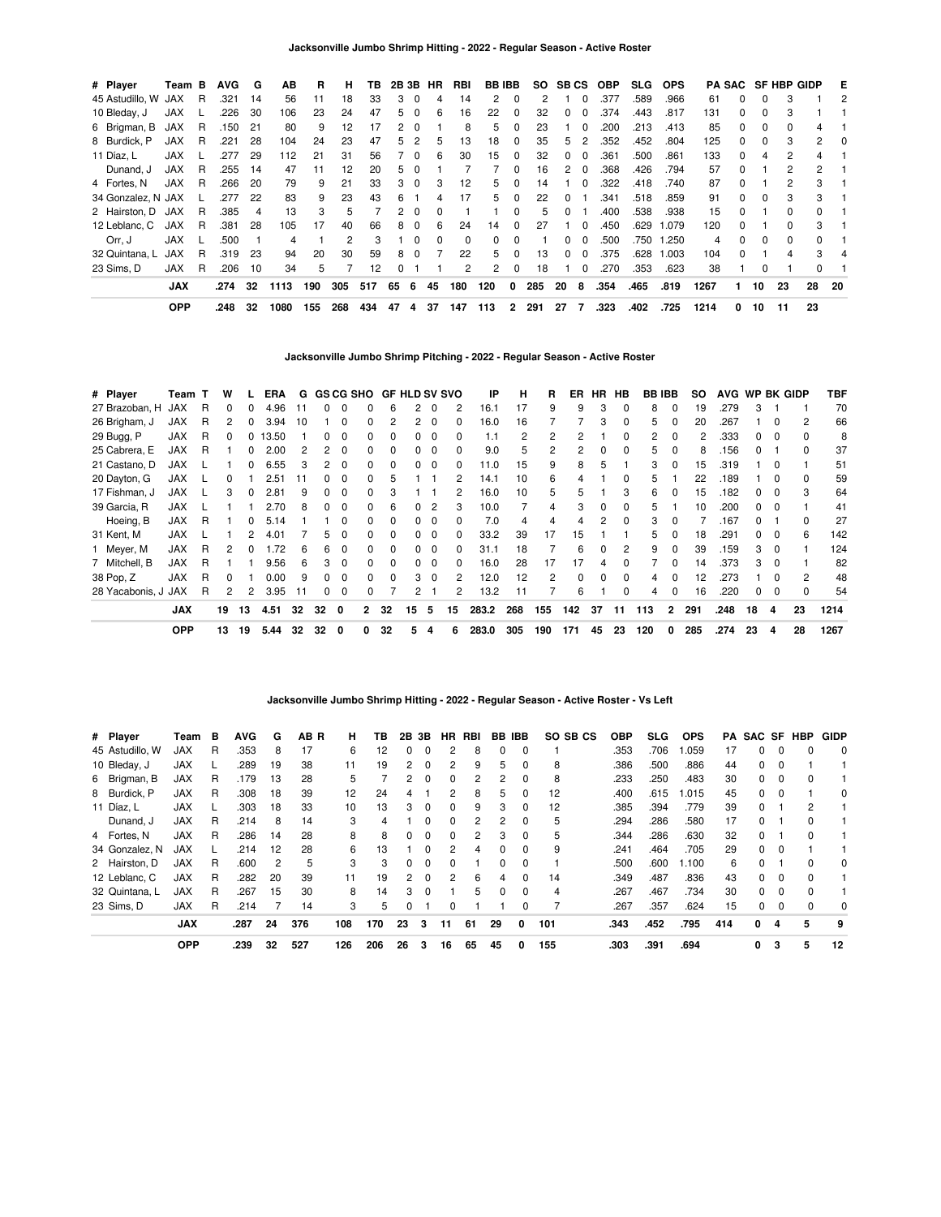## Jacksonville Jumbo Shrimp Hitting - 2022 - Regular Season - Active Roster

| # | Player | Team | B | AVG | G | AB | R | H | TB | 2B | 3B | HR | RBI | BB | IBB | SO | SB | CS | OBP | SLG | OPS | PA | SAC | SF | HBP | GIDP | E |
|---|---|---|---|---|---|---|---|---|---|---|---|---|---|---|---|---|---|---|---|---|---|---|---|---|---|---|---|
| 45 | Astudillo, W | JAX | R | .321 | 14 | 56 | 11 | 18 | 33 | 3 | 0 | 4 | 14 | 2 | 0 | 2 | 1 | 0 | .377 | .589 | .966 | 61 | 0 | 0 | 3 | 1 | 2 |
| 10 | Bleday, J | JAX | L | .226 | 30 | 106 | 23 | 24 | 47 | 5 | 0 | 6 | 16 | 22 | 0 | 32 | 0 | 0 | .374 | .443 | .817 | 131 | 0 | 0 | 3 | 1 | 1 |
| 6 | Brigman, B | JAX | R | .150 | 21 | 80 | 9 | 12 | 17 | 2 | 0 | 1 | 8 | 5 | 0 | 23 | 1 | 0 | .200 | .213 | .413 | 85 | 0 | 0 | 0 | 4 | 1 |
| 8 | Burdick, P | JAX | R | .221 | 28 | 104 | 24 | 23 | 47 | 5 | 2 | 5 | 13 | 18 | 0 | 35 | 5 | 2 | .352 | .452 | .804 | 125 | 0 | 0 | 3 | 2 | 0 |
| 11 | Díaz, L | JAX | L | .277 | 29 | 112 | 21 | 31 | 56 | 7 | 0 | 6 | 30 | 15 | 0 | 32 | 0 | 0 | .361 | .500 | .861 | 133 | 0 | 4 | 2 | 4 | 1 |
| | Dunand, J | JAX | R | .255 | 14 | 47 | 11 | 12 | 20 | 5 | 0 | 1 | 7 | 7 | 0 | 16 | 2 | 0 | .368 | .426 | .794 | 57 | 0 | 1 | 2 | 2 | 1 |
| 4 | Fortes, N | JAX | R | .266 | 20 | 79 | 9 | 21 | 33 | 3 | 0 | 3 | 12 | 5 | 0 | 14 | 1 | 0 | .322 | .418 | .740 | 87 | 0 | 1 | 2 | 3 | 1 |
| 34 | Gonzalez, N | JAX | L | .277 | 22 | 83 | 9 | 23 | 43 | 6 | 1 | 4 | 17 | 5 | 0 | 22 | 0 | 1 | .341 | .518 | .859 | 91 | 0 | 0 | 3 | 3 | 1 |
| 2 | Hairston, D | JAX | R | .385 | 4 | 13 | 3 | 5 | 7 | 2 | 0 | 0 | 1 | 1 | 0 | 5 | 0 | 1 | .400 | .538 | .938 | 15 | 0 | 1 | 0 | 0 | 1 |
| 12 | Leblanc, C | JAX | R | .381 | 28 | 105 | 17 | 40 | 66 | 8 | 0 | 6 | 24 | 14 | 0 | 27 | 1 | 0 | .450 | .629 | 1.079 | 120 | 0 | 1 | 0 | 3 | 1 |
| | Orr, J | JAX | L | .500 | 1 | 4 | 1 | 2 | 3 | 1 | 0 | 0 | 0 | 0 | 0 | 1 | 0 | 0 | .500 | .750 | 1.250 | 4 | 0 | 0 | 0 | 0 | 1 |
| 32 | Quintana, L | JAX | R | .319 | 23 | 94 | 20 | 30 | 59 | 8 | 0 | 7 | 22 | 5 | 0 | 13 | 0 | 0 | .375 | .628 | 1.003 | 104 | 0 | 1 | 4 | 3 | 4 |
| 23 | Sims, D | JAX | R | .206 | 10 | 34 | 5 | 7 | 12 | 0 | 1 | 1 | 2 | 2 | 0 | 18 | 1 | 0 | .270 | .353 | .623 | 38 | 1 | 0 | 1 | 0 | 1 |
| | | **JAX** | | **.274** | **32** | **1113** | **190** | **305** | **517** | **65** | **6** | **45** | **180** | **120** | **0** | **285** | **20** | **8** | **.354** | **.465** | **.819** | **1267** | **1** | **10** | **23** | **28** | **20** |
| | | **OPP** | | **.248** | **32** | **1080** | **155** | **268** | **434** | **47** | **4** | **37** | **147** | **113** | **2** | **291** | **27** | **7** | **.323** | **.402** | **.725** | **1214** | **0** | **10** | **11** | **23** | |

## Jacksonville Jumbo Shrimp Pitching - 2022 - Regular Season - Active Roster

| # | Player | Team | T | W | L | ERA | G | GS | CG | SHO | GF | HLD | SV | SVO | IP | H | R | ER | HR | HB | BB | IBB | SO | AVG | WP | BK | GIDP | TBF |
|---|---|---|---|---|---|---|---|---|---|---|---|---|---|---|---|---|---|---|---|---|---|---|---|---|---|---|---|---|
| 27 | Brazoban, H | JAX | R | 0 | 0 | 4.96 | 11 | 0 | 0 | 0 | 6 | 2 | 0 | 2 | 16.1 | 17 | 9 | 9 | 3 | 0 | 8 | 0 | 19 | .279 | 3 | 1 | 1 | 70 |
| 26 | Brigham, J | JAX | R | 2 | 0 | 3.94 | 10 | 1 | 0 | 0 | 2 | 2 | 0 | 0 | 16.0 | 16 | 7 | 7 | 3 | 0 | 5 | 0 | 20 | .267 | 1 | 0 | 2 | 66 |
| 29 | Bugg, P | JAX | R | 0 | 0 | 13.50 | 1 | 0 | 0 | 0 | 0 | 0 | 0 | 0 | 1.1 | 2 | 2 | 2 | 1 | 0 | 2 | 0 | 2 | .333 | 0 | 0 | 0 | 8 |
| 25 | Cabrera, E | JAX | R | 1 | 0 | 2.00 | 2 | 2 | 0 | 0 | 0 | 0 | 0 | 0 | 9.0 | 5 | 2 | 2 | 0 | 0 | 5 | 0 | 8 | .156 | 0 | 1 | 0 | 37 |
| 21 | Castano, D | JAX | L | 1 | 0 | 6.55 | 3 | 2 | 0 | 0 | 0 | 0 | 0 | 0 | 11.0 | 15 | 9 | 8 | 5 | 1 | 3 | 0 | 15 | .319 | 1 | 0 | 1 | 51 |
| 20 | Dayton, G | JAX | L | 0 | 1 | 2.51 | 11 | 0 | 0 | 0 | 5 | 1 | 1 | 2 | 14.1 | 10 | 6 | 4 | 1 | 0 | 5 | 1 | 22 | .189 | 1 | 0 | 0 | 59 |
| 17 | Fishman, J | JAX | L | 3 | 0 | 2.81 | 9 | 0 | 0 | 0 | 3 | 1 | 1 | 2 | 16.0 | 10 | 5 | 5 | 1 | 3 | 6 | 0 | 15 | .182 | 0 | 0 | 3 | 64 |
| 39 | Garcia, R | JAX | L | 1 | 1 | 2.70 | 8 | 0 | 0 | 0 | 6 | 0 | 2 | 3 | 10.0 | 7 | 4 | 3 | 0 | 0 | 5 | 1 | 10 | .200 | 0 | 0 | 1 | 41 |
| | Hoeing, B | JAX | R | 1 | 0 | 5.14 | 1 | 1 | 0 | 0 | 0 | 0 | 0 | 0 | 7.0 | 4 | 4 | 4 | 2 | 0 | 3 | 0 | 7 | .167 | 0 | 1 | 0 | 27 |
| 31 | Kent, M | JAX | L | 1 | 2 | 4.01 | 7 | 5 | 0 | 0 | 0 | 0 | 0 | 0 | 33.2 | 39 | 17 | 15 | 1 | 1 | 5 | 0 | 18 | .291 | 0 | 0 | 6 | 142 |
| 1 | Meyer, M | JAX | R | 2 | 0 | 1.72 | 6 | 6 | 0 | 0 | 0 | 0 | 0 | 0 | 31.1 | 18 | 7 | 6 | 0 | 2 | 9 | 0 | 39 | .159 | 3 | 0 | 1 | 124 |
| 7 | Mitchell, B | JAX | R | 1 | 1 | 9.56 | 6 | 3 | 0 | 0 | 0 | 0 | 0 | 0 | 16.0 | 28 | 17 | 17 | 4 | 0 | 7 | 0 | 14 | .373 | 3 | 0 | 1 | 82 |
| 38 | Pop, Z | JAX | R | 0 | 1 | 0.00 | 9 | 0 | 0 | 0 | 0 | 3 | 0 | 2 | 12.0 | 12 | 2 | 0 | 0 | 0 | 4 | 0 | 12 | .273 | 1 | 0 | 2 | 48 |
| 28 | Yacabonis, J | JAX | R | 2 | 2 | 3.95 | 11 | 0 | 0 | 0 | 7 | 2 | 1 | 2 | 13.2 | 11 | 7 | 6 | 1 | 0 | 4 | 0 | 16 | .220 | 0 | 0 | 0 | 54 |
| | | **JAX** | | **19** | **13** | **4.51** | **32** | **32** | **0** | **2** | **32** | **15** | **5** | **15** | **283.2** | **268** | **155** | **142** | **37** | **11** | **113** | **2** | **291** | **.248** | **18** | **4** | **23** | **1214** |
| | | **OPP** | | **13** | **19** | **5.44** | **32** | **32** | **0** | **0** | **32** | **5** | **4** | **6** | **283.0** | **305** | **190** | **171** | **45** | **23** | **120** | **0** | **285** | **.274** | **23** | **4** | **28** | **1267** |

## Jacksonville Jumbo Shrimp Hitting - 2022 - Regular Season - Active Roster - Vs Left

| # | Player | Team | B | AVG | G | AB | R | H | TB | 2B | 3B | HR | RBI | BB | IBB | SO | SB | CS | OBP | SLG | OPS | PA | SAC | SF | HBP | GIDP |
|---|---|---|---|---|---|---|---|---|---|---|---|---|---|---|---|---|---|---|---|---|---|---|---|---|---|---|
| 45 | Astudillo, W | JAX | R | .353 | 8 | 17 | | 6 | 12 | 0 | 0 | 2 | 8 | 0 | 0 | 1 | | | .353 | .706 | 1.059 | 17 | 0 | 0 | 0 | 0 |
| 10 | Bleday, J | JAX | L | .289 | 19 | 38 | | 11 | 19 | 2 | 0 | 2 | 9 | 5 | 0 | 8 | | | .386 | .500 | .886 | 44 | 0 | 0 | 1 | 1 |
| 6 | Brigman, B | JAX | R | .179 | 13 | 28 | | 5 | 7 | 2 | 0 | 0 | 2 | 2 | 0 | 8 | | | .233 | .250 | .483 | 30 | 0 | 0 | 0 | 1 |
| 8 | Burdick, P | JAX | R | .308 | 18 | 39 | | 12 | 24 | 4 | 1 | 2 | 8 | 5 | 0 | 12 | | | .400 | .615 | 1.015 | 45 | 0 | 0 | 1 | 0 |
| 11 | Díaz, L | JAX | L | .303 | 18 | 33 | | 10 | 13 | 3 | 0 | 0 | 9 | 3 | 0 | 12 | | | .385 | .394 | .779 | 39 | 0 | 1 | 2 | 1 |
| | Dunand, J | JAX | R | .214 | 8 | 14 | | 3 | 4 | 1 | 0 | 0 | 2 | 2 | 0 | 5 | | | .294 | .286 | .580 | 17 | 0 | 1 | 0 | 1 |
| 4 | Fortes, N | JAX | R | .286 | 14 | 28 | | 8 | 8 | 0 | 0 | 0 | 2 | 3 | 0 | 5 | | | .344 | .286 | .630 | 32 | 0 | 1 | 0 | 1 |
| 34 | Gonzalez, N | JAX | L | .214 | 12 | 28 | | 6 | 13 | 1 | 0 | 2 | 4 | 0 | 0 | 9 | | | .241 | .464 | .705 | 29 | 0 | 0 | 1 | 1 |
| 2 | Hairston, D | JAX | R | .600 | 2 | 5 | | 3 | 3 | 0 | 0 | 0 | 1 | 0 | 0 | 1 | | | .500 | .600 | 1.100 | 6 | 0 | 1 | 0 | 0 |
| 12 | Leblanc, C | JAX | R | .282 | 20 | 39 | | 11 | 19 | 2 | 0 | 2 | 6 | 4 | 0 | 14 | | | .349 | .487 | .836 | 43 | 0 | 0 | 0 | 1 |
| 32 | Quintana, L | JAX | R | .267 | 15 | 30 | | 8 | 14 | 3 | 0 | 1 | 5 | 0 | 0 | 4 | | | .267 | .467 | .734 | 30 | 0 | 0 | 0 | 1 |
| 23 | Sims, D | JAX | R | .214 | 7 | 14 | | 3 | 5 | 0 | 1 | 0 | 1 | 1 | 0 | 7 | | | .267 | .357 | .624 | 15 | 0 | 0 | 0 | 0 |
| | | **JAX** | | **.287** | **24** | **376** | | **108** | **170** | **23** | **3** | **11** | **61** | **29** | **0** | **101** | | | **.343** | **.452** | **.795** | **414** | **0** | **4** | **5** | **9** |
| | | **OPP** | | **.239** | **32** | **527** | | **126** | **206** | **26** | **3** | **16** | **65** | **45** | **0** | **155** | | | **.303** | **.391** | **.694** | | **0** | **3** | **5** | **12** |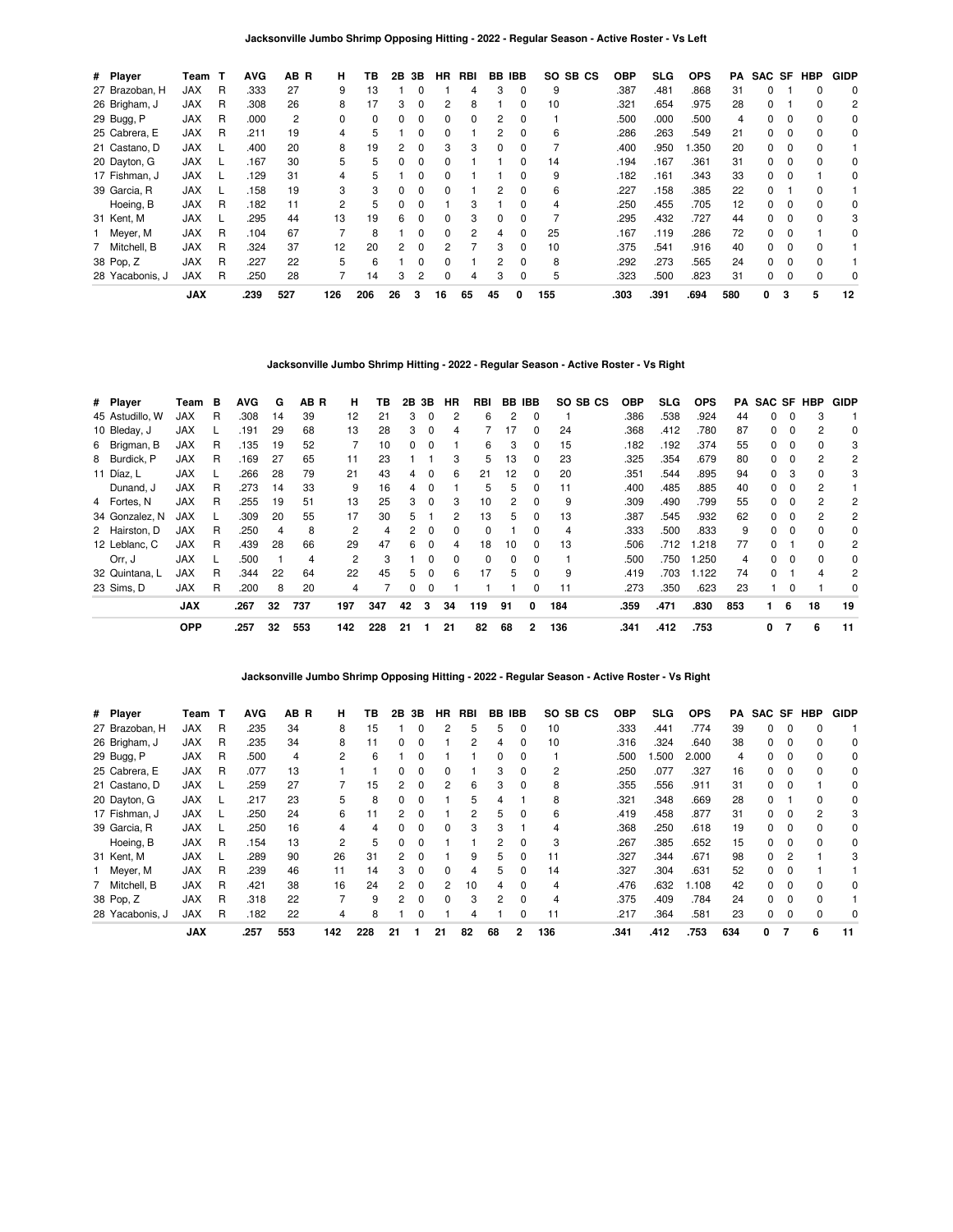### Jacksonville Jumbo Shrimp Opposing Hitting - 2022 - Regular Season - Active Roster - Vs Left

| # | Player | Team | T | AVG | AB | R | H | TB | 2B | 3B | HR | RBI | BB | IBB | SO | SB | CS | OBP | SLG | OPS | PA | SAC | SF | HBP | GIDP |
|---|---|---|---|---|---|---|---|---|---|---|---|---|---|---|---|---|---|---|---|---|---|---|---|---|---|
| 27 | Brazoban, H | JAX | R | .333 | 27 | | 9 | 13 | 1 | 0 | 1 | 4 | 3 | 0 | 9 | | | .387 | .481 | .868 | 31 | 0 | 1 | 0 | 0 |
| 26 | Brigham, J | JAX | R | .308 | 26 | | 8 | 17 | 3 | 0 | 2 | 8 | 1 | 0 | 10 | | | .321 | .654 | .975 | 28 | 0 | 1 | 0 | 2 |
| 29 | Bugg, P | JAX | R | .000 | 2 | | 0 | 0 | 0 | 0 | 0 | 0 | 2 | 0 | 1 | | | .500 | .000 | .500 | 4 | 0 | 0 | 0 | 0 |
| 25 | Cabrera, E | JAX | R | .211 | 19 | | 4 | 5 | 1 | 0 | 0 | 1 | 2 | 0 | 6 | | | .286 | .263 | .549 | 21 | 0 | 0 | 0 | 0 |
| 21 | Castano, D | JAX | L | .400 | 20 | | 8 | 19 | 2 | 0 | 3 | 3 | 0 | 0 | 7 | | | .400 | .950 | 1.350 | 20 | 0 | 0 | 0 | 1 |
| 20 | Dayton, G | JAX | L | .167 | 30 | | 5 | 5 | 0 | 0 | 0 | 1 | 1 | 0 | 14 | | | .194 | .167 | .361 | 31 | 0 | 0 | 0 | 0 |
| 17 | Fishman, J | JAX | L | .129 | 31 | | 4 | 5 | 1 | 0 | 0 | 1 | 1 | 0 | 9 | | | .182 | .161 | .343 | 33 | 0 | 0 | 1 | 0 |
| 39 | Garcia, R | JAX | L | .158 | 19 | | 3 | 3 | 0 | 0 | 0 | 1 | 2 | 0 | 6 | | | .227 | .158 | .385 | 22 | 0 | 1 | 0 | 1 |
| | Hoeing, B | JAX | R | .182 | 11 | | 2 | 5 | 0 | 0 | 1 | 3 | 1 | 0 | 4 | | | .250 | .455 | .705 | 12 | 0 | 0 | 0 | 0 |
| 31 | Kent, M | JAX | L | .295 | 44 | | 13 | 19 | 6 | 0 | 0 | 3 | 0 | 0 | 7 | | | .295 | .432 | .727 | 44 | 0 | 0 | 0 | 3 |
| 1 | Meyer, M | JAX | R | .104 | 67 | | 7 | 8 | 1 | 0 | 0 | 2 | 4 | 0 | 25 | | | .167 | .119 | .286 | 72 | 0 | 0 | 1 | 0 |
| 7 | Mitchell, B | JAX | R | .324 | 37 | | 12 | 20 | 2 | 0 | 2 | 7 | 3 | 0 | 10 | | | .375 | .541 | .916 | 40 | 0 | 0 | 0 | 1 |
| 38 | Pop, Z | JAX | R | .227 | 22 | | 5 | 6 | 1 | 0 | 0 | 1 | 2 | 0 | 8 | | | .292 | .273 | .565 | 24 | 0 | 0 | 0 | 1 |
| 28 | Yacabonis, J | JAX | R | .250 | 28 | | 7 | 14 | 3 | 2 | 0 | 4 | 3 | 0 | 5 | | | .323 | .500 | .823 | 31 | 0 | 0 | 0 | 0 |
| | | **JAX** | | **.239** | **527** | | **126** | **206** | **26** | **3** | **16** | **65** | **45** | **0** | **155** | | | **.303** | **.391** | **.694** | **580** | **0** | **3** | **5** | **12** |

### Jacksonville Jumbo Shrimp Hitting - 2022 - Regular Season - Active Roster - Vs Right

| # | Player | Team | B | AVG | G | AB | R | H | TB | 2B | 3B | HR | RBI | BB | IBB | SO | SB | CS | OBP | SLG | OPS | PA | SAC | SF | HBP | GIDP |
|---|---|---|---|---|---|---|---|---|---|---|---|---|---|---|---|---|---|---|---|---|---|---|---|---|---|---|
| 45 | Astudillo, W | JAX | R | .308 | 14 | 39 | | 12 | 21 | 3 | 0 | 2 | 6 | 2 | 0 | 1 | | | .386 | .538 | .924 | 44 | 0 | 0 | 3 | 1 |
| 10 | Bleday, J | JAX | L | .191 | 29 | 68 | | 13 | 28 | 3 | 0 | 4 | 7 | 17 | 0 | 24 | | | .368 | .412 | .780 | 87 | 0 | 0 | 2 | 0 |
| 6 | Brigman, B | JAX | R | .135 | 19 | 52 | | 7 | 10 | 0 | 0 | 1 | 6 | 3 | 0 | 15 | | | .182 | .192 | .374 | 55 | 0 | 0 | 0 | 3 |
| 8 | Burdick, P | JAX | R | .169 | 27 | 65 | | 11 | 23 | 1 | 1 | 3 | 5 | 13 | 0 | 23 | | | .325 | .354 | .679 | 80 | 0 | 0 | 2 | 2 |
| 11 | Díaz, L | JAX | L | .266 | 28 | 79 | | 21 | 43 | 4 | 0 | 6 | 21 | 12 | 0 | 20 | | | .351 | .544 | .895 | 94 | 0 | 3 | 0 | 3 |
| | Dunand, J | JAX | R | .273 | 14 | 33 | | 9 | 16 | 4 | 0 | 1 | 5 | 5 | 0 | 11 | | | .400 | .485 | .885 | 40 | 0 | 0 | 2 | 1 |
| 4 | Fortes, N | JAX | R | .255 | 19 | 51 | | 13 | 25 | 3 | 0 | 3 | 10 | 2 | 0 | 9 | | | .309 | .490 | .799 | 55 | 0 | 0 | 2 | 2 |
| 34 | Gonzalez, N | JAX | L | .309 | 20 | 55 | | 17 | 30 | 5 | 1 | 2 | 13 | 5 | 0 | 13 | | | .387 | .545 | .932 | 62 | 0 | 0 | 2 | 2 |
| 2 | Hairston, D | JAX | R | .250 | 4 | 8 | | 2 | 4 | 2 | 0 | 0 | 0 | 1 | 0 | 4 | | | .333 | .500 | .833 | 9 | 0 | 0 | 0 | 0 |
| 12 | Leblanc, C | JAX | R | .439 | 28 | 66 | | 29 | 47 | 6 | 0 | 4 | 18 | 10 | 0 | 13 | | | .506 | .712 | 1.218 | 77 | 0 | 1 | 0 | 2 |
| | Orr, J | JAX | L | .500 | 1 | 4 | | 2 | 3 | 1 | 0 | 0 | 0 | 0 | 0 | 1 | | | .500 | .750 | 1.250 | 4 | 0 | 0 | 0 | 0 |
| 32 | Quintana, L | JAX | R | .344 | 22 | 64 | | 22 | 45 | 5 | 0 | 6 | 17 | 5 | 0 | 9 | | | .419 | .703 | 1.122 | 74 | 0 | 1 | 4 | 2 |
| 23 | Sims, D | JAX | R | .200 | 8 | 20 | | 4 | 7 | 0 | 0 | 1 | 1 | 1 | 0 | 11 | | | .273 | .350 | .623 | 23 | 1 | 0 | 1 | 0 |
| | | **JAX** | | **.267** | **32** | **737** | | **197** | **347** | **42** | **3** | **34** | **119** | **91** | **0** | **184** | | | **.359** | **.471** | **.830** | **853** | **1** | **6** | **18** | **19** |
| | | **OPP** | | **.257** | **32** | **553** | | **142** | **228** | **21** | **1** | **21** | **82** | **68** | **2** | **136** | | | **.341** | **.412** | **.753** | | **0** | **7** | **6** | **11** |

### Jacksonville Jumbo Shrimp Opposing Hitting - 2022 - Regular Season - Active Roster - Vs Right

| # | Player | Team | T | AVG | AB | R | H | TB | 2B | 3B | HR | RBI | BB | IBB | SO | SB | CS | OBP | SLG | OPS | PA | SAC | SF | HBP | GIDP |
|---|---|---|---|---|---|---|---|---|---|---|---|---|---|---|---|---|---|---|---|---|---|---|---|---|---|
| 27 | Brazoban, H | JAX | R | .235 | 34 | | 8 | 15 | 1 | 0 | 2 | 5 | 5 | 0 | 10 | | | .333 | .441 | .774 | 39 | 0 | 0 | 0 | 1 |
| 26 | Brigham, J | JAX | R | .235 | 34 | | 8 | 11 | 0 | 0 | 1 | 2 | 4 | 0 | 10 | | | .316 | .324 | .640 | 38 | 0 | 0 | 0 | 0 |
| 29 | Bugg, P | JAX | R | .500 | 4 | | 2 | 6 | 1 | 0 | 1 | 1 | 0 | 0 | 1 | | | .500 | 1.500 | 2.000 | 4 | 0 | 0 | 0 | 0 |
| 25 | Cabrera, E | JAX | R | .077 | 13 | | 1 | 1 | 0 | 0 | 0 | 1 | 3 | 0 | 2 | | | .250 | .077 | .327 | 16 | 0 | 0 | 0 | 0 |
| 21 | Castano, D | JAX | L | .259 | 27 | | 7 | 15 | 2 | 0 | 2 | 6 | 3 | 0 | 8 | | | .355 | .556 | .911 | 31 | 0 | 0 | 1 | 0 |
| 20 | Dayton, G | JAX | L | .217 | 23 | | 5 | 8 | 0 | 0 | 1 | 5 | 4 | 1 | 8 | | | .321 | .348 | .669 | 28 | 0 | 1 | 0 | 0 |
| 17 | Fishman, J | JAX | L | .250 | 24 | | 6 | 11 | 2 | 0 | 1 | 2 | 5 | 0 | 6 | | | .419 | .458 | .877 | 31 | 0 | 0 | 2 | 3 |
| 39 | Garcia, R | JAX | L | .250 | 16 | | 4 | 4 | 0 | 0 | 0 | 3 | 3 | 1 | 4 | | | .368 | .250 | .618 | 19 | 0 | 0 | 0 | 0 |
| | Hoeing, B | JAX | R | .154 | 13 | | 2 | 5 | 0 | 0 | 1 | 1 | 2 | 0 | 3 | | | .267 | .385 | .652 | 15 | 0 | 0 | 0 | 0 |
| 31 | Kent, M | JAX | L | .289 | 90 | | 26 | 31 | 2 | 0 | 1 | 9 | 5 | 0 | 11 | | | .327 | .344 | .671 | 98 | 0 | 2 | 1 | 3 |
| 1 | Meyer, M | JAX | R | .239 | 46 | | 11 | 14 | 3 | 0 | 0 | 4 | 5 | 0 | 14 | | | .327 | .304 | .631 | 52 | 0 | 0 | 1 | 1 |
| 7 | Mitchell, B | JAX | R | .421 | 38 | | 16 | 24 | 2 | 0 | 2 | 10 | 4 | 0 | 4 | | | .476 | .632 | 1.108 | 42 | 0 | 0 | 0 | 0 |
| 38 | Pop, Z | JAX | R | .318 | 22 | | 7 | 9 | 2 | 0 | 0 | 3 | 2 | 0 | 4 | | | .375 | .409 | .784 | 24 | 0 | 0 | 0 | 1 |
| 28 | Yacabonis, J | JAX | R | .182 | 22 | | 4 | 8 | 1 | 0 | 1 | 4 | 1 | 0 | 11 | | | .217 | .364 | .581 | 23 | 0 | 0 | 0 | 0 |
| | | **JAX** | | **.257** | **553** | | **142** | **228** | **21** | **1** | **21** | **82** | **68** | **2** | **136** | | | **.341** | **.412** | **.753** | **634** | **0** | **7** | **6** | **11** |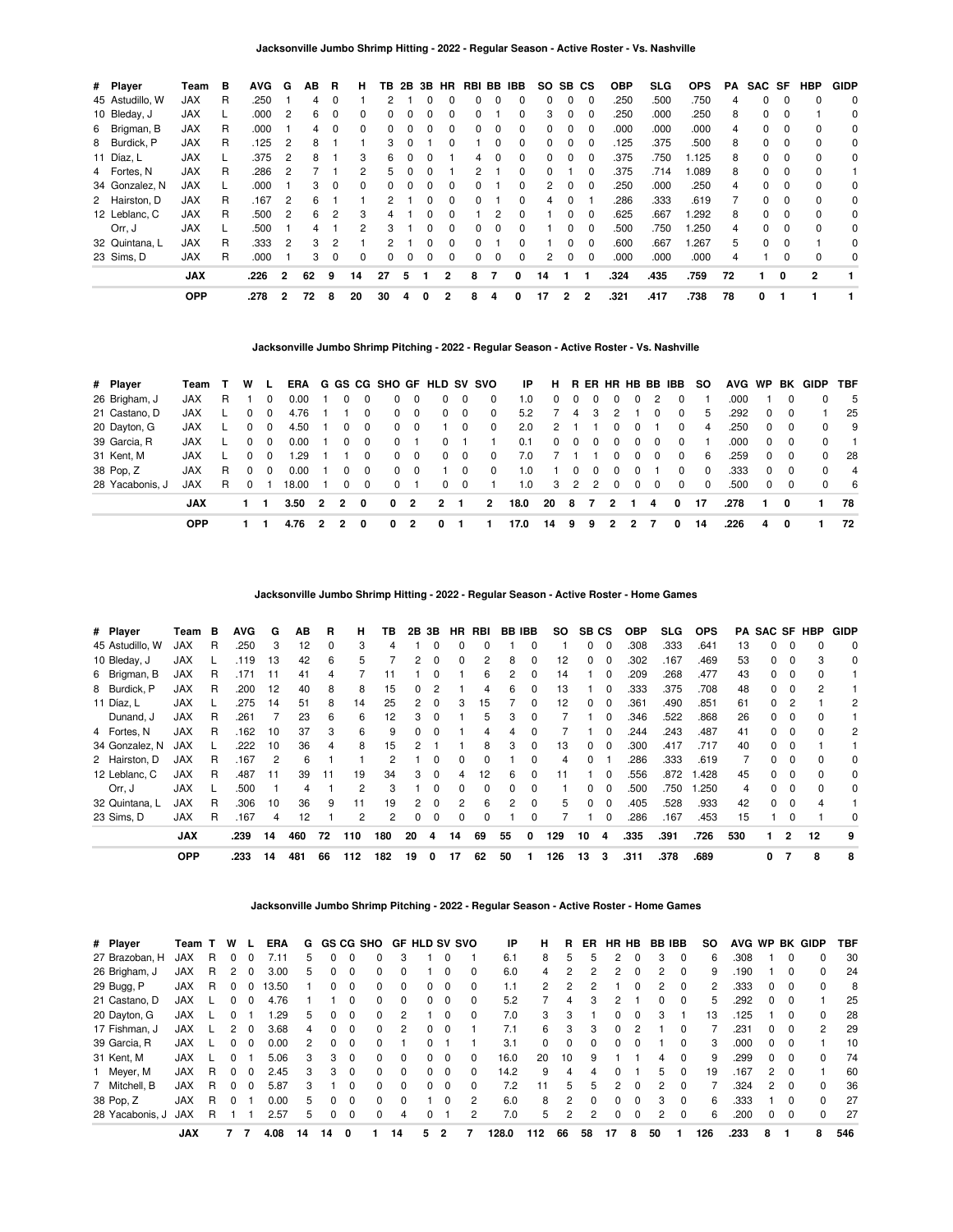## Jacksonville Jumbo Shrimp Hitting - 2022 - Regular Season - Active Roster - Vs. Nashville

| # | Player | Team | B | AVG | G | AB | R | H | TB | 2B | 3B | HR | RBI | BB | IBB | SO | SB | CS | OBP | SLG | OPS | PA | SAC | SF | HBP | GIDP |
|---|---|---|---|---|---|---|---|---|---|---|---|---|---|---|---|---|---|---|---|---|---|---|---|---|---|---|
| 45 | Astudillo, W | JAX | R | .250 | 1 | 4 | 0 | 1 | 2 | 1 | 0 | 0 | 0 | 0 | 0 | 0 | 0 | 0 | .250 | .500 | .750 | 4 | 0 | 0 | 0 | 0 |
| 10 | Bleday, J | JAX | L | .000 | 2 | 6 | 0 | 0 | 0 | 0 | 0 | 0 | 0 | 1 | 0 | 3 | 0 | 0 | .250 | .000 | .250 | 8 | 0 | 0 | 1 | 0 |
| 6 | Brigman, B | JAX | R | .000 | 1 | 4 | 0 | 0 | 0 | 0 | 0 | 0 | 0 | 0 | 0 | 0 | 0 | 0 | .000 | .000 | .000 | 4 | 0 | 0 | 0 | 0 |
| 8 | Burdick, P | JAX | R | .125 | 2 | 8 | 1 | 1 | 3 | 0 | 1 | 0 | 1 | 0 | 0 | 0 | 0 | 0 | .125 | .375 | .500 | 8 | 0 | 0 | 0 | 0 |
| 11 | Diaz, L | JAX | L | .375 | 2 | 8 | 1 | 3 | 6 | 0 | 0 | 1 | 4 | 0 | 0 | 0 | 0 | 0 | .375 | .750 | 1.125 | 8 | 0 | 0 | 0 | 0 |
| 4 | Fortes, N | JAX | R | .286 | 2 | 7 | 1 | 2 | 5 | 0 | 0 | 1 | 2 | 1 | 0 | 0 | 1 | 0 | .375 | .714 | 1.089 | 8 | 0 | 0 | 0 | 1 |
| 34 | Gonzalez, N | JAX | L | .000 | 1 | 3 | 0 | 0 | 0 | 0 | 0 | 0 | 0 | 1 | 0 | 2 | 0 | 0 | .250 | .000 | .250 | 4 | 0 | 0 | 0 | 0 |
| 2 | Hairston, D | JAX | R | .167 | 2 | 6 | 1 | 1 | 2 | 1 | 0 | 0 | 0 | 1 | 0 | 4 | 0 | 1 | .286 | .333 | .619 | 7 | 0 | 0 | 0 | 0 |
| 12 | Leblanc, C | JAX | R | .500 | 2 | 6 | 2 | 3 | 4 | 1 | 0 | 0 | 1 | 2 | 0 | 1 | 0 | 0 | .625 | .667 | 1.292 | 8 | 0 | 0 | 0 | 0 |
| | Orr, J | JAX | L | .500 | 1 | 4 | 1 | 2 | 3 | 1 | 0 | 0 | 0 | 0 | 0 | 1 | 0 | 0 | .500 | .750 | 1.250 | 4 | 0 | 0 | 0 | 0 |
| 32 | Quintana, L | JAX | R | .333 | 2 | 3 | 2 | 1 | 2 | 1 | 0 | 0 | 0 | 1 | 0 | 1 | 0 | 0 | .600 | .667 | 1.267 | 5 | 0 | 0 | 1 | 0 |
| 23 | Sims, D | JAX | R | .000 | 1 | 3 | 0 | 0 | 0 | 0 | 0 | 0 | 0 | 0 | 0 | 2 | 0 | 0 | .000 | .000 | .000 | 4 | 1 | 0 | 0 | 0 |
| | | **JAX** | | **.226** | **2** | **62** | **9** | **14** | **27** | **5** | **1** | **2** | **8** | **7** | **0** | **14** | **1** | **1** | **.324** | **.435** | **.759** | **72** | **1** | **0** | **2** | **1** |
| | | **OPP** | | **.278** | **2** | **72** | **8** | **20** | **30** | **4** | **0** | **2** | **8** | **4** | **0** | **17** | **2** | **2** | **.321** | **.417** | **.738** | **78** | **0** | **1** | **1** | **1** |

## Jacksonville Jumbo Shrimp Pitching - 2022 - Regular Season - Active Roster - Vs. Nashville

| # | Player | Team | T | W | L | ERA | G | GS | CG | SHO | GF | HLD | SV | SVO | IP | H | R | ER | HR | HB | BB | IBB | SO | AVG | WP | BK | GIDP | TBF |
|---|---|---|---|---|---|---|---|---|---|---|---|---|---|---|---|---|---|---|---|---|---|---|---|---|---|---|---|---|
| 26 | Brigham, J | JAX | R | 1 | 0 | 0.00 | 1 | 0 | 0 | 0 | 0 | 0 | 0 | 0 | 1.0 | 0 | 0 | 0 | 0 | 0 | 2 | 0 | 1 | .000 | 1 | 0 | 0 | 5 |
| 21 | Castano, D | JAX | L | 0 | 0 | 4.76 | 1 | 1 | 0 | 0 | 0 | 0 | 0 | 0 | 5.2 | 7 | 4 | 3 | 2 | 1 | 0 | 0 | 5 | .292 | 0 | 0 | 1 | 25 |
| 20 | Dayton, G | JAX | L | 0 | 0 | 4.50 | 1 | 0 | 0 | 0 | 0 | 1 | 0 | 0 | 2.0 | 2 | 1 | 1 | 0 | 0 | 1 | 0 | 4 | .250 | 0 | 0 | 0 | 9 |
| 39 | Garcia, R | JAX | L | 0 | 0 | 0.00 | 1 | 0 | 0 | 0 | 1 | 0 | 1 | 1 | 0.1 | 0 | 0 | 0 | 0 | 0 | 0 | 0 | 1 | .000 | 0 | 0 | 0 | 1 |
| 31 | Kent, M | JAX | L | 0 | 0 | 1.29 | 1 | 1 | 0 | 0 | 0 | 0 | 0 | 0 | 7.0 | 7 | 1 | 1 | 0 | 0 | 0 | 0 | 6 | .259 | 0 | 0 | 0 | 28 |
| 38 | Pop, Z | JAX | R | 0 | 0 | 0.00 | 1 | 0 | 0 | 0 | 0 | 1 | 0 | 0 | 1.0 | 1 | 0 | 0 | 0 | 0 | 1 | 0 | 0 | .333 | 0 | 0 | 0 | 4 |
| 28 | Yacabonis, J | JAX | R | 0 | 1 | 18.00 | 1 | 0 | 0 | 0 | 1 | 0 | 0 | 1 | 1.0 | 3 | 2 | 2 | 0 | 0 | 0 | 0 | 0 | .500 | 0 | 0 | 0 | 6 |
| | | **JAX** | | **1** | **1** | **3.50** | **2** | **2** | **0** | **0** | **2** | **2** | **1** | **2** | **18.0** | **20** | **8** | **7** | **2** | **1** | **4** | **0** | **17** | **.278** | **1** | **0** | **1** | **78** |
| | | **OPP** | | **1** | **1** | **4.76** | **2** | **2** | **0** | **0** | **2** | **0** | **1** | **1** | **17.0** | **14** | **9** | **9** | **2** | **2** | **7** | **0** | **14** | **.226** | **4** | **0** | **1** | **72** |

## Jacksonville Jumbo Shrimp Hitting - 2022 - Regular Season - Active Roster - Home Games

| # | Player | Team | B | AVG | G | AB | R | H | TB | 2B | 3B | HR | RBI | BB | IBB | SO | SB | CS | OBP | SLG | OPS | PA | SAC | SF | HBP | GIDP |
|---|---|---|---|---|---|---|---|---|---|---|---|---|---|---|---|---|---|---|---|---|---|---|---|---|---|---|
| 45 | Astudillo, W | JAX | R | .250 | 3 | 12 | 0 | 3 | 4 | 1 | 0 | 0 | 0 | 1 | 0 | 1 | 0 | 0 | .308 | .333 | .641 | 13 | 0 | 0 | 0 | 0 |
| 10 | Bleday, J | JAX | L | .119 | 13 | 42 | 6 | 5 | 7 | 2 | 0 | 0 | 2 | 8 | 0 | 12 | 0 | 0 | .302 | .167 | .469 | 53 | 0 | 0 | 3 | 0 |
| 6 | Brigman, B | JAX | R | .171 | 11 | 41 | 4 | 7 | 11 | 1 | 0 | 1 | 6 | 2 | 0 | 14 | 1 | 0 | .209 | .268 | .477 | 43 | 0 | 0 | 0 | 1 |
| 8 | Burdick, P | JAX | R | .200 | 12 | 40 | 8 | 8 | 15 | 0 | 2 | 1 | 4 | 6 | 0 | 13 | 1 | 0 | .333 | .375 | .708 | 48 | 0 | 0 | 2 | 1 |
| 11 | Diaz, L | JAX | L | .275 | 14 | 51 | 8 | 14 | 25 | 2 | 0 | 3 | 15 | 7 | 0 | 12 | 0 | 0 | .361 | .490 | .851 | 61 | 0 | 2 | 1 | 2 |
| | Dunand, J | JAX | R | .261 | 7 | 23 | 6 | 6 | 12 | 3 | 0 | 1 | 5 | 3 | 0 | 7 | 1 | 0 | .346 | .522 | .868 | 26 | 0 | 0 | 0 | 1 |
| 4 | Fortes, N | JAX | R | .162 | 10 | 37 | 3 | 6 | 9 | 0 | 0 | 1 | 4 | 4 | 0 | 7 | 1 | 0 | .244 | .243 | .487 | 41 | 0 | 0 | 0 | 2 |
| 34 | Gonzalez, N | JAX | L | .222 | 10 | 36 | 4 | 8 | 15 | 2 | 1 | 1 | 8 | 3 | 0 | 13 | 0 | 0 | .300 | .417 | .717 | 40 | 0 | 0 | 1 | 1 |
| 2 | Hairston, D | JAX | R | .167 | 2 | 6 | 1 | 1 | 2 | 1 | 0 | 0 | 0 | 1 | 0 | 4 | 0 | 1 | .286 | .333 | .619 | 7 | 0 | 0 | 0 | 0 |
| 12 | Leblanc, C | JAX | R | .487 | 11 | 39 | 11 | 19 | 34 | 3 | 0 | 4 | 12 | 6 | 0 | 11 | 1 | 0 | .556 | .872 | 1.428 | 45 | 0 | 0 | 0 | 0 |
| | Orr, J | JAX | L | .500 | 1 | 4 | 1 | 2 | 3 | 1 | 0 | 0 | 0 | 0 | 0 | 1 | 0 | 0 | .500 | .750 | 1.250 | 4 | 0 | 0 | 0 | 0 |
| 32 | Quintana, L | JAX | R | .306 | 10 | 36 | 9 | 11 | 19 | 2 | 0 | 2 | 6 | 2 | 0 | 5 | 0 | 0 | .405 | .528 | .933 | 42 | 0 | 0 | 4 | 1 |
| 23 | Sims, D | JAX | R | .167 | 4 | 12 | 1 | 2 | 2 | 0 | 0 | 0 | 0 | 1 | 0 | 7 | 1 | 0 | .286 | .167 | .453 | 15 | 1 | 0 | 1 | 0 |
| | | **JAX** | | **.239** | **14** | **460** | **72** | **110** | **180** | **20** | **4** | **14** | **69** | **55** | **0** | **129** | **10** | **4** | **.335** | **.391** | **.726** | **530** | **1** | **2** | **12** | **9** |
| | | **OPP** | | **.233** | **14** | **481** | **66** | **112** | **182** | **19** | **0** | **17** | **62** | **50** | **1** | **126** | **13** | **3** | **.311** | **.378** | **.689** | | **0** | **7** | **8** | **8** |

## Jacksonville Jumbo Shrimp Pitching - 2022 - Regular Season - Active Roster - Home Games

| # | Player | Team | T | W | L | ERA | G | GS | CG | SHO | GF | HLD | SV | SVO | IP | H | R | ER | HR | HB | BB | IBB | SO | AVG | WP | BK | GIDP | TBF |
|---|---|---|---|---|---|---|---|---|---|---|---|---|---|---|---|---|---|---|---|---|---|---|---|---|---|---|---|---|
| 27 | Brazoban, H | JAX | R | 0 | 0 | 7.11 | 5 | 0 | 0 | 0 | 3 | 1 | 0 | 1 | 6.1 | 8 | 5 | 5 | 2 | 0 | 3 | 0 | 6 | .308 | 1 | 0 | 0 | 30 |
| 26 | Brigham, J | JAX | R | 2 | 0 | 3.00 | 5 | 0 | 0 | 0 | 0 | 1 | 0 | 0 | 6.0 | 4 | 2 | 2 | 2 | 0 | 2 | 0 | 9 | .190 | 1 | 0 | 0 | 24 |
| 29 | Bugg, P | JAX | R | 0 | 0 | 13.50 | 1 | 0 | 0 | 0 | 0 | 0 | 0 | 0 | 1.1 | 2 | 2 | 2 | 1 | 0 | 2 | 0 | 2 | .333 | 0 | 0 | 0 | 8 |
| 21 | Castano, D | JAX | L | 0 | 0 | 4.76 | 1 | 1 | 0 | 0 | 0 | 0 | 0 | 0 | 5.2 | 7 | 4 | 3 | 2 | 1 | 0 | 0 | 5 | .292 | 0 | 0 | 1 | 25 |
| 20 | Dayton, G | JAX | L | 0 | 1 | 1.29 | 5 | 0 | 0 | 0 | 2 | 1 | 0 | 0 | 7.0 | 3 | 3 | 1 | 0 | 0 | 3 | 1 | 13 | .125 | 1 | 0 | 0 | 28 |
| 17 | Fishman, J | JAX | L | 2 | 0 | 3.68 | 4 | 0 | 0 | 0 | 2 | 0 | 0 | 1 | 7.1 | 6 | 3 | 3 | 0 | 2 | 1 | 0 | 7 | .231 | 0 | 0 | 2 | 29 |
| 39 | Garcia, R | JAX | L | 0 | 0 | 0.00 | 2 | 0 | 0 | 0 | 1 | 0 | 1 | 1 | 3.1 | 0 | 0 | 0 | 0 | 0 | 1 | 0 | 3 | .000 | 0 | 0 | 1 | 10 |
| 31 | Kent, M | JAX | L | 0 | 1 | 5.06 | 3 | 3 | 0 | 0 | 0 | 0 | 0 | 0 | 16.0 | 20 | 10 | 9 | 1 | 1 | 4 | 0 | 9 | .299 | 0 | 0 | 0 | 74 |
| 1 | Meyer, M | JAX | R | 0 | 0 | 2.45 | 3 | 3 | 0 | 0 | 0 | 0 | 0 | 0 | 14.2 | 9 | 4 | 4 | 0 | 1 | 5 | 0 | 19 | .167 | 2 | 0 | 1 | 60 |
| 7 | Mitchell, B | JAX | R | 0 | 0 | 5.87 | 3 | 1 | 0 | 0 | 0 | 0 | 0 | 0 | 7.2 | 11 | 5 | 5 | 2 | 0 | 2 | 0 | 7 | .324 | 2 | 0 | 0 | 36 |
| 38 | Pop, Z | JAX | R | 0 | 1 | 0.00 | 5 | 0 | 0 | 0 | 0 | 1 | 0 | 2 | 6.0 | 8 | 2 | 0 | 0 | 0 | 3 | 0 | 6 | .333 | 1 | 0 | 0 | 27 |
| 28 | Yacabonis, J | JAX | R | 1 | 1 | 2.57 | 5 | 0 | 0 | 0 | 4 | 0 | 1 | 2 | 7.0 | 5 | 2 | 2 | 0 | 0 | 2 | 0 | 6 | .200 | 0 | 0 | 0 | 27 |
| | | **JAX** | | **7** | **7** | **4.08** | **14** | **14** | **0** | **1** | **14** | **5** | **2** | **7** | **128.0** | **112** | **66** | **58** | **17** | **8** | **50** | **1** | **126** | **.233** | **8** | **1** | **8** | **546** |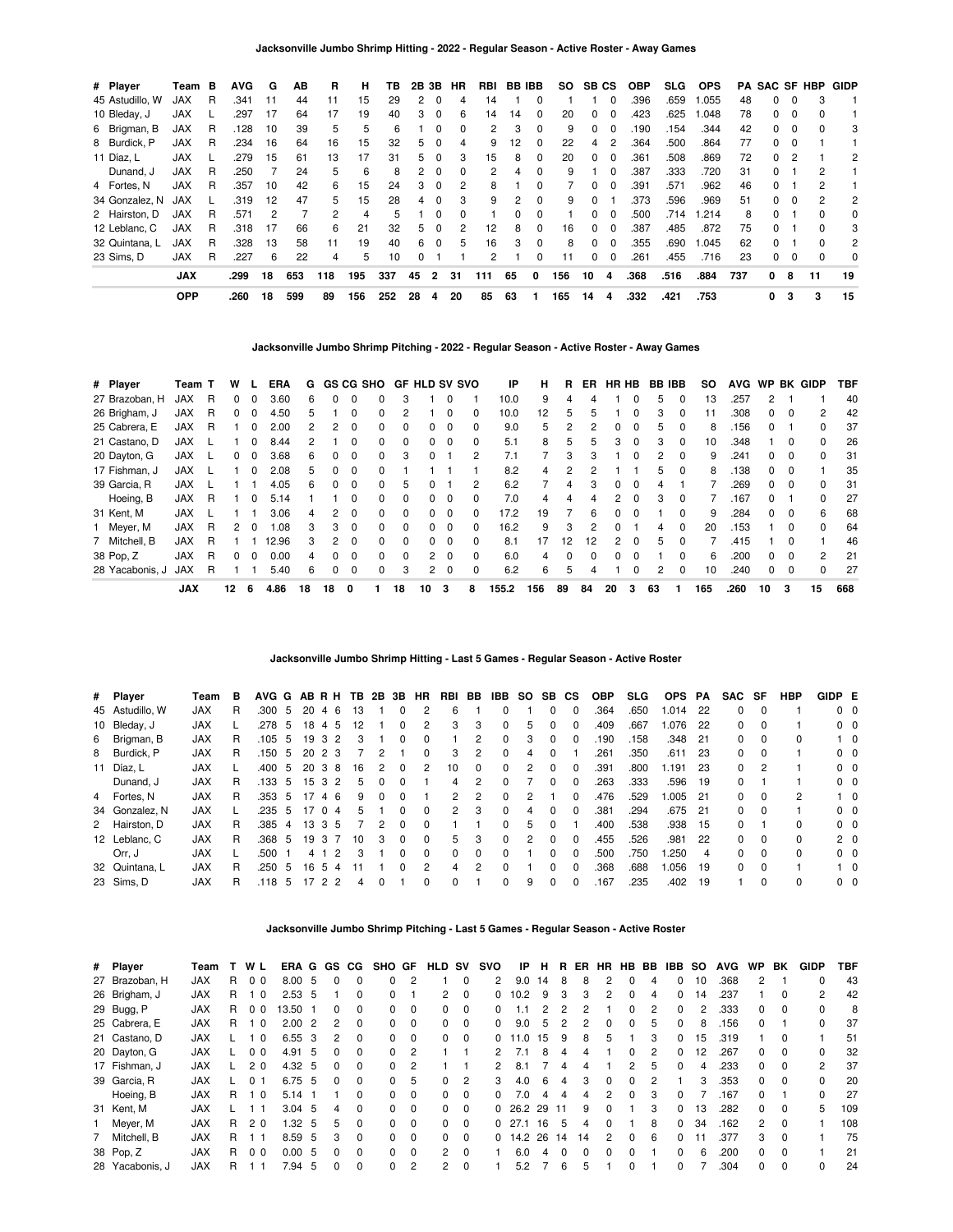### Jacksonville Jumbo Shrimp Hitting - 2022 - Regular Season - Active Roster - Away Games

| # | Player | Team | B | AVG | G | AB | R | H | TB | 2B | 3B | HR | RBI | BB | IBB | SO | SB | CS | OBP | SLG | OPS | PA | SAC | SF | HBP | GIDP |
|---|---|---|---|---|---|---|---|---|---|---|---|---|---|---|---|---|---|---|---|---|---|---|---|---|---|---|
| 45 | Astudillo, W | JAX | R | .341 | 11 | 44 | 11 | 15 | 29 | 2 | 0 | 4 | 14 | 1 | 0 | 1 | 1 | 0 | .396 | .659 | 1.055 | 48 | 0 | 0 | 3 | 1 |
| 10 | Bleday, J | JAX | L | .297 | 17 | 64 | 17 | 19 | 40 | 3 | 0 | 6 | 14 | 14 | 0 | 20 | 0 | 0 | .423 | .625 | 1.048 | 78 | 0 | 0 | 0 | 1 |
| 6 | Brigman, B | JAX | R | .128 | 10 | 39 | 5 | 5 | 6 | 1 | 0 | 0 | 2 | 3 | 0 | 9 | 0 | 0 | .190 | .154 | .344 | 42 | 0 | 0 | 0 | 3 |
| 8 | Burdick, P | JAX | R | .234 | 16 | 64 | 16 | 15 | 32 | 5 | 0 | 4 | 9 | 12 | 0 | 22 | 4 | 2 | .364 | .500 | .864 | 77 | 0 | 0 | 1 | 1 |
| 11 | Díaz, L | JAX | L | .279 | 15 | 61 | 13 | 17 | 31 | 5 | 0 | 3 | 15 | 8 | 0 | 20 | 0 | 0 | .361 | .508 | .869 | 72 | 0 | 2 | 1 | 2 |
| | Dunand, J | JAX | R | .250 | 7 | 24 | 5 | 6 | 8 | 2 | 0 | 0 | 2 | 4 | 0 | 9 | 1 | 0 | .387 | .333 | .720 | 31 | 0 | 1 | 2 | 1 |
| 4 | Fortes, N | JAX | R | .357 | 10 | 42 | 6 | 15 | 24 | 3 | 0 | 2 | 8 | 1 | 0 | 7 | 0 | 0 | .391 | .571 | .962 | 46 | 0 | 1 | 2 | 1 |
| 34 | Gonzalez, N | JAX | L | .319 | 12 | 47 | 5 | 15 | 28 | 4 | 0 | 3 | 9 | 2 | 0 | 9 | 0 | 1 | .373 | .596 | .969 | 51 | 0 | 0 | 2 | 2 |
| 2 | Hairston, D | JAX | R | .571 | 2 | 7 | 2 | 4 | 5 | 1 | 0 | 0 | 1 | 0 | 0 | 1 | 0 | 0 | .500 | .714 | 1.214 | 8 | 0 | 1 | 0 | 0 |
| 12 | Leblanc, C | JAX | R | .318 | 17 | 66 | 6 | 21 | 32 | 5 | 0 | 2 | 12 | 8 | 0 | 16 | 0 | 0 | .387 | .485 | .872 | 75 | 0 | 1 | 0 | 3 |
| 32 | Quintana, L | JAX | R | .328 | 13 | 58 | 11 | 19 | 40 | 6 | 0 | 5 | 16 | 3 | 0 | 8 | 0 | 0 | .355 | .690 | 1.045 | 62 | 0 | 1 | 0 | 2 |
| 23 | Sims, D | JAX | R | .227 | 6 | 22 | 4 | 5 | 10 | 0 | 1 | 1 | 2 | 1 | 0 | 11 | 0 | 0 | .261 | .455 | .716 | 23 | 0 | 0 | 0 | 0 |
| | | **JAX** | | **.299** | **18** | **653** | **118** | **195** | **337** | **45** | **2** | **31** | **111** | **65** | **0** | **156** | **10** | **4** | **.368** | **.516** | **.884** | **737** | **0** | **8** | **11** | **19** |
| | | **OPP** | | **.260** | **18** | **599** | **89** | **156** | **252** | **28** | **4** | **20** | **85** | **63** | **1** | **165** | **14** | **4** | **.332** | **.421** | **.753** | | **0** | **3** | **3** | **15** |

### Jacksonville Jumbo Shrimp Pitching - 2022 - Regular Season - Active Roster - Away Games

| # | Player | Team | T | W | L | ERA | G | GS | CG | SHO | GF | HLD | SV | SVO | IP | H | R | ER | HR | HB | BB | IBB | SO | AVG | WP | BK | GIDP | TBF |
|---|---|---|---|---|---|---|---|---|---|---|---|---|---|---|---|---|---|---|---|---|---|---|---|---|---|---|---|---|
| 27 | Brazoban, H | JAX | R | 0 | 0 | 3.60 | 6 | 0 | 0 | 0 | 3 | 1 | 0 | 1 | 10.0 | 9 | 4 | 4 | 1 | 0 | 5 | 0 | 13 | .257 | 2 | 1 | 1 | 40 |
| 26 | Brigham, J | JAX | R | 0 | 0 | 4.50 | 5 | 1 | 0 | 0 | 2 | 1 | 0 | 0 | 10.0 | 12 | 5 | 5 | 1 | 0 | 3 | 0 | 11 | .308 | 0 | 0 | 2 | 42 |
| 25 | Cabrera, E | JAX | R | 1 | 0 | 2.00 | 2 | 2 | 0 | 0 | 0 | 0 | 0 | 0 | 9.0 | 5 | 2 | 2 | 0 | 0 | 5 | 0 | 8 | .156 | 0 | 1 | 0 | 37 |
| 21 | Castano, D | JAX | L | 1 | 0 | 8.44 | 2 | 1 | 0 | 0 | 0 | 0 | 0 | 0 | 5.1 | 8 | 5 | 5 | 3 | 0 | 3 | 0 | 10 | .348 | 1 | 0 | 0 | 26 |
| 20 | Dayton, G | JAX | L | 0 | 0 | 3.68 | 6 | 0 | 0 | 0 | 3 | 0 | 1 | 2 | 7.1 | 7 | 3 | 3 | 1 | 0 | 2 | 0 | 9 | .241 | 0 | 0 | 0 | 31 |
| 17 | Fishman, J | JAX | L | 1 | 0 | 2.08 | 5 | 0 | 0 | 0 | 1 | 1 | 1 | 1 | 8.2 | 4 | 2 | 2 | 1 | 1 | 5 | 0 | 8 | .138 | 0 | 0 | 1 | 35 |
| 39 | Garcia, R | JAX | L | 1 | 1 | 4.05 | 6 | 0 | 0 | 0 | 5 | 0 | 1 | 2 | 6.2 | 7 | 4 | 3 | 0 | 0 | 4 | 1 | 7 | .269 | 0 | 0 | 0 | 31 |
| | Hoeing, B | JAX | R | 1 | 0 | 5.14 | 1 | 1 | 0 | 0 | 0 | 0 | 0 | 0 | 7.0 | 4 | 4 | 4 | 2 | 0 | 3 | 0 | 7 | .167 | 0 | 1 | 0 | 27 |
| 31 | Kent, M | JAX | L | 1 | 1 | 3.06 | 4 | 2 | 0 | 0 | 0 | 0 | 0 | 0 | 17.2 | 19 | 7 | 6 | 0 | 0 | 1 | 0 | 9 | .284 | 0 | 0 | 6 | 68 |
| 1 | Meyer, M | JAX | R | 2 | 0 | 1.08 | 3 | 3 | 0 | 0 | 0 | 0 | 0 | 0 | 16.2 | 9 | 3 | 2 | 0 | 1 | 4 | 0 | 20 | .153 | 1 | 0 | 0 | 64 |
| 7 | Mitchell, B | JAX | R | 1 | 1 | 12.96 | 3 | 2 | 0 | 0 | 0 | 0 | 0 | 0 | 8.1 | 17 | 12 | 12 | 2 | 0 | 5 | 0 | 7 | .415 | 1 | 0 | 1 | 46 |
| 38 | Pop, Z | JAX | R | 0 | 0 | 0.00 | 4 | 0 | 0 | 0 | 0 | 2 | 0 | 0 | 6.0 | 4 | 0 | 0 | 0 | 0 | 1 | 0 | 6 | .200 | 0 | 0 | 2 | 21 |
| 28 | Yacabonis, J | JAX | R | 1 | 1 | 5.40 | 6 | 0 | 0 | 0 | 3 | 2 | 0 | 0 | 6.2 | 6 | 5 | 4 | 1 | 0 | 2 | 0 | 10 | .240 | 0 | 0 | 0 | 27 |
| | | **JAX** | | **12** | **6** | **4.86** | **18** | **18** | **0** | **1** | **18** | **10** | **3** | **8** | **155.2** | **156** | **89** | **84** | **20** | **3** | **63** | **1** | **165** | **.260** | **10** | **3** | **15** | **668** |

### Jacksonville Jumbo Shrimp Hitting - Last 5 Games - Regular Season - Active Roster

| # | Player | Team | B | AVG | G | AB | R | H | TB | 2B | 3B | HR | RBI | BB | IBB | SO | SB | CS | OBP | SLG | OPS | PA | SAC | SF | HBP | GIDP | E |
|---|---|---|---|---|---|---|---|---|---|---|---|---|---|---|---|---|---|---|---|---|---|---|---|---|---|---|---|
| 45 | Astudillo, W | JAX | R | .300 | 5 | 20 | 4 | 6 | 13 | 1 | 0 | 2 | 6 | 1 | 0 | 1 | 0 | 0 | .364 | .650 | 1.014 | 22 | 0 | 0 | 1 | 0 | 0 |
| 10 | Bleday, J | JAX | L | .278 | 5 | 18 | 4 | 5 | 12 | 1 | 0 | 2 | 3 | 3 | 0 | 5 | 0 | 0 | .409 | .667 | 1.076 | 22 | 0 | 0 | 1 | 0 | 0 |
| 6 | Brigman, B | JAX | R | .105 | 5 | 19 | 3 | 2 | 3 | 1 | 0 | 0 | 1 | 2 | 0 | 3 | 0 | 0 | .190 | .158 | .348 | 21 | 0 | 0 | 0 | 1 | 0 |
| 8 | Burdick, P | JAX | R | .150 | 5 | 20 | 2 | 3 | 7 | 2 | 1 | 0 | 3 | 2 | 0 | 4 | 0 | 1 | .261 | .350 | .611 | 23 | 0 | 0 | 1 | 0 | 0 |
| 11 | Díaz, L | JAX | L | .400 | 5 | 20 | 3 | 8 | 16 | 2 | 0 | 2 | 10 | 0 | 0 | 2 | 0 | 0 | .391 | .800 | 1.191 | 23 | 0 | 2 | 1 | 0 | 0 |
| | Dunand, J | JAX | R | .133 | 5 | 15 | 3 | 2 | 5 | 0 | 0 | 1 | 4 | 2 | 0 | 7 | 0 | 0 | .263 | .333 | .596 | 19 | 0 | 1 | 1 | 0 | 0 |
| 4 | Fortes, N | JAX | R | .353 | 5 | 17 | 4 | 6 | 9 | 0 | 0 | 1 | 2 | 2 | 0 | 2 | 1 | 0 | .476 | .529 | 1.005 | 21 | 0 | 0 | 2 | 1 | 0 |
| 34 | Gonzalez, N | JAX | L | .235 | 5 | 17 | 0 | 4 | 5 | 1 | 0 | 0 | 2 | 3 | 0 | 4 | 0 | 0 | .381 | .294 | .675 | 21 | 0 | 0 | 1 | 0 | 0 |
| 2 | Hairston, D | JAX | R | .385 | 4 | 13 | 3 | 5 | 7 | 2 | 0 | 0 | 1 | 1 | 0 | 5 | 0 | 1 | .400 | .538 | .938 | 15 | 0 | 1 | 0 | 0 | 0 |
| 12 | Leblanc, C | JAX | R | .368 | 5 | 19 | 3 | 7 | 10 | 3 | 0 | 0 | 5 | 3 | 0 | 2 | 0 | 0 | .455 | .526 | .981 | 22 | 0 | 0 | 0 | 2 | 0 |
| | Orr, J | JAX | L | .500 | 1 | 4 | 1 | 2 | 3 | 1 | 0 | 0 | 0 | 0 | 0 | 1 | 0 | 0 | .500 | .750 | 1.250 | 4 | 0 | 0 | 0 | 0 | 0 |
| 32 | Quintana, L | JAX | R | .250 | 5 | 16 | 5 | 4 | 11 | 1 | 0 | 2 | 4 | 2 | 0 | 1 | 0 | 0 | .368 | .688 | 1.056 | 19 | 0 | 0 | 1 | 1 | 0 |
| 23 | Sims, D | JAX | R | .118 | 5 | 17 | 2 | 2 | 4 | 0 | 1 | 0 | 0 | 1 | 0 | 9 | 0 | 0 | .167 | .235 | .402 | 19 | 1 | 0 | 0 | 0 | 0 |

### Jacksonville Jumbo Shrimp Pitching - Last 5 Games - Regular Season - Active Roster

| # | Player | Team | T | W | L | ERA | G | GS | CG | SHO | GF | HLD | SV | SVO | IP | H | R | ER | HR | HB | BB | IBB | SO | AVG | WP | BK | GIDP | TBF |
|---|---|---|---|---|---|---|---|---|---|---|---|---|---|---|---|---|---|---|---|---|---|---|---|---|---|---|---|---|
| 27 | Brazoban, H | JAX | R | 0 | 0 | 8.00 | 5 | 0 | 0 | 0 | 2 | 1 | 0 | 2 | 9.0 | 14 | 8 | 8 | 2 | 0 | 4 | 0 | 10 | .368 | 2 | 1 | 0 | 43 |
| 26 | Brigham, J | JAX | R | 1 | 0 | 2.53 | 5 | 1 | 0 | 0 | 1 | 2 | 0 | 0 | 10.2 | 9 | 3 | 3 | 2 | 0 | 4 | 0 | 14 | .237 | 1 | 0 | 2 | 42 |
| 29 | Bugg, P | JAX | R | 0 | 0 | 13.50 | 1 | 0 | 0 | 0 | 0 | 0 | 0 | 0 | 1.1 | 2 | 2 | 2 | 1 | 0 | 2 | 0 | 2 | .333 | 0 | 0 | 0 | 8 |
| 25 | Cabrera, E | JAX | R | 1 | 0 | 2.00 | 2 | 2 | 0 | 0 | 0 | 0 | 0 | 0 | 9.0 | 5 | 2 | 2 | 0 | 0 | 5 | 0 | 8 | .156 | 0 | 1 | 0 | 37 |
| 21 | Castano, D | JAX | L | 1 | 0 | 6.55 | 3 | 2 | 0 | 0 | 0 | 0 | 0 | 0 | 11.0 | 15 | 9 | 8 | 5 | 1 | 3 | 0 | 15 | .319 | 1 | 0 | 1 | 51 |
| 20 | Dayton, G | JAX | L | 0 | 0 | 4.91 | 5 | 0 | 0 | 0 | 2 | 1 | 1 | 2 | 7.1 | 8 | 4 | 4 | 1 | 0 | 2 | 0 | 12 | .267 | 0 | 0 | 0 | 32 |
| 17 | Fishman, J | JAX | L | 2 | 0 | 4.32 | 5 | 0 | 0 | 0 | 2 | 1 | 1 | 2 | 8.1 | 7 | 4 | 4 | 1 | 2 | 5 | 0 | 4 | .233 | 0 | 0 | 2 | 37 |
| 39 | Garcia, R | JAX | L | 0 | 1 | 6.75 | 5 | 0 | 0 | 0 | 5 | 0 | 2 | 3 | 4.0 | 6 | 4 | 3 | 0 | 0 | 2 | 1 | 3 | .353 | 0 | 0 | 0 | 20 |
| | Hoeing, B | JAX | R | 1 | 0 | 5.14 | 1 | 1 | 0 | 0 | 0 | 0 | 0 | 0 | 7.0 | 4 | 4 | 4 | 2 | 0 | 3 | 0 | 7 | .167 | 0 | 1 | 0 | 27 |
| 31 | Kent, M | JAX | L | 1 | 1 | 3.04 | 5 | 4 | 0 | 0 | 0 | 0 | 0 | 0 | 26.2 | 29 | 11 | 9 | 0 | 1 | 3 | 0 | 13 | .282 | 0 | 0 | 5 | 109 |
| 1 | Meyer, M | JAX | R | 2 | 0 | 1.32 | 5 | 5 | 0 | 0 | 0 | 0 | 0 | 0 | 27.1 | 16 | 5 | 4 | 0 | 1 | 8 | 0 | 34 | .162 | 2 | 0 | 1 | 108 |
| 7 | Mitchell, B | JAX | R | 1 | 1 | 8.59 | 5 | 3 | 0 | 0 | 0 | 0 | 0 | 0 | 14.2 | 26 | 14 | 14 | 2 | 0 | 6 | 0 | 11 | .377 | 3 | 0 | 1 | 75 |
| 38 | Pop, Z | JAX | R | 0 | 0 | 0.00 | 5 | 0 | 0 | 0 | 0 | 2 | 0 | 1 | 6.0 | 4 | 0 | 0 | 0 | 0 | 1 | 0 | 6 | .200 | 0 | 0 | 1 | 21 |
| 28 | Yacabonis, J | JAX | R | 1 | 1 | 7.94 | 5 | 0 | 0 | 0 | 2 | 2 | 0 | 1 | 5.2 | 7 | 6 | 5 | 1 | 0 | 1 | 0 | 7 | .304 | 0 | 0 | 0 | 24 |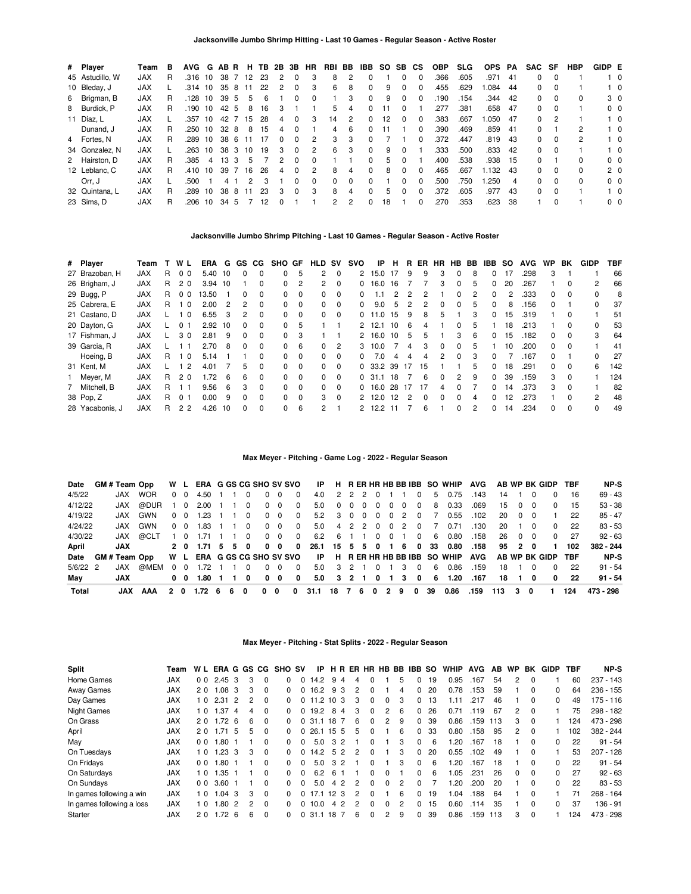## Jacksonville Jumbo Shrimp Hitting - Last 10 Games - Regular Season - Active Roster

| # | Player | Team | B | AVG | G | AB | R | H | TB | 2B | 3B | HR | RBI | BB | IBB | SO | SB | CS | OBP | SLG | OPS | PA | SAC | SF | HBP | GIDP | E |
|---|---|---|---|---|---|---|---|---|---|---|---|---|---|---|---|---|---|---|---|---|---|---|---|---|---|---|---|
| 45 | Astudillo, W | JAX | R | .316 | 10 | 38 | 7 | 12 | 23 | 2 | 0 | 3 | 8 | 2 | 0 | 1 | 0 | 0 | .366 | .605 | .971 | 41 | 0 | 0 | 1 | 1 | 0 |
| 10 | Bleday, J | JAX | L | .314 | 10 | 35 | 8 | 11 | 22 | 2 | 0 | 3 | 6 | 8 | 0 | 9 | 0 | 0 | .455 | .629 | 1.084 | 44 | 0 | 0 | 1 | 1 | 0 |
| 6 | Brigman, B | JAX | R | .128 | 10 | 39 | 5 | 5 | 6 | 1 | 0 | 0 | 1 | 3 | 0 | 9 | 0 | 0 | .190 | .154 | .344 | 42 | 0 | 0 | 0 | 3 | 0 |
| 8 | Burdick, P | JAX | R | .190 | 10 | 42 | 5 | 8 | 16 | 3 | 1 | 1 | 5 | 4 | 0 | 11 | 0 | 1 | .277 | .381 | .658 | 47 | 0 | 0 | 1 | 0 | 0 |
| 11 | Díaz, L | JAX | L | .357 | 10 | 42 | 7 | 15 | 28 | 4 | 0 | 3 | 14 | 2 | 0 | 12 | 0 | 0 | .383 | .667 | 1.050 | 47 | 0 | 2 | 1 | 1 | 0 |
| | Dunand, J | JAX | R | .250 | 10 | 32 | 8 | 8 | 15 | 4 | 0 | 1 | 4 | 6 | 0 | 11 | 1 | 0 | .390 | .469 | .859 | 41 | 0 | 1 | 2 | 1 | 0 |
| 4 | Fortes, N | JAX | R | .289 | 10 | 38 | 6 | 11 | 17 | 0 | 0 | 2 | 3 | 3 | 0 | 7 | 1 | 0 | .372 | .447 | .819 | 43 | 0 | 0 | 2 | 1 | 0 |
| 34 | Gonzalez, N | JAX | L | .263 | 10 | 38 | 3 | 10 | 19 | 3 | 0 | 2 | 6 | 3 | 0 | 9 | 0 | 1 | .333 | .500 | .833 | 42 | 0 | 0 | 1 | 1 | 0 |
| 2 | Hairston, D | JAX | R | .385 | 4 | 13 | 3 | 5 | 7 | 2 | 0 | 0 | 1 | 1 | 0 | 5 | 0 | 1 | .400 | .538 | .938 | 15 | 0 | 1 | 0 | 0 | 0 |
| 12 | Leblanc, C | JAX | R | .410 | 10 | 39 | 7 | 16 | 26 | 4 | 0 | 2 | 8 | 4 | 0 | 8 | 0 | 0 | .465 | .667 | 1.132 | 43 | 0 | 0 | 0 | 2 | 0 |
| | Orr, J | JAX | L | .500 | 1 | 4 | 1 | 2 | 3 | 1 | 0 | 0 | 0 | 0 | 0 | 1 | 0 | 0 | .500 | .750 | 1.250 | 4 | 0 | 0 | 0 | 0 | 0 |
| 32 | Quintana, L | JAX | R | .289 | 10 | 38 | 8 | 11 | 23 | 3 | 0 | 3 | 8 | 4 | 0 | 5 | 0 | 0 | .372 | .605 | .977 | 43 | 0 | 0 | 1 | 1 | 0 |
| 23 | Sims, D | JAX | R | .206 | 10 | 34 | 5 | 7 | 12 | 0 | 1 | 1 | 2 | 2 | 0 | 18 | 1 | 0 | .270 | .353 | .623 | 38 | 1 | 0 | 1 | 0 | 0 |

## Jacksonville Jumbo Shrimp Pitching - Last 10 Games - Regular Season - Active Roster

| # | Player | Team | T | W | L | ERA | G | GS | CG | SHO | GF | HLD | SV | SVO | IP | H | R | ER | HR | HB | BB | IBB | SO | AVG | WP | BK | GIDP | TBF |
|---|---|---|---|---|---|---|---|---|---|---|---|---|---|---|---|---|---|---|---|---|---|---|---|---|---|---|---|---|
| 27 | Brazoban, H | JAX | R | 0 | 0 | 5.40 | 10 | 0 | 0 | 0 | 5 | 2 | 0 | 2 | 15.0 | 17 | 9 | 9 | 3 | 0 | 8 | 0 | 17 | .298 | 3 | 1 | 1 | 66 |
| 26 | Brigham, J | JAX | R | 2 | 0 | 3.94 | 10 | 1 | 0 | 0 | 2 | 2 | 0 | 0 | 16.0 | 16 | 7 | 7 | 3 | 0 | 5 | 0 | 20 | .267 | 1 | 0 | 2 | 66 |
| 29 | Bugg, P | JAX | R | 0 | 0 | 13.50 | 1 | 0 | 0 | 0 | 0 | 0 | 0 | 0 | 1.1 | 2 | 2 | 2 | 1 | 0 | 2 | 0 | 2 | .333 | 0 | 0 | 0 | 8 |
| 25 | Cabrera, E | JAX | R | 1 | 0 | 2.00 | 2 | 2 | 0 | 0 | 0 | 0 | 0 | 0 | 9.0 | 5 | 2 | 2 | 0 | 0 | 5 | 0 | 8 | .156 | 0 | 1 | 0 | 37 |
| 21 | Castano, D | JAX | L | 1 | 0 | 6.55 | 3 | 2 | 0 | 0 | 0 | 0 | 0 | 0 | 11.0 | 15 | 9 | 8 | 5 | 1 | 3 | 0 | 15 | .319 | 1 | 0 | 1 | 51 |
| 20 | Dayton, G | JAX | L | 0 | 1 | 2.92 | 10 | 0 | 0 | 0 | 5 | 1 | 1 | 2 | 12.1 | 10 | 6 | 4 | 1 | 0 | 5 | 1 | 18 | .213 | 1 | 0 | 0 | 53 |
| 17 | Fishman, J | JAX | L | 3 | 0 | 2.81 | 9 | 0 | 0 | 0 | 3 | 1 | 1 | 2 | 16.0 | 10 | 5 | 5 | 1 | 3 | 6 | 0 | 15 | .182 | 0 | 0 | 3 | 64 |
| 39 | Garcia, R | JAX | L | 1 | 1 | 2.70 | 8 | 0 | 0 | 0 | 6 | 0 | 2 | 3 | 10.0 | 7 | 4 | 3 | 0 | 0 | 5 | 1 | 10 | .200 | 0 | 0 | 1 | 41 |
| | Hoeing, B | JAX | R | 1 | 0 | 5.14 | 1 | 1 | 0 | 0 | 0 | 0 | 0 | 0 | 7.0 | 4 | 4 | 4 | 2 | 0 | 3 | 0 | 7 | .167 | 0 | 1 | 0 | 27 |
| 31 | Kent, M | JAX | L | 1 | 2 | 4.01 | 7 | 5 | 0 | 0 | 0 | 0 | 0 | 0 | 33.2 | 39 | 17 | 15 | 1 | 1 | 5 | 0 | 18 | .291 | 0 | 0 | 6 | 142 |
| 1 | Meyer, M | JAX | R | 2 | 0 | 1.72 | 6 | 6 | 0 | 0 | 0 | 0 | 0 | 0 | 31.1 | 18 | 7 | 6 | 0 | 2 | 9 | 0 | 39 | .159 | 3 | 0 | 1 | 124 |
| 7 | Mitchell, B | JAX | R | 1 | 1 | 9.56 | 6 | 3 | 0 | 0 | 0 | 0 | 0 | 0 | 16.0 | 28 | 17 | 17 | 4 | 0 | 7 | 0 | 14 | .373 | 3 | 0 | 1 | 82 |
| 38 | Pop, Z | JAX | R | 0 | 1 | 0.00 | 9 | 0 | 0 | 0 | 0 | 3 | 0 | 2 | 12.0 | 12 | 2 | 0 | 0 | 0 | 4 | 0 | 12 | .273 | 1 | 0 | 2 | 48 |
| 28 | Yacabonis, J | JAX | R | 2 | 2 | 4.26 | 10 | 0 | 0 | 0 | 6 | 2 | 1 | 2 | 12.2 | 11 | 7 | 6 | 1 | 0 | 2 | 0 | 14 | .234 | 0 | 0 | 0 | 49 |

## Max Meyer - Pitching - Game Log - 2022 - Regular Season

| Date | GM # | Team | Opp | W | L | ERA | G | GS | CG | SHO | SV | SVO | IP | H | R | ER | HR | HB | BB | IBB | SO | WHIP | AVG | AB | WP | BK | GIDP | TBF | NP-S |
|---|---|---|---|---|---|---|---|---|---|---|---|---|---|---|---|---|---|---|---|---|---|---|---|---|---|---|---|---|---|
| 4/5/22 | | JAX | WOR | 0 | 0 | 4.50 | 1 | 1 | 0 | 0 | 0 | 0 | 4.0 | 2 | 2 | 2 | 0 | 1 | 1 | 0 | 5 | 0.75 | .143 | 14 | 1 | 0 | 0 | 16 | 69 - 43 |
| 4/12/22 | | JAX | @DUR | 1 | 0 | 2.00 | 1 | 1 | 0 | 0 | 0 | 0 | 5.0 | 0 | 0 | 0 | 0 | 0 | 0 | 0 | 8 | 0.33 | .069 | 15 | 0 | 0 | 0 | 15 | 53 - 38 |
| 4/19/22 | | JAX | GWN | 0 | 0 | 1.23 | 1 | 1 | 0 | 0 | 0 | 0 | 5.2 | 3 | 0 | 0 | 0 | 0 | 2 | 0 | 7 | 0.55 | .102 | 20 | 0 | 0 | 1 | 22 | 85 - 47 |
| 4/24/22 | | JAX | GWN | 0 | 0 | 1.83 | 1 | 1 | 0 | 0 | 0 | 0 | 5.0 | 4 | 2 | 2 | 0 | 0 | 2 | 0 | 7 | 0.71 | .130 | 20 | 1 | 0 | 0 | 22 | 83 - 53 |
| 4/30/22 | | JAX | @CLT | 1 | 0 | 1.71 | 1 | 1 | 0 | 0 | 0 | 0 | 6.2 | 6 | 1 | 1 | 0 | 0 | 1 | 0 | 6 | 0.80 | .158 | 26 | 0 | 0 | 0 | 27 | 92 - 63 |
| **April** | | **JAX** | | **2** | **0** | **1.71** | **5** | **5** | **0** | **0** | **0** | **0** | **26.1** | **15** | **5** | **5** | **0** | **1** | **6** | **0** | **33** | **0.80** | **.158** | **95** | **2** | **0** | **1** | **102** | **382 - 244** |
| **Date** | **GM #** | **Team** | **Opp** | **W** | **L** | **ERA** | **G** | **GS** | **CG** | **SHO** | **SV** | **SVO** | **IP** | **H** | **R** | **ER** | **HR** | **HB** | **BB** | **IBB** | **SO** | **WHIP** | **AVG** | **AB** | **WP** | **BK** | **GIDP** | **TBF** | **NP-S** |
| 5/6/22 | 2 | JAX | @MEM | 0 | 0 | 1.72 | 1 | 1 | 0 | 0 | 0 | 0 | 5.0 | 3 | 2 | 1 | 0 | 1 | 3 | 0 | 6 | 0.86 | .159 | 18 | 1 | 0 | 0 | 22 | 91 - 54 |
| **May** | | **JAX** | | **0** | **0** | **1.80** | **1** | **1** | **0** | **0** | **0** | **0** | **5.0** | **3** | **2** | **1** | **0** | **1** | **3** | **0** | **6** | **1.20** | **.167** | **18** | **1** | **0** | **0** | **22** | **91 - 54** |
| **Total** | | **JAX** | **AAA** | **2** | **0** | **1.72** | **6** | **6** | **0** | **0** | **0** | **0** | **31.1** | **18** | **7** | **6** | **0** | **2** | **9** | **0** | **39** | **0.86** | **.159** | **113** | **3** | **0** | **1** | **124** | **473 - 298** |

## Max Meyer - Pitching - Stat Splits - 2022 - Regular Season

| Split | Team | W | L | ERA | G | GS | CG | SHO | SV | IP | H | R | ER | HR | HB | BB | IBB | SO | WHIP | AVG | AB | WP | BK | GIDP | TBF | NP-S |
|---|---|---|---|---|---|---|---|---|---|---|---|---|---|---|---|---|---|---|---|---|---|---|---|---|---|---|
| Home Games | JAX | 0 | 0 | 2.45 | 3 | 3 | 0 | 0 | 0 | 14.2 | 9 | 4 | 4 | 0 | 1 | 5 | 0 | 19 | 0.95 | .167 | 54 | 2 | 0 | 1 | 60 | 237 - 143 |
| Away Games | JAX | 2 | 0 | 1.08 | 3 | 3 | 0 | 0 | 0 | 16.2 | 9 | 3 | 2 | 0 | 1 | 4 | 0 | 20 | 0.78 | .153 | 59 | 1 | 0 | 0 | 64 | 236 - 155 |
| Day Games | JAX | 1 | 0 | 2.31 | 2 | 2 | 0 | 0 | 0 | 11.2 | 10 | 3 | 3 | 0 | 0 | 3 | 0 | 13 | 1.11 | .217 | 46 | 1 | 0 | 0 | 49 | 175 - 116 |
| Night Games | JAX | 1 | 0 | 1.37 | 4 | 4 | 0 | 0 | 0 | 19.2 | 8 | 4 | 3 | 0 | 2 | 6 | 0 | 26 | 0.71 | .119 | 67 | 2 | 0 | 1 | 75 | 298 - 182 |
| On Grass | JAX | 2 | 0 | 1.72 | 6 | 6 | 0 | 0 | 0 | 31.1 | 18 | 7 | 6 | 0 | 2 | 9 | 0 | 39 | 0.86 | .159 | 113 | 3 | 0 | 1 | 124 | 473 - 298 |
| April | JAX | 2 | 0 | 1.71 | 5 | 5 | 0 | 0 | 0 | 26.1 | 15 | 5 | 5 | 0 | 1 | 6 | 0 | 33 | 0.80 | .158 | 95 | 2 | 0 | 1 | 102 | 382 - 244 |
| May | JAX | 0 | 0 | 1.80 | 1 | 1 | 0 | 0 | 0 | 5.0 | 3 | 2 | 1 | 0 | 1 | 3 | 0 | 6 | 1.20 | .167 | 18 | 1 | 0 | 0 | 22 | 91 - 54 |
| On Tuesdays | JAX | 1 | 0 | 1.23 | 3 | 3 | 0 | 0 | 0 | 14.2 | 5 | 2 | 2 | 0 | 1 | 3 | 0 | 20 | 0.55 | .102 | 49 | 1 | 0 | 1 | 53 | 207 - 128 |
| On Fridays | JAX | 0 | 0 | 1.80 | 1 | 1 | 0 | 0 | 0 | 5.0 | 3 | 2 | 1 | 0 | 1 | 3 | 0 | 6 | 1.20 | .167 | 18 | 1 | 0 | 0 | 22 | 91 - 54 |
| On Saturdays | JAX | 1 | 0 | 1.35 | 1 | 1 | 0 | 0 | 0 | 6.2 | 6 | 1 | 1 | 0 | 0 | 1 | 0 | 6 | 1.05 | .231 | 26 | 0 | 0 | 0 | 27 | 92 - 63 |
| On Sundays | JAX | 0 | 0 | 3.60 | 1 | 1 | 0 | 0 | 0 | 5.0 | 4 | 2 | 2 | 0 | 0 | 2 | 0 | 7 | 1.20 | .200 | 20 | 1 | 0 | 0 | 22 | 83 - 53 |
| In games following a win | JAX | 1 | 0 | 1.04 | 3 | 3 | 0 | 0 | 0 | 17.1 | 12 | 3 | 2 | 0 | 1 | 6 | 0 | 19 | 1.04 | .188 | 64 | 1 | 0 | 1 | 71 | 268 - 164 |
| In games following a loss | JAX | 1 | 0 | 1.80 | 2 | 2 | 0 | 0 | 0 | 10.0 | 4 | 2 | 2 | 0 | 0 | 2 | 0 | 15 | 0.60 | .114 | 35 | 1 | 0 | 0 | 37 | 136 - 91 |
| Starter | JAX | 2 | 0 | 1.72 | 6 | 6 | 0 | 0 | 0 | 31.1 | 18 | 7 | 6 | 0 | 2 | 9 | 0 | 39 | 0.86 | .159 | 113 | 3 | 0 | 1 | 124 | 473 - 298 |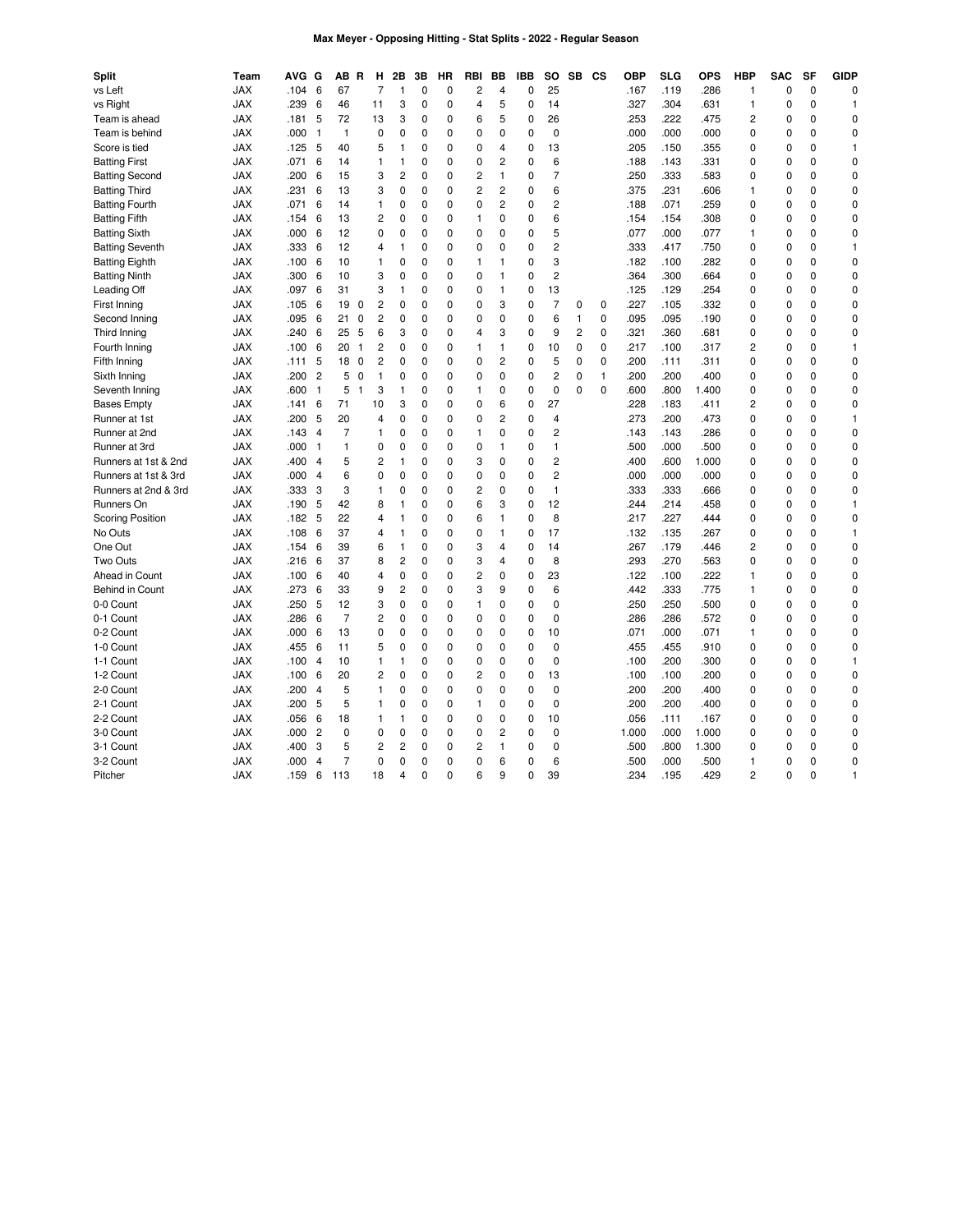# Max Meyer - Opposing Hitting - Stat Splits - 2022 - Regular Season

| Split | Team | AVG | G | AB | R | H | 2B | 3B | HR | RBI | BB | IBB | SO | SB | CS | OBP | SLG | OPS | HBP | SAC | SF | GIDP |
|---|---|---|---|---|---|---|---|---|---|---|---|---|---|---|---|---|---|---|---|---|---|---|
| vs Left | JAX | .104 | 6 | 67 | | 7 | 1 | 0 | 0 | 2 | 4 | 0 | 25 | | | .167 | .119 | .286 | 1 | 0 | 0 | 0 |
| vs Right | JAX | .239 | 6 | 46 | | 11 | 3 | 0 | 0 | 4 | 5 | 0 | 14 | | | .327 | .304 | .631 | 1 | 0 | 0 | 1 |
| Team is ahead | JAX | .181 | 5 | 72 | | 13 | 3 | 0 | 0 | 6 | 5 | 0 | 26 | | | .253 | .222 | .475 | 2 | 0 | 0 | 0 |
| Team is behind | JAX | .000 | 1 | 1 | | 0 | 0 | 0 | 0 | 0 | 0 | 0 | 0 | | | .000 | .000 | .000 | 0 | 0 | 0 | 0 |
| Score is tied | JAX | .125 | 5 | 40 | | 5 | 1 | 0 | 0 | 0 | 4 | 0 | 13 | | | .205 | .150 | .355 | 0 | 0 | 0 | 1 |
| Batting First | JAX | .071 | 6 | 14 | | 1 | 1 | 0 | 0 | 0 | 2 | 0 | 6 | | | .188 | .143 | .331 | 0 | 0 | 0 | 0 |
| Batting Second | JAX | .200 | 6 | 15 | | 3 | 2 | 0 | 0 | 2 | 1 | 0 | 7 | | | .250 | .333 | .583 | 0 | 0 | 0 | 0 |
| Batting Third | JAX | .231 | 6 | 13 | | 3 | 0 | 0 | 0 | 2 | 2 | 0 | 6 | | | .375 | .231 | .606 | 1 | 0 | 0 | 0 |
| Batting Fourth | JAX | .071 | 6 | 14 | | 1 | 0 | 0 | 0 | 0 | 2 | 0 | 2 | | | .188 | .071 | .259 | 0 | 0 | 0 | 0 |
| Batting Fifth | JAX | .154 | 6 | 13 | | 2 | 0 | 0 | 0 | 1 | 0 | 0 | 6 | | | .154 | .154 | .308 | 0 | 0 | 0 | 0 |
| Batting Sixth | JAX | .000 | 6 | 12 | | 0 | 0 | 0 | 0 | 0 | 0 | 0 | 5 | | | .077 | .000 | .077 | 1 | 0 | 0 | 0 |
| Batting Seventh | JAX | .333 | 6 | 12 | | 4 | 1 | 0 | 0 | 0 | 0 | 0 | 2 | | | .333 | .417 | .750 | 0 | 0 | 0 | 1 |
| Batting Eighth | JAX | .100 | 6 | 10 | | 1 | 0 | 0 | 0 | 1 | 1 | 0 | 3 | | | .182 | .100 | .282 | 0 | 0 | 0 | 0 |
| Batting Ninth | JAX | .300 | 6 | 10 | | 3 | 0 | 0 | 0 | 0 | 1 | 0 | 2 | | | .364 | .300 | .664 | 0 | 0 | 0 | 0 |
| Leading Off | JAX | .097 | 6 | 31 | | 3 | 1 | 0 | 0 | 0 | 1 | 0 | 13 | | | .125 | .129 | .254 | 0 | 0 | 0 | 0 |
| First Inning | JAX | .105 | 6 | 19 | 0 | 2 | 0 | 0 | 0 | 0 | 3 | 0 | 7 | 0 | 0 | .227 | .105 | .332 | 0 | 0 | 0 | 0 |
| Second Inning | JAX | .095 | 6 | 21 | 0 | 2 | 0 | 0 | 0 | 0 | 0 | 0 | 6 | 1 | 0 | .095 | .095 | .190 | 0 | 0 | 0 | 0 |
| Third Inning | JAX | .240 | 6 | 25 | 5 | 6 | 3 | 0 | 0 | 4 | 3 | 0 | 9 | 2 | 0 | .321 | .360 | .681 | 0 | 0 | 0 | 0 |
| Fourth Inning | JAX | .100 | 6 | 20 | 1 | 2 | 0 | 0 | 0 | 1 | 1 | 0 | 10 | 0 | 0 | .217 | .100 | .317 | 2 | 0 | 0 | 1 |
| Fifth Inning | JAX | .111 | 5 | 18 | 0 | 2 | 0 | 0 | 0 | 0 | 2 | 0 | 5 | 0 | 0 | .200 | .111 | .311 | 0 | 0 | 0 | 0 |
| Sixth Inning | JAX | .200 | 2 | 5 | 0 | 1 | 0 | 0 | 0 | 0 | 0 | 0 | 2 | 0 | 1 | .200 | .200 | .400 | 0 | 0 | 0 | 0 |
| Seventh Inning | JAX | .600 | 1 | 5 | 1 | 3 | 1 | 0 | 0 | 1 | 0 | 0 | 0 | 0 | 0 | .600 | .800 | 1.400 | 0 | 0 | 0 | 0 |
| Bases Empty | JAX | .141 | 6 | 71 | | 10 | 3 | 0 | 0 | 0 | 6 | 0 | 27 | | | .228 | .183 | .411 | 2 | 0 | 0 | 0 |
| Runner at 1st | JAX | .200 | 5 | 20 | | 4 | 0 | 0 | 0 | 0 | 2 | 0 | 4 | | | .273 | .200 | .473 | 0 | 0 | 0 | 1 |
| Runner at 2nd | JAX | .143 | 4 | 7 | | 1 | 0 | 0 | 0 | 1 | 0 | 0 | 2 | | | .143 | .143 | .286 | 0 | 0 | 0 | 0 |
| Runner at 3rd | JAX | .000 | 1 | 1 | | 0 | 0 | 0 | 0 | 0 | 1 | 0 | 1 | | | .500 | .000 | .500 | 0 | 0 | 0 | 0 |
| Runners at 1st & 2nd | JAX | .400 | 4 | 5 | | 2 | 1 | 0 | 0 | 3 | 0 | 0 | 2 | | | .400 | .600 | 1.000 | 0 | 0 | 0 | 0 |
| Runners at 1st & 3rd | JAX | .000 | 4 | 6 | | 0 | 0 | 0 | 0 | 0 | 0 | 0 | 2 | | | .000 | .000 | .000 | 0 | 0 | 0 | 0 |
| Runners at 2nd & 3rd | JAX | .333 | 3 | 3 | | 1 | 0 | 0 | 0 | 2 | 0 | 0 | 1 | | | .333 | .333 | .666 | 0 | 0 | 0 | 0 |
| Runners On | JAX | .190 | 5 | 42 | | 8 | 1 | 0 | 0 | 6 | 3 | 0 | 12 | | | .244 | .214 | .458 | 0 | 0 | 0 | 1 |
| Scoring Position | JAX | .182 | 5 | 22 | | 4 | 1 | 0 | 0 | 6 | 1 | 0 | 8 | | | .217 | .227 | .444 | 0 | 0 | 0 | 0 |
| No Outs | JAX | .108 | 6 | 37 | | 4 | 1 | 0 | 0 | 0 | 1 | 0 | 17 | | | .132 | .135 | .267 | 0 | 0 | 0 | 1 |
| One Out | JAX | .154 | 6 | 39 | | 6 | 1 | 0 | 0 | 3 | 4 | 0 | 14 | | | .267 | .179 | .446 | 2 | 0 | 0 | 0 |
| Two Outs | JAX | .216 | 6 | 37 | | 8 | 2 | 0 | 0 | 3 | 4 | 0 | 8 | | | .293 | .270 | .563 | 0 | 0 | 0 | 0 |
| Ahead in Count | JAX | .100 | 6 | 40 | | 4 | 0 | 0 | 0 | 2 | 0 | 0 | 23 | | | .122 | .100 | .222 | 1 | 0 | 0 | 0 |
| Behind in Count | JAX | .273 | 6 | 33 | | 9 | 2 | 0 | 0 | 3 | 9 | 0 | 6 | | | .442 | .333 | .775 | 1 | 0 | 0 | 0 |
| 0-0 Count | JAX | .250 | 5 | 12 | | 3 | 0 | 0 | 0 | 1 | 0 | 0 | 0 | | | .250 | .250 | .500 | 0 | 0 | 0 | 0 |
| 0-1 Count | JAX | .286 | 6 | 7 | | 2 | 0 | 0 | 0 | 0 | 0 | 0 | 0 | | | .286 | .286 | .572 | 0 | 0 | 0 | 0 |
| 0-2 Count | JAX | .000 | 6 | 13 | | 0 | 0 | 0 | 0 | 0 | 0 | 0 | 10 | | | .071 | .000 | .071 | 1 | 0 | 0 | 0 |
| 1-0 Count | JAX | .455 | 6 | 11 | | 5 | 0 | 0 | 0 | 0 | 0 | 0 | 0 | | | .455 | .455 | .910 | 0 | 0 | 0 | 0 |
| 1-1 Count | JAX | .100 | 4 | 10 | | 1 | 1 | 0 | 0 | 0 | 0 | 0 | 0 | | | .100 | .200 | .300 | 0 | 0 | 0 | 1 |
| 1-2 Count | JAX | .100 | 6 | 20 | | 2 | 0 | 0 | 0 | 2 | 0 | 0 | 13 | | | .100 | .100 | .200 | 0 | 0 | 0 | 0 |
| 2-0 Count | JAX | .200 | 4 | 5 | | 1 | 0 | 0 | 0 | 0 | 0 | 0 | 0 | | | .200 | .200 | .400 | 0 | 0 | 0 | 0 |
| 2-1 Count | JAX | .200 | 5 | 5 | | 1 | 0 | 0 | 0 | 1 | 0 | 0 | 0 | | | .200 | .200 | .400 | 0 | 0 | 0 | 0 |
| 2-2 Count | JAX | .056 | 6 | 18 | | 1 | 1 | 0 | 0 | 0 | 0 | 0 | 10 | | | .056 | .111 | .167 | 0 | 0 | 0 | 0 |
| 3-0 Count | JAX | .000 | 2 | 0 | | 0 | 0 | 0 | 0 | 0 | 2 | 0 | 0 | | | 1.000 | .000 | 1.000 | 0 | 0 | 0 | 0 |
| 3-1 Count | JAX | .400 | 3 | 5 | | 2 | 2 | 0 | 0 | 2 | 1 | 0 | 0 | | | .500 | .800 | 1.300 | 0 | 0 | 0 | 0 |
| 3-2 Count | JAX | .000 | 4 | 7 | | 0 | 0 | 0 | 0 | 0 | 6 | 0 | 6 | | | .500 | .000 | .500 | 1 | 0 | 0 | 0 |
| Pitcher | JAX | .159 | 6 | 113 | | 18 | 4 | 0 | 0 | 6 | 9 | 0 | 39 | | | .234 | .195 | .429 | 2 | 0 | 0 | 1 |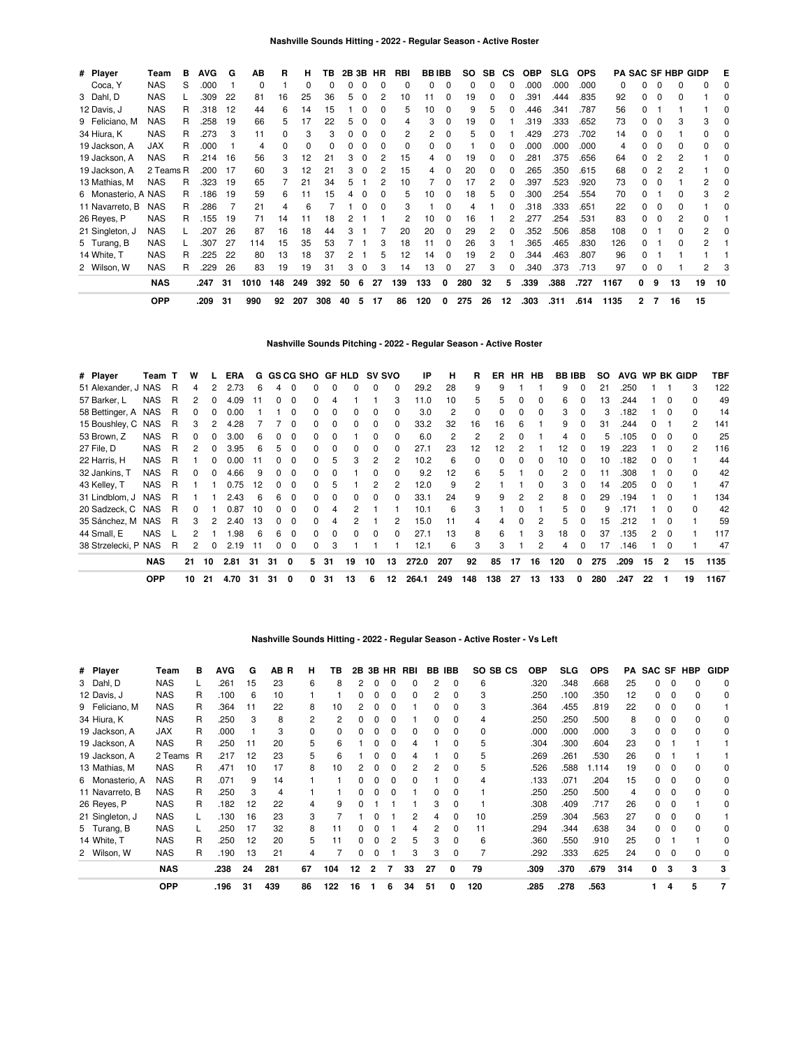## Nashville Sounds Hitting - 2022 - Regular Season - Active Roster

| # | Player | Team | B | AVG | G | AB | R | H | TB | 2B | 3B | HR | RBI | BB | IBB | SO | SB | CS | OBP | SLG | OPS | PA | SAC | SF | HBP | GIDP | E |
|---|---|---|---|---|---|---|---|---|---|---|---|---|---|---|---|---|---|---|---|---|---|---|---|---|---|---|---|
| | Coca, Y | NAS | S | .000 | 1 | 0 | 1 | 0 | 0 | 0 | 0 | 0 | 0 | 0 | 0 | 0 | 0 | 0 | .000 | .000 | .000 | 0 | 0 | 0 | 0 | 0 | 0 |
| 3 | Dahl, D | NAS | L | .309 | 22 | 81 | 16 | 25 | 36 | 5 | 0 | 2 | 10 | 11 | 0 | 19 | 0 | 0 | .391 | .444 | .835 | 92 | 0 | 0 | 0 | 1 | 0 |
| 12 | Davis, J | NAS | R | .318 | 12 | 44 | 6 | 14 | 15 | 1 | 0 | 0 | 5 | 10 | 0 | 9 | 5 | 0 | .446 | .341 | .787 | 56 | 0 | 1 | 1 | 1 | 0 |
| 9 | Feliciano, M | NAS | R | .258 | 19 | 66 | 5 | 17 | 22 | 5 | 0 | 0 | 4 | 3 | 0 | 19 | 0 | 1 | .319 | .333 | .652 | 73 | 0 | 0 | 3 | 3 | 0 |
| 34 | Hiura, K | NAS | R | .273 | 3 | 11 | 0 | 3 | 3 | 0 | 0 | 0 | 2 | 2 | 0 | 5 | 0 | 1 | .429 | .273 | .702 | 14 | 0 | 0 | 1 | 0 | 0 |
| 19 | Jackson, A | JAX | R | .000 | 1 | 4 | 0 | 0 | 0 | 0 | 0 | 0 | 0 | 0 | 0 | 1 | 0 | 0 | .000 | .000 | .000 | 4 | 0 | 0 | 0 | 0 | 0 |
| 19 | Jackson, A | NAS | R | .214 | 16 | 56 | 3 | 12 | 21 | 3 | 0 | 2 | 15 | 4 | 0 | 19 | 0 | 0 | .281 | .375 | .656 | 64 | 0 | 2 | 2 | 1 | 0 |
| 19 | Jackson, A | 2 Teams | R | .200 | 17 | 60 | 3 | 12 | 21 | 3 | 0 | 2 | 15 | 4 | 0 | 20 | 0 | 0 | .265 | .350 | .615 | 68 | 0 | 2 | 2 | 1 | 0 |
| 13 | Mathias, M | NAS | R | .323 | 19 | 65 | 7 | 21 | 34 | 5 | 1 | 2 | 10 | 7 | 0 | 17 | 2 | 0 | .397 | .523 | .920 | 73 | 0 | 0 | 1 | 2 | 0 |
| 6 | Monasterio, A | NAS | R | .186 | 19 | 59 | 6 | 11 | 15 | 4 | 0 | 0 | 5 | 10 | 0 | 18 | 5 | 0 | .300 | .254 | .554 | 70 | 0 | 1 | 0 | 3 | 2 |
| 11 | Navarreto, B | NAS | R | .286 | 7 | 21 | 4 | 6 | 7 | 1 | 0 | 0 | 3 | 1 | 0 | 4 | 1 | 0 | .318 | .333 | .651 | 22 | 0 | 0 | 0 | 1 | 0 |
| 26 | Reyes, P | NAS | R | .155 | 19 | 71 | 14 | 11 | 18 | 2 | 1 | 1 | 2 | 10 | 0 | 16 | 1 | 2 | .277 | .254 | .531 | 83 | 0 | 0 | 2 | 0 | 1 |
| 21 | Singleton, J | NAS | L | .207 | 26 | 87 | 16 | 18 | 44 | 3 | 1 | 7 | 20 | 20 | 0 | 29 | 2 | 0 | .352 | .506 | .858 | 108 | 0 | 1 | 0 | 2 | 0 |
| 5 | Turang, B | NAS | L | .307 | 27 | 114 | 15 | 35 | 53 | 7 | 1 | 3 | 18 | 11 | 0 | 26 | 3 | 1 | .365 | .465 | .830 | 126 | 0 | 1 | 0 | 2 | 1 |
| 14 | White, T | NAS | R | .225 | 22 | 80 | 13 | 18 | 37 | 2 | 1 | 5 | 12 | 14 | 0 | 19 | 2 | 0 | .344 | .463 | .807 | 96 | 0 | 1 | 1 | 1 | 1 |
| 2 | Wilson, W | NAS | R | .229 | 26 | 83 | 19 | 19 | 31 | 3 | 0 | 3 | 14 | 13 | 0 | 27 | 3 | 0 | .340 | .373 | .713 | 97 | 0 | 0 | 1 | 2 | 3 |
| | **NAS** | | | **.247** | **31** | **1010** | **148** | **249** | **392** | **50** | **6** | **27** | **139** | **133** | **0** | **280** | **32** | **5** | **.339** | **.388** | **.727** | **1167** | **0** | **9** | **13** | **19** | **10** |
| | **OPP** | | | **.209** | **31** | **990** | **92** | **207** | **308** | **40** | **5** | **17** | **86** | **120** | **0** | **275** | **26** | **12** | **.303** | **.311** | **.614** | **1135** | **2** | **7** | **16** | **15** | |

## Nashville Sounds Pitching - 2022 - Regular Season - Active Roster

| # | Player | Team | T | W | L | ERA | G | GS | CG | SHO | GF | HLD | SV | SVO | IP | H | R | ER | HR | HB | BB | IBB | SO | AVG | WP | BK | GIDP | TBF |
|---|---|---|---|---|---|---|---|---|---|---|---|---|---|---|---|---|---|---|---|---|---|---|---|---|---|---|---|---|
| 51 | Alexander, J | NAS | R | 4 | 2 | 2.73 | 6 | 4 | 0 | 0 | 0 | 0 | 0 | 0 | 29.2 | 28 | 9 | 9 | 1 | 1 | 9 | 0 | 21 | .250 | 1 | 1 | 3 | 122 |
| 57 | Barker, L | NAS | R | 2 | 0 | 4.09 | 11 | 0 | 0 | 0 | 4 | 1 | 1 | 3 | 11.0 | 10 | 5 | 5 | 0 | 0 | 6 | 0 | 13 | .244 | 1 | 0 | 0 | 49 |
| 58 | Bettinger, A | NAS | R | 0 | 0 | 0.00 | 1 | 1 | 0 | 0 | 0 | 0 | 0 | 0 | 3.0 | 2 | 0 | 0 | 0 | 0 | 3 | 0 | 3 | .182 | 1 | 0 | 0 | 14 |
| 15 | Boushley, C | NAS | R | 3 | 2 | 4.28 | 7 | 7 | 0 | 0 | 0 | 0 | 0 | 0 | 33.2 | 32 | 16 | 16 | 6 | 1 | 9 | 0 | 31 | .244 | 0 | 1 | 2 | 141 |
| 53 | Brown, Z | NAS | R | 0 | 0 | 3.00 | 6 | 0 | 0 | 0 | 0 | 1 | 0 | 0 | 6.0 | 2 | 2 | 2 | 0 | 1 | 4 | 0 | 5 | .105 | 0 | 0 | 0 | 25 |
| 27 | File, D | NAS | R | 2 | 0 | 3.95 | 6 | 5 | 0 | 0 | 0 | 0 | 0 | 0 | 27.1 | 23 | 12 | 12 | 2 | 1 | 12 | 0 | 19 | .223 | 1 | 0 | 2 | 116 |
| 22 | Harris, H | NAS | R | 1 | 0 | 0.00 | 11 | 0 | 0 | 0 | 5 | 3 | 2 | 2 | 10.2 | 6 | 0 | 0 | 0 | 0 | 10 | 0 | 10 | .182 | 0 | 0 | 1 | 44 |
| 32 | Jankins, T | NAS | R | 0 | 0 | 4.66 | 9 | 0 | 0 | 0 | 0 | 1 | 0 | 0 | 9.2 | 12 | 6 | 5 | 1 | 0 | 2 | 0 | 11 | .308 | 1 | 0 | 0 | 42 |
| 43 | Kelley, T | NAS | R | 1 | 1 | 0.75 | 12 | 0 | 0 | 0 | 5 | 1 | 2 | 2 | 12.0 | 9 | 2 | 1 | 1 | 0 | 3 | 0 | 14 | .205 | 0 | 0 | 1 | 47 |
| 31 | Lindblom, J | NAS | R | 1 | 1 | 2.43 | 6 | 6 | 0 | 0 | 0 | 0 | 0 | 0 | 33.1 | 24 | 9 | 9 | 2 | 2 | 8 | 0 | 29 | .194 | 1 | 0 | 1 | 134 |
| 20 | Sadzeck, C | NAS | R | 0 | 1 | 0.87 | 10 | 0 | 0 | 0 | 4 | 2 | 1 | 1 | 10.1 | 6 | 3 | 1 | 0 | 1 | 5 | 0 | 9 | .171 | 1 | 0 | 0 | 42 |
| 35 | Sánchez, M | NAS | R | 3 | 2 | 2.40 | 13 | 0 | 0 | 0 | 4 | 2 | 1 | 2 | 15.0 | 11 | 4 | 4 | 0 | 2 | 5 | 0 | 15 | .212 | 1 | 0 | 1 | 59 |
| 44 | Small, E | NAS | L | 2 | 1 | 1.98 | 6 | 6 | 0 | 0 | 0 | 0 | 0 | 0 | 27.1 | 13 | 8 | 6 | 1 | 3 | 18 | 0 | 37 | .135 | 2 | 0 | 1 | 117 |
| 38 | Strzelecki, P | NAS | R | 2 | 0 | 2.19 | 11 | 0 | 0 | 0 | 3 | 1 | 1 | 1 | 12.1 | 6 | 3 | 3 | 1 | 2 | 4 | 0 | 17 | .146 | 1 | 0 | 1 | 47 |
| | **NAS** | | | **21** | **10** | **2.81** | **31** | **31** | **0** | **5** | **31** | **19** | **10** | **13** | **272.0** | **207** | **92** | **85** | **17** | **16** | **120** | **0** | **275** | **.209** | **15** | **2** | **15** | **1135** |
| | **OPP** | | | **10** | **21** | **4.70** | **31** | **31** | **0** | **0** | **31** | **13** | **6** | **12** | **264.1** | **249** | **148** | **138** | **27** | **13** | **133** | **0** | **280** | **.247** | **22** | **1** | **19** | **1167** |

## Nashville Sounds Hitting - 2022 - Regular Season - Active Roster - Vs Left

| # | Player | Team | B | AVG | G | AB | R | H | TB | 2B | 3B | HR | RBI | BB | IBB | SO | SB | CS | OBP | SLG | OPS | PA | SAC | SF | HBP | GIDP |
|---|---|---|---|---|---|---|---|---|---|---|---|---|---|---|---|---|---|---|---|---|---|---|---|---|---|---|
| 3 | Dahl, D | NAS | L | .261 | 15 | 23 | | 6 | 8 | 2 | 0 | 0 | 0 | 2 | 0 | 6 | | | .320 | .348 | .668 | 25 | 0 | 0 | 0 | 0 |
| 12 | Davis, J | NAS | R | .100 | 6 | 10 | | 1 | 1 | 0 | 0 | 0 | 0 | 2 | 0 | 3 | | | .250 | .100 | .350 | 12 | 0 | 0 | 0 | 0 |
| 9 | Feliciano, M | NAS | R | .364 | 11 | 22 | | 8 | 10 | 2 | 0 | 0 | 1 | 0 | 0 | 3 | | | .364 | .455 | .819 | 22 | 0 | 0 | 0 | 1 |
| 34 | Hiura, K | NAS | R | .250 | 3 | 8 | | 2 | 2 | 0 | 0 | 0 | 1 | 0 | 0 | 4 | | | .250 | .250 | .500 | 8 | 0 | 0 | 0 | 0 |
| 19 | Jackson, A | JAX | R | .000 | 1 | 3 | | 0 | 0 | 0 | 0 | 0 | 0 | 0 | 0 | 0 | | | .000 | .000 | .000 | 3 | 0 | 0 | 0 | 0 |
| 19 | Jackson, A | NAS | R | .250 | 11 | 20 | | 5 | 6 | 1 | 0 | 0 | 4 | 1 | 0 | 5 | | | .304 | .300 | .604 | 23 | 0 | 1 | 1 | 1 |
| 19 | Jackson, A | 2 Teams | R | .217 | 12 | 23 | | 5 | 6 | 1 | 0 | 0 | 4 | 1 | 0 | 5 | | | .269 | .261 | .530 | 26 | 0 | 1 | 1 | 1 |
| 13 | Mathias, M | NAS | R | .471 | 10 | 17 | | 8 | 10 | 2 | 0 | 0 | 2 | 2 | 0 | 5 | | | .526 | .588 | 1.114 | 19 | 0 | 0 | 0 | 0 |
| 6 | Monasterio, A | NAS | R | .071 | 9 | 14 | | 1 | 1 | 0 | 0 | 0 | 0 | 1 | 0 | 4 | | | .133 | .071 | .204 | 15 | 0 | 0 | 0 | 0 |
| 11 | Navarreto, B | NAS | R | .250 | 3 | 4 | | 1 | 1 | 0 | 0 | 0 | 1 | 0 | 0 | 1 | | | .250 | .250 | .500 | 4 | 0 | 0 | 0 | 0 |
| 26 | Reyes, P | NAS | R | .182 | 12 | 22 | | 4 | 9 | 0 | 1 | 1 | 1 | 3 | 0 | 1 | | | .308 | .409 | .717 | 26 | 0 | 0 | 1 | 0 |
| 21 | Singleton, J | NAS | L | .130 | 16 | 23 | | 3 | 7 | 1 | 0 | 1 | 2 | 4 | 0 | 10 | | | .259 | .304 | .563 | 27 | 0 | 0 | 0 | 1 |
| 5 | Turang, B | NAS | L | .250 | 17 | 32 | | 8 | 11 | 0 | 0 | 1 | 4 | 2 | 0 | 11 | | | .294 | .344 | .638 | 34 | 0 | 0 | 0 | 0 |
| 14 | White, T | NAS | R | .250 | 12 | 20 | | 5 | 11 | 0 | 0 | 2 | 5 | 3 | 0 | 6 | | | .360 | .550 | .910 | 25 | 0 | 1 | 1 | 0 |
| 2 | Wilson, W | NAS | R | .190 | 13 | 21 | | 4 | 7 | 0 | 0 | 1 | 3 | 3 | 0 | 7 | | | .292 | .333 | .625 | 24 | 0 | 0 | 0 | 0 |
| | **NAS** | | | **.238** | **24** | **281** | | **67** | **104** | **12** | **2** | **7** | **33** | **27** | **0** | **79** | | | **.309** | **.370** | **.679** | **314** | **0** | **3** | **3** | **3** |
| | **OPP** | | | **.196** | **31** | **439** | | **86** | **122** | **16** | **1** | **6** | **34** | **51** | **0** | **120** | | | **.285** | **.278** | **.563** | | **1** | **4** | **5** | **7** |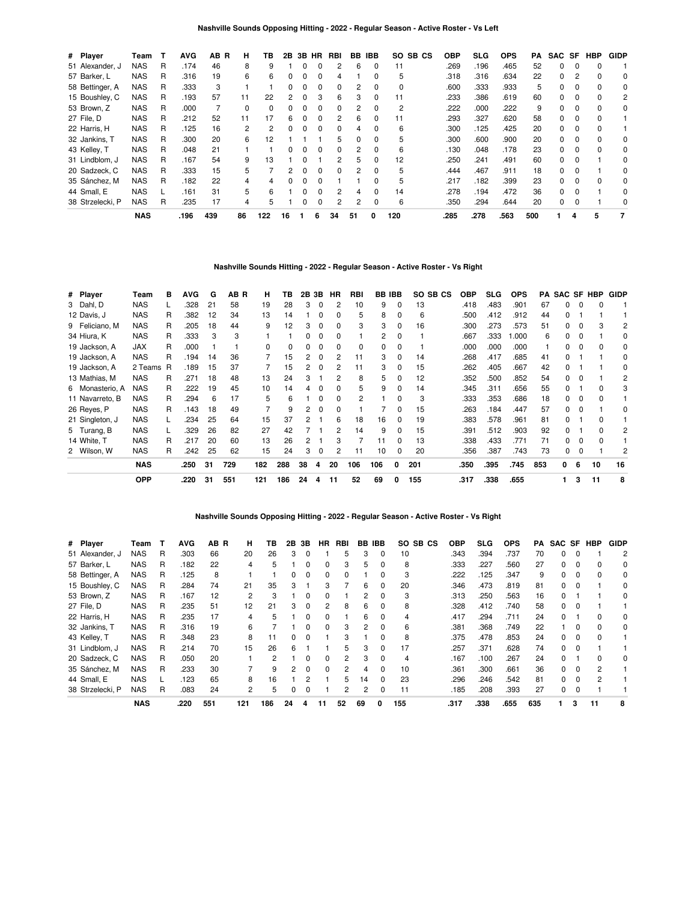## Nashville Sounds Opposing Hitting - 2022 - Regular Season - Active Roster - Vs Left

| # | Player | Team | T | AVG | AB | R | H | TB | 2B | 3B | HR | RBI | BB | IBB | SO | SB | CS | OBP | SLG | OPS | PA | SAC | SF | HBP | GIDP |
|---|---|---|---|---|---|---|---|---|---|---|---|---|---|---|---|---|---|---|---|---|---|---|---|---|---|
| 51 | Alexander, J | NAS | R | .174 | 46 | | 8 | 9 | 1 | 0 | 0 | 2 | 6 | 0 | 11 | | | .269 | .196 | .465 | 52 | 0 | 0 | 0 | 1 |
| 57 | Barker, L | NAS | R | .316 | 19 | | 6 | 6 | 0 | 0 | 0 | 4 | 1 | 0 | 5 | | | .318 | .316 | .634 | 22 | 0 | 2 | 0 | 0 |
| 58 | Bettinger, A | NAS | R | .333 | 3 | | 1 | 1 | 0 | 0 | 0 | 0 | 2 | 0 | 0 | | | .600 | .333 | .933 | 5 | 0 | 0 | 0 | 0 |
| 15 | Boushley, C | NAS | R | .193 | 57 | | 11 | 22 | 2 | 0 | 3 | 6 | 3 | 0 | 11 | | | .233 | .386 | .619 | 60 | 0 | 0 | 0 | 2 |
| 53 | Brown, Z | NAS | R | .000 | 7 | | 0 | 0 | 0 | 0 | 0 | 0 | 2 | 0 | 2 | | | .222 | .000 | .222 | 9 | 0 | 0 | 0 | 0 |
| 27 | File, D | NAS | R | .212 | 52 | | 11 | 17 | 6 | 0 | 0 | 2 | 6 | 0 | 11 | | | .293 | .327 | .620 | 58 | 0 | 0 | 0 | 1 |
| 22 | Harris, H | NAS | R | .125 | 16 | | 2 | 2 | 0 | 0 | 0 | 0 | 4 | 0 | 6 | | | .300 | .125 | .425 | 20 | 0 | 0 | 0 | 1 |
| 32 | Jankins, T | NAS | R | .300 | 20 | | 6 | 12 | 1 | 1 | 1 | 5 | 0 | 0 | 5 | | | .300 | .600 | .900 | 20 | 0 | 0 | 0 | 0 |
| 43 | Kelley, T | NAS | R | .048 | 21 | | 1 | 1 | 0 | 0 | 0 | 0 | 2 | 0 | 6 | | | .130 | .048 | .178 | 23 | 0 | 0 | 0 | 0 |
| 31 | Lindblom, J | NAS | R | .167 | 54 | | 9 | 13 | 1 | 0 | 1 | 2 | 5 | 0 | 12 | | | .250 | .241 | .491 | 60 | 0 | 0 | 1 | 0 |
| 20 | Sadzeck, C | NAS | R | .333 | 15 | | 5 | 7 | 2 | 0 | 0 | 0 | 2 | 0 | 5 | | | .444 | .467 | .911 | 18 | 0 | 0 | 1 | 0 |
| 35 | Sánchez, M | NAS | R | .182 | 22 | | 4 | 4 | 0 | 0 | 0 | 1 | 1 | 0 | 5 | | | .217 | .182 | .399 | 23 | 0 | 0 | 0 | 0 |
| 44 | Small, E | NAS | L | .161 | 31 | | 5 | 6 | 1 | 0 | 0 | 2 | 4 | 0 | 14 | | | .278 | .194 | .472 | 36 | 0 | 0 | 1 | 0 |
| 38 | Strzelecki, P | NAS | R | .235 | 17 | | 4 | 5 | 1 | 0 | 0 | 2 | 2 | 0 | 6 | | | .350 | .294 | .644 | 20 | 0 | 0 | 1 | 0 |
| | | **NAS** | | **.196** | **439** | | **86** | **122** | **16** | **1** | **6** | **34** | **51** | **0** | **120** | | | **.285** | **.278** | **.563** | **500** | **1** | **4** | **5** | **7** |

## Nashville Sounds Hitting - 2022 - Regular Season - Active Roster - Vs Right

| # | Player | Team | B | AVG | G | AB | R | H | TB | 2B | 3B | HR | RBI | BB | IBB | SO | SB | CS | OBP | SLG | OPS | PA | SAC | SF | HBP | GIDP |
|---|---|---|---|---|---|---|---|---|---|---|---|---|---|---|---|---|---|---|---|---|---|---|---|---|---|---|
| 3 | Dahl, D | NAS | L | .328 | 21 | 58 | | 19 | 28 | 3 | 0 | 2 | 10 | 9 | 0 | 13 | | | .418 | .483 | .901 | 67 | 0 | 0 | 0 | 1 |
| 12 | Davis, J | NAS | R | .382 | 12 | 34 | | 13 | 14 | 1 | 0 | 0 | 5 | 8 | 0 | 6 | | | .500 | .412 | .912 | 44 | 0 | 1 | 1 | 1 |
| 9 | Feliciano, M | NAS | R | .205 | 18 | 44 | | 9 | 12 | 3 | 0 | 0 | 3 | 3 | 0 | 16 | | | .300 | .273 | .573 | 51 | 0 | 0 | 3 | 2 |
| 34 | Hiura, K | NAS | R | .333 | 3 | 3 | | 1 | 1 | 0 | 0 | 0 | 1 | 2 | 0 | 1 | | | .667 | .333 | 1.000 | 6 | 0 | 0 | 1 | 0 |
| 19 | Jackson, A | JAX | R | .000 | 1 | 1 | | 0 | 0 | 0 | 0 | 0 | 0 | 0 | 0 | 1 | | | .000 | .000 | .000 | 1 | 0 | 0 | 0 | 0 |
| 19 | Jackson, A | NAS | R | .194 | 14 | 36 | | 7 | 15 | 2 | 0 | 2 | 11 | 3 | 0 | 14 | | | .268 | .417 | .685 | 41 | 0 | 1 | 1 | 0 |
| 19 | Jackson, A | 2 Teams | R | .189 | 15 | 37 | | 7 | 15 | 2 | 0 | 2 | 11 | 3 | 0 | 15 | | | .262 | .405 | .667 | 42 | 0 | 1 | 1 | 0 |
| 13 | Mathias, M | NAS | R | .271 | 18 | 48 | | 13 | 24 | 3 | 1 | 2 | 8 | 5 | 0 | 12 | | | .352 | .500 | .852 | 54 | 0 | 0 | 1 | 2 |
| 6 | Monasterio, A | NAS | R | .222 | 19 | 45 | | 10 | 14 | 4 | 0 | 0 | 5 | 9 | 0 | 14 | | | .345 | .311 | .656 | 55 | 0 | 1 | 0 | 3 |
| 11 | Navarreto, B | NAS | R | .294 | 6 | 17 | | 5 | 6 | 1 | 0 | 0 | 2 | 1 | 0 | 3 | | | .333 | .353 | .686 | 18 | 0 | 0 | 0 | 1 |
| 26 | Reyes, P | NAS | R | .143 | 18 | 49 | | 7 | 9 | 2 | 0 | 0 | 1 | 7 | 0 | 15 | | | .263 | .184 | .447 | 57 | 0 | 0 | 1 | 0 |
| 21 | Singleton, J | NAS | L | .234 | 25 | 64 | | 15 | 37 | 2 | 1 | 6 | 18 | 16 | 0 | 19 | | | .383 | .578 | .961 | 81 | 0 | 1 | 0 | 1 |
| 5 | Turang, B | NAS | L | .329 | 26 | 82 | | 27 | 42 | 7 | 1 | 2 | 14 | 9 | 0 | 15 | | | .391 | .512 | .903 | 92 | 0 | 1 | 0 | 2 |
| 14 | White, T | NAS | R | .217 | 20 | 60 | | 13 | 26 | 2 | 1 | 3 | 7 | 11 | 0 | 13 | | | .338 | .433 | .771 | 71 | 0 | 0 | 0 | 1 |
| 2 | Wilson, W | NAS | R | .242 | 25 | 62 | | 15 | 24 | 3 | 0 | 2 | 11 | 10 | 0 | 20 | | | .356 | .387 | .743 | 73 | 0 | 0 | 1 | 2 |
| | | **NAS** | | **.250** | **31** | **729** | | **182** | **288** | **38** | **4** | **20** | **106** | **106** | **0** | **201** | | | **.350** | **.395** | **.745** | **853** | **0** | **6** | **10** | **16** |
| | | **OPP** | | **.220** | **31** | **551** | | **121** | **186** | **24** | **4** | **11** | **52** | **69** | **0** | **155** | | | **.317** | **.338** | **.655** | | **1** | **3** | **11** | **8** |

## Nashville Sounds Opposing Hitting - 2022 - Regular Season - Active Roster - Vs Right

| # | Player | Team | T | AVG | AB | R | H | TB | 2B | 3B | HR | RBI | BB | IBB | SO | SB | CS | OBP | SLG | OPS | PA | SAC | SF | HBP | GIDP |
|---|---|---|---|---|---|---|---|---|---|---|---|---|---|---|---|---|---|---|---|---|---|---|---|---|---|
| 51 | Alexander, J | NAS | R | .303 | 66 | | 20 | 26 | 3 | 0 | 1 | 5 | 3 | 0 | 10 | | | .343 | .394 | .737 | 70 | 0 | 0 | 1 | 2 |
| 57 | Barker, L | NAS | R | .182 | 22 | | 4 | 5 | 1 | 0 | 0 | 3 | 5 | 0 | 8 | | | .333 | .227 | .560 | 27 | 0 | 0 | 0 | 0 |
| 58 | Bettinger, A | NAS | R | .125 | 8 | | 1 | 1 | 0 | 0 | 0 | 0 | 1 | 0 | 3 | | | .222 | .125 | .347 | 9 | 0 | 0 | 0 | 0 |
| 15 | Boushley, C | NAS | R | .284 | 74 | | 21 | 35 | 3 | 1 | 3 | 7 | 6 | 0 | 20 | | | .346 | .473 | .819 | 81 | 0 | 0 | 1 | 0 |
| 53 | Brown, Z | NAS | R | .167 | 12 | | 2 | 3 | 1 | 0 | 0 | 1 | 2 | 0 | 3 | | | .313 | .250 | .563 | 16 | 0 | 1 | 1 | 0 |
| 27 | File, D | NAS | R | .235 | 51 | | 12 | 21 | 3 | 0 | 2 | 8 | 6 | 0 | 8 | | | .328 | .412 | .740 | 58 | 0 | 0 | 1 | 1 |
| 22 | Harris, H | NAS | R | .235 | 17 | | 4 | 5 | 1 | 0 | 0 | 1 | 6 | 0 | 4 | | | .417 | .294 | .711 | 24 | 0 | 1 | 0 | 0 |
| 32 | Jankins, T | NAS | R | .316 | 19 | | 6 | 7 | 1 | 0 | 0 | 3 | 2 | 0 | 6 | | | .381 | .368 | .749 | 22 | 1 | 0 | 0 | 0 |
| 43 | Kelley, T | NAS | R | .348 | 23 | | 8 | 11 | 0 | 0 | 1 | 3 | 1 | 0 | 8 | | | .375 | .478 | .853 | 24 | 0 | 0 | 0 | 1 |
| 31 | Lindblom, J | NAS | R | .214 | 70 | | 15 | 26 | 6 | 1 | 1 | 5 | 3 | 0 | 17 | | | .257 | .371 | .628 | 74 | 0 | 0 | 1 | 1 |
| 20 | Sadzeck, C | NAS | R | .050 | 20 | | 1 | 2 | 1 | 0 | 0 | 2 | 3 | 0 | 4 | | | .167 | .100 | .267 | 24 | 0 | 1 | 0 | 0 |
| 35 | Sánchez, M | NAS | R | .233 | 30 | | 7 | 9 | 2 | 0 | 0 | 2 | 4 | 0 | 10 | | | .361 | .300 | .661 | 36 | 0 | 0 | 2 | 1 |
| 44 | Small, E | NAS | L | .123 | 65 | | 8 | 16 | 1 | 2 | 1 | 5 | 14 | 0 | 23 | | | .296 | .246 | .542 | 81 | 0 | 0 | 2 | 1 |
| 38 | Strzelecki, P | NAS | R | .083 | 24 | | 2 | 5 | 0 | 0 | 1 | 2 | 2 | 0 | 11 | | | .185 | .208 | .393 | 27 | 0 | 0 | 1 | 1 |
| | | **NAS** | | **.220** | **551** | | **121** | **186** | **24** | **4** | **11** | **52** | **69** | **0** | **155** | | | **.317** | **.338** | **.655** | **635** | **1** | **3** | **11** | **8** |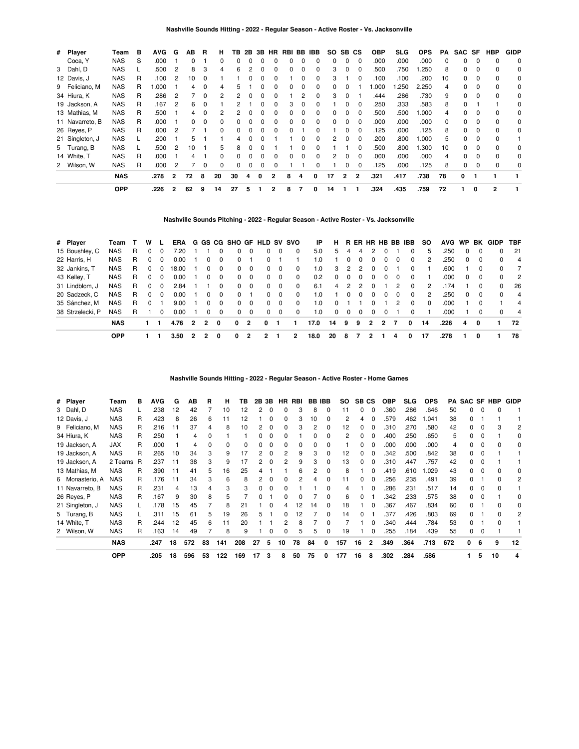### Nashville Sounds Hitting - 2022 - Regular Season - Active Roster - Vs. Jacksonville

| # | Player | Team | B | AVG | G | AB | R | H | TB | 2B | 3B | HR | RBI | BB | IBB | SO | SB | CS | OBP | SLG | OPS | PA | SAC | SF | HBP | GIDP |
|---|---|---|---|---|---|---|---|---|---|---|---|---|---|---|---|---|---|---|---|---|---|---|---|---|---|---|
| | Coca, Y | NAS | S | .000 | 1 | 0 | 1 | 0 | 0 | 0 | 0 | 0 | 0 | 0 | 0 | 0 | 0 | 0 | .000 | .000 | .000 | 0 | 0 | 0 | 0 | 0 |
| 3 | Dahl, D | NAS | L | .500 | 2 | 8 | 3 | 4 | 6 | 2 | 0 | 0 | 0 | 0 | 0 | 3 | 0 | 0 | .500 | .750 | 1.250 | 8 | 0 | 0 | 0 | 0 |
| 12 | Davis, J | NAS | R | .100 | 2 | 10 | 0 | 1 | 1 | 0 | 0 | 0 | 1 | 0 | 0 | 3 | 1 | 0 | .100 | .100 | .200 | 10 | 0 | 0 | 0 | 0 |
| 9 | Feliciano, M | NAS | R | 1.000 | 1 | 4 | 0 | 4 | 5 | 1 | 0 | 0 | 0 | 0 | 0 | 0 | 0 | 1 | 1.000 | 1.250 | 2.250 | 4 | 0 | 0 | 0 | 0 |
| 34 | Hiura, K | NAS | R | .286 | 2 | 7 | 0 | 2 | 2 | 0 | 0 | 0 | 1 | 2 | 0 | 3 | 0 | 1 | .444 | .286 | .730 | 9 | 0 | 0 | 0 | 0 |
| 19 | Jackson, A | NAS | R | .167 | 2 | 6 | 0 | 1 | 2 | 1 | 0 | 0 | 3 | 0 | 0 | 1 | 0 | 0 | .250 | .333 | .583 | 8 | 0 | 1 | 1 | 0 |
| 13 | Mathias, M | NAS | R | .500 | 1 | 4 | 0 | 2 | 2 | 0 | 0 | 0 | 0 | 0 | 0 | 0 | 0 | 0 | .500 | .500 | 1.000 | 4 | 0 | 0 | 0 | 0 |
| 11 | Navarreto, B | NAS | R | .000 | 1 | 0 | 0 | 0 | 0 | 0 | 0 | 0 | 0 | 0 | 0 | 0 | 0 | 0 | .000 | .000 | .000 | 0 | 0 | 0 | 0 | 0 |
| 26 | Reyes, P | NAS | R | .000 | 2 | 7 | 1 | 0 | 0 | 0 | 0 | 0 | 0 | 1 | 0 | 1 | 0 | 0 | .125 | .000 | .125 | 8 | 0 | 0 | 0 | 0 |
| 21 | Singleton, J | NAS | L | .200 | 1 | 5 | 1 | 1 | 4 | 0 | 0 | 1 | 1 | 0 | 0 | 2 | 0 | 0 | .200 | .800 | 1.000 | 5 | 0 | 0 | 0 | 1 |
| 5 | Turang, B | NAS | L | .500 | 2 | 10 | 1 | 5 | 8 | 0 | 0 | 1 | 1 | 0 | 0 | 1 | 1 | 0 | .500 | .800 | 1.300 | 10 | 0 | 0 | 0 | 0 |
| 14 | White, T | NAS | R | .000 | 1 | 4 | 1 | 0 | 0 | 0 | 0 | 0 | 0 | 0 | 0 | 2 | 0 | 0 | .000 | .000 | .000 | 4 | 0 | 0 | 0 | 0 |
| 2 | Wilson, W | NAS | R | .000 | 2 | 7 | 0 | 0 | 0 | 0 | 0 | 0 | 1 | 1 | 0 | 1 | 0 | 0 | .125 | .000 | .125 | 8 | 0 | 0 | 0 | 0 |
| | | **NAS** | | **.278** | **2** | **72** | **8** | **20** | **30** | **4** | **0** | **2** | **8** | **4** | **0** | **17** | **2** | **2** | **.321** | **.417** | **.738** | **78** | **0** | **1** | **1** | **1** |
| | | **OPP** | | **.226** | **2** | **62** | **9** | **14** | **27** | **5** | **1** | **2** | **8** | **7** | **0** | **14** | **1** | **1** | **.324** | **.435** | **.759** | **72** | **1** | **0** | **2** | **1** |

### Nashville Sounds Pitching - 2022 - Regular Season - Active Roster - Vs. Jacksonville

| # | Player | Team | T | W | L | ERA | G | GS | CG | SHO | GF | HLD | SV | SVO | IP | H | R | ER | HR | HB | BB | IBB | SO | AVG | WP | BK | GIDP | TBF |
|---|---|---|---|---|---|---|---|---|---|---|---|---|---|---|---|---|---|---|---|---|---|---|---|---|---|---|---|---|
| 15 | Boushley, C | NAS | R | 0 | 0 | 7.20 | 1 | 1 | 0 | 0 | 0 | 0 | 0 | 0 | 5.0 | 5 | 4 | 4 | 2 | 0 | 1 | 0 | 5 | .250 | 0 | 0 | 0 | 21 |
| 22 | Harris, H | NAS | R | 0 | 0 | 0.00 | 1 | 0 | 0 | 0 | 1 | 0 | 1 | 1 | 1.0 | 1 | 0 | 0 | 0 | 0 | 0 | 0 | 2 | .250 | 0 | 0 | 0 | 4 |
| 32 | Jankins, T | NAS | R | 0 | 0 | 18.00 | 1 | 0 | 0 | 0 | 0 | 0 | 0 | 0 | 1.0 | 3 | 2 | 2 | 0 | 0 | 1 | 0 | 1 | .600 | 1 | 0 | 0 | 7 |
| 43 | Kelley, T | NAS | R | 0 | 0 | 0.00 | 1 | 0 | 0 | 0 | 0 | 0 | 0 | 0 | 0.2 | 0 | 0 | 0 | 0 | 0 | 0 | 0 | 1 | .000 | 0 | 0 | 0 | 2 |
| 31 | Lindblom, J | NAS | R | 0 | 0 | 2.84 | 1 | 1 | 0 | 0 | 0 | 0 | 0 | 0 | 6.1 | 4 | 2 | 2 | 0 | 1 | 2 | 0 | 2 | .174 | 1 | 0 | 0 | 26 |
| 20 | Sadzeck, C | NAS | R | 0 | 0 | 0.00 | 1 | 0 | 0 | 0 | 1 | 0 | 0 | 0 | 1.0 | 1 | 0 | 0 | 0 | 0 | 0 | 0 | 2 | .250 | 0 | 0 | 0 | 4 |
| 35 | Sánchez, M | NAS | R | 0 | 1 | 9.00 | 1 | 0 | 0 | 0 | 0 | 0 | 0 | 0 | 1.0 | 0 | 1 | 1 | 0 | 1 | 2 | 0 | 0 | .000 | 1 | 0 | 1 | 4 |
| 38 | Strzelecki, P | NAS | R | 1 | 0 | 0.00 | 1 | 0 | 0 | 0 | 0 | 0 | 0 | 0 | 1.0 | 0 | 0 | 0 | 0 | 0 | 1 | 0 | 1 | .000 | 1 | 0 | 0 | 4 |
| | | **NAS** | | **1** | **1** | **4.76** | **2** | **2** | **0** | **0** | **2** | **0** | **1** | **1** | **17.0** | **14** | **9** | **9** | **2** | **2** | **7** | **0** | **14** | **.226** | **4** | **0** | **1** | **72** |
| | | **OPP** | | **1** | **1** | **3.50** | **2** | **2** | **0** | **0** | **2** | **2** | **1** | **2** | **18.0** | **20** | **8** | **7** | **2** | **1** | **4** | **0** | **17** | **.278** | **1** | **0** | **1** | **78** |

### Nashville Sounds Hitting - 2022 - Regular Season - Active Roster - Home Games

| # | Player | Team | B | AVG | G | AB | R | H | TB | 2B | 3B | HR | RBI | BB | IBB | SO | SB | CS | OBP | SLG | OPS | PA | SAC | SF | HBP | GIDP |
|---|---|---|---|---|---|---|---|---|---|---|---|---|---|---|---|---|---|---|---|---|---|---|---|---|---|---|
| 3 | Dahl, D | NAS | L | .238 | 12 | 42 | 7 | 10 | 12 | 2 | 0 | 0 | 3 | 8 | 0 | 11 | 0 | 0 | .360 | .286 | .646 | 50 | 0 | 0 | 0 | 1 |
| 12 | Davis, J | NAS | R | .423 | 8 | 26 | 6 | 11 | 12 | 1 | 0 | 0 | 3 | 10 | 0 | 2 | 4 | 0 | .579 | .462 | 1.041 | 38 | 0 | 1 | 1 | 1 |
| 9 | Feliciano, M | NAS | R | .216 | 11 | 37 | 4 | 8 | 10 | 2 | 0 | 0 | 3 | 2 | 0 | 12 | 0 | 0 | .310 | .270 | .580 | 42 | 0 | 0 | 3 | 2 |
| 34 | Hiura, K | NAS | R | .250 | 1 | 4 | 0 | 1 | 1 | 0 | 0 | 0 | 1 | 0 | 0 | 2 | 0 | 0 | .400 | .250 | .650 | 5 | 0 | 0 | 1 | 0 |
| 19 | Jackson, A | JAX | R | .000 | 1 | 4 | 0 | 0 | 0 | 0 | 0 | 0 | 0 | 0 | 0 | 1 | 0 | 0 | .000 | .000 | .000 | 4 | 0 | 0 | 0 | 0 |
| 19 | Jackson, A | NAS | R | .265 | 10 | 34 | 3 | 9 | 17 | 2 | 0 | 2 | 9 | 3 | 0 | 12 | 0 | 0 | .342 | .500 | .842 | 38 | 0 | 0 | 1 | 1 |
| 19 | Jackson, A | 2 Teams | R | .237 | 11 | 38 | 3 | 9 | 17 | 2 | 0 | 2 | 9 | 3 | 0 | 13 | 0 | 0 | .310 | .447 | .757 | 42 | 0 | 0 | 1 | 1 |
| 13 | Mathias, M | NAS | R | .390 | 11 | 41 | 5 | 16 | 25 | 4 | 1 | 1 | 6 | 2 | 0 | 8 | 1 | 0 | .419 | .610 | 1.029 | 43 | 0 | 0 | 0 | 0 |
| 6 | Monasterio, A | NAS | R | .176 | 11 | 34 | 3 | 6 | 8 | 2 | 0 | 0 | 2 | 4 | 0 | 11 | 0 | 0 | .256 | .235 | .491 | 39 | 0 | 1 | 0 | 2 |
| 11 | Navarreto, B | NAS | R | .231 | 4 | 13 | 4 | 3 | 3 | 0 | 0 | 0 | 1 | 1 | 0 | 4 | 1 | 0 | .286 | .231 | .517 | 14 | 0 | 0 | 0 | 1 |
| 26 | Reyes, P | NAS | R | .167 | 9 | 30 | 8 | 5 | 7 | 0 | 1 | 0 | 0 | 7 | 0 | 6 | 0 | 1 | .342 | .233 | .575 | 38 | 0 | 0 | 1 | 0 |
| 21 | Singleton, J | NAS | L | .178 | 15 | 45 | 7 | 8 | 21 | 1 | 0 | 4 | 12 | 14 | 0 | 18 | 1 | 0 | .367 | .467 | .834 | 60 | 0 | 1 | 0 | 0 |
| 5 | Turang, B | NAS | L | .311 | 15 | 61 | 5 | 19 | 26 | 5 | 1 | 0 | 12 | 7 | 0 | 14 | 0 | 1 | .377 | .426 | .803 | 69 | 0 | 1 | 0 | 2 |
| 14 | White, T | NAS | R | .244 | 12 | 45 | 6 | 11 | 20 | 1 | 1 | 2 | 8 | 7 | 0 | 7 | 1 | 0 | .340 | .444 | .784 | 53 | 0 | 1 | 0 | 1 |
| 2 | Wilson, W | NAS | R | .163 | 14 | 49 | 7 | 8 | 9 | 1 | 0 | 0 | 5 | 5 | 0 | 19 | 1 | 0 | .255 | .184 | .439 | 55 | 0 | 0 | 1 | 1 |
| | | **NAS** | | **.247** | **18** | **572** | **83** | **141** | **208** | **27** | **5** | **10** | **78** | **84** | **0** | **157** | **16** | **2** | **.349** | **.364** | **.713** | **672** | **0** | **6** | **9** | **12** |
| | | **OPP** | | **.205** | **18** | **596** | **53** | **122** | **169** | **17** | **3** | **8** | **50** | **75** | **0** | **177** | **16** | **8** | **.302** | **.284** | **.586** | | **1** | **5** | **10** | **4** |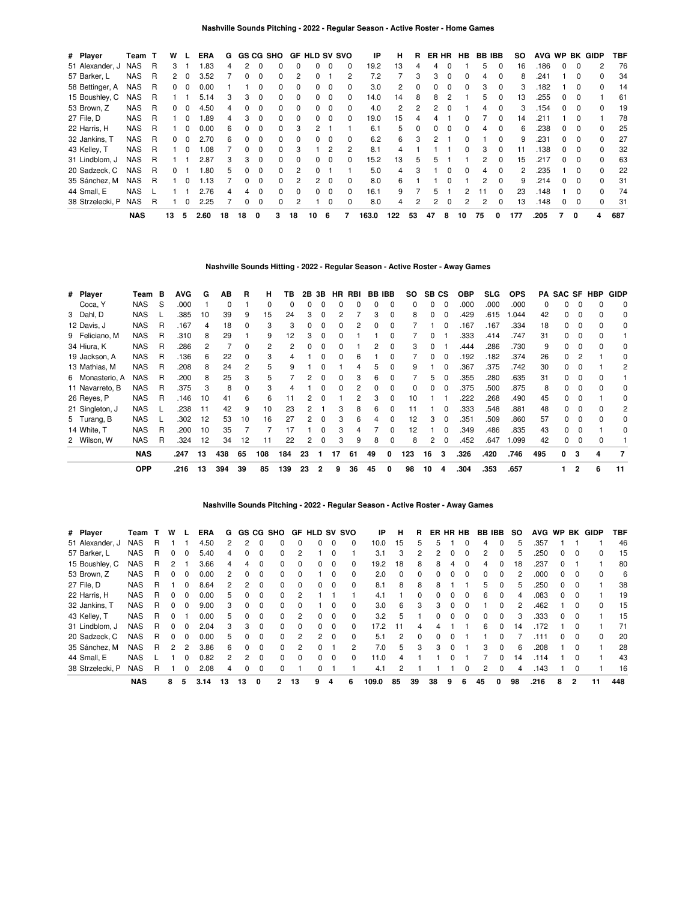## Nashville Sounds Pitching - 2022 - Regular Season - Active Roster - Home Games

| # | Player | Team | T | W | L | ERA | G | GS | CG | SHO | GF | HLD | SV | SVO | IP | H | R | ER | HR | HB | BB | IBB | SO | AVG | WP | BK | GIDP | TBF |
|---|---|---|---|---|---|---|---|---|---|---|---|---|---|---|---|---|---|---|---|---|---|---|---|---|---|---|---|---|
| 51 | Alexander, J | NAS | R | 3 | 1 | 1.83 | 4 | 2 | 0 | 0 | 0 | 0 | 0 | 0 | 19.2 | 13 | 4 | 4 | 0 | 1 | 5 | 0 | 16 | .186 | 0 | 0 | 2 | 76 |
| 57 | Barker, L | NAS | R | 2 | 0 | 3.52 | 7 | 0 | 0 | 0 | 2 | 0 | 1 | 2 | 7.2 | 7 | 3 | 3 | 0 | 0 | 4 | 0 | 8 | .241 | 1 | 0 | 0 | 34 |
| 58 | Bettinger, A | NAS | R | 0 | 0 | 0.00 | 1 | 1 | 0 | 0 | 0 | 0 | 0 | 0 | 3.0 | 2 | 0 | 0 | 0 | 0 | 3 | 0 | 3 | .182 | 1 | 0 | 0 | 14 |
| 15 | Boushley, C | NAS | R | 1 | 1 | 5.14 | 3 | 3 | 0 | 0 | 0 | 0 | 0 | 0 | 14.0 | 14 | 8 | 8 | 2 | 1 | 5 | 0 | 13 | .255 | 0 | 0 | 1 | 61 |
| 53 | Brown, Z | NAS | R | 0 | 0 | 4.50 | 4 | 0 | 0 | 0 | 0 | 0 | 0 | 0 | 4.0 | 2 | 2 | 2 | 0 | 1 | 4 | 0 | 3 | .154 | 0 | 0 | 0 | 19 |
| 27 | File, D | NAS | R | 1 | 0 | 1.89 | 4 | 3 | 0 | 0 | 0 | 0 | 0 | 0 | 19.0 | 15 | 4 | 4 | 1 | 0 | 7 | 0 | 14 | .211 | 1 | 0 | 1 | 78 |
| 22 | Harris, H | NAS | R | 1 | 0 | 0.00 | 6 | 0 | 0 | 0 | 3 | 2 | 1 | 1 | 6.1 | 5 | 0 | 0 | 0 | 0 | 4 | 0 | 6 | .238 | 0 | 0 | 0 | 25 |
| 32 | Jankins, T | NAS | R | 0 | 0 | 2.70 | 6 | 0 | 0 | 0 | 0 | 0 | 0 | 0 | 6.2 | 6 | 3 | 2 | 1 | 0 | 1 | 0 | 9 | .231 | 0 | 0 | 0 | 27 |
| 43 | Kelley, T | NAS | R | 1 | 0 | 1.08 | 7 | 0 | 0 | 0 | 3 | 1 | 2 | 2 | 8.1 | 4 | 1 | 1 | 1 | 0 | 3 | 0 | 11 | .138 | 0 | 0 | 0 | 32 |
| 31 | Lindblom, J | NAS | R | 1 | 1 | 2.87 | 3 | 3 | 0 | 0 | 0 | 0 | 0 | 0 | 15.2 | 13 | 5 | 5 | 1 | 1 | 2 | 0 | 15 | .217 | 0 | 0 | 0 | 63 |
| 20 | Sadzeck, C | NAS | R | 0 | 1 | 1.80 | 5 | 0 | 0 | 0 | 2 | 0 | 1 | 1 | 5.0 | 4 | 3 | 1 | 0 | 0 | 4 | 0 | 2 | .235 | 1 | 0 | 0 | 22 |
| 35 | Sánchez, M | NAS | R | 1 | 0 | 1.13 | 7 | 0 | 0 | 0 | 2 | 2 | 0 | 0 | 8.0 | 6 | 1 | 1 | 0 | 1 | 2 | 0 | 9 | .214 | 0 | 0 | 0 | 31 |
| 44 | Small, E | NAS | L | 1 | 1 | 2.76 | 4 | 4 | 0 | 0 | 0 | 0 | 0 | 0 | 16.1 | 9 | 7 | 5 | 1 | 2 | 11 | 0 | 23 | .148 | 1 | 0 | 0 | 74 |
| 38 | Strzelecki, P | NAS | R | 1 | 0 | 2.25 | 7 | 0 | 0 | 0 | 2 | 1 | 0 | 0 | 8.0 | 4 | 2 | 2 | 0 | 2 | 2 | 0 | 13 | .148 | 0 | 0 | 0 | 31 |
| | **NAS** | | | **13** | **5** | **2.60** | **18** | **18** | **0** | **3** | **18** | **10** | **6** | **7** | **163.0** | **122** | **53** | **47** | **8** | **10** | **75** | **0** | **177** | **.205** | **7** | **0** | **4** | **687** |

## Nashville Sounds Hitting - 2022 - Regular Season - Active Roster - Away Games

| # | Player | Team | B | AVG | G | AB | R | H | TB | 2B | 3B | HR | RBI | BB | IBB | SO | SB | CS | OBP | SLG | OPS | PA | SAC | SF | HBP | GIDP |
|---|---|---|---|---|---|---|---|---|---|---|---|---|---|---|---|---|---|---|---|---|---|---|---|---|---|---|
| | Coca, Y | NAS | S | .000 | 1 | 0 | 1 | 0 | 0 | 0 | 0 | 0 | 0 | 0 | 0 | 0 | 0 | 0 | .000 | .000 | .000 | 0 | 0 | 0 | 0 | 0 |
| 3 | Dahl, D | NAS | L | .385 | 10 | 39 | 9 | 15 | 24 | 3 | 0 | 2 | 7 | 3 | 0 | 8 | 0 | 0 | .429 | .615 | 1.044 | 42 | 0 | 0 | 0 | 0 |
| 12 | Davis, J | NAS | R | .167 | 4 | 18 | 0 | 3 | 3 | 0 | 0 | 0 | 2 | 0 | 0 | 7 | 1 | 0 | .167 | .167 | .334 | 18 | 0 | 0 | 0 | 0 |
| 9 | Feliciano, M | NAS | R | .310 | 8 | 29 | 1 | 9 | 12 | 3 | 0 | 0 | 1 | 1 | 0 | 7 | 0 | 1 | .333 | .414 | .747 | 31 | 0 | 0 | 0 | 1 |
| 34 | Hiura, K | NAS | R | .286 | 2 | 7 | 0 | 2 | 2 | 0 | 0 | 0 | 1 | 2 | 0 | 3 | 0 | 1 | .444 | .286 | .730 | 9 | 0 | 0 | 0 | 0 |
| 19 | Jackson, A | NAS | R | .136 | 6 | 22 | 0 | 3 | 4 | 1 | 0 | 0 | 6 | 1 | 0 | 7 | 0 | 0 | .192 | .182 | .374 | 26 | 0 | 2 | 1 | 0 |
| 13 | Mathias, M | NAS | R | .208 | 8 | 24 | 2 | 5 | 9 | 1 | 0 | 1 | 4 | 5 | 0 | 9 | 1 | 0 | .367 | .375 | .742 | 30 | 0 | 0 | 1 | 2 |
| 6 | Monasterio, A | NAS | R | .200 | 8 | 25 | 3 | 5 | 7 | 2 | 0 | 0 | 3 | 6 | 0 | 7 | 5 | 0 | .355 | .280 | .635 | 31 | 0 | 0 | 0 | 1 |
| 11 | Navarreto, B | NAS | R | .375 | 3 | 8 | 0 | 3 | 4 | 1 | 0 | 0 | 2 | 0 | 0 | 0 | 0 | 0 | .375 | .500 | .875 | 8 | 0 | 0 | 0 | 0 |
| 26 | Reyes, P | NAS | R | .146 | 10 | 41 | 6 | 6 | 11 | 2 | 0 | 1 | 2 | 3 | 0 | 10 | 1 | 1 | .222 | .268 | .490 | 45 | 0 | 0 | 1 | 0 |
| 21 | Singleton, J | NAS | L | .238 | 11 | 42 | 9 | 10 | 23 | 2 | 1 | 3 | 8 | 6 | 0 | 11 | 1 | 0 | .333 | .548 | .881 | 48 | 0 | 0 | 0 | 2 |
| 5 | Turang, B | NAS | L | .302 | 12 | 53 | 10 | 16 | 27 | 2 | 0 | 3 | 6 | 4 | 0 | 12 | 3 | 0 | .351 | .509 | .860 | 57 | 0 | 0 | 0 | 0 |
| 14 | White, T | NAS | R | .200 | 10 | 35 | 7 | 7 | 17 | 1 | 0 | 3 | 4 | 7 | 0 | 12 | 1 | 0 | .349 | .486 | .835 | 43 | 0 | 0 | 1 | 0 |
| 2 | Wilson, W | NAS | R | .324 | 12 | 34 | 12 | 11 | 22 | 2 | 0 | 3 | 9 | 8 | 0 | 8 | 2 | 0 | .452 | .647 | 1.099 | 42 | 0 | 0 | 0 | 1 |
| | **NAS** | | | **.247** | **13** | **438** | **65** | **108** | **184** | **23** | **1** | **17** | **61** | **49** | **0** | **123** | **16** | **3** | **.326** | **.420** | **.746** | **495** | **0** | **3** | **4** | **7** |
| | **OPP** | | | **.216** | **13** | **394** | **39** | **85** | **139** | **23** | **2** | **9** | **36** | **45** | **0** | **98** | **10** | **4** | **.304** | **.353** | **.657** | | **1** | **2** | **6** | **11** |

## Nashville Sounds Pitching - 2022 - Regular Season - Active Roster - Away Games

| # | Player | Team | T | W | L | ERA | G | GS | CG | SHO | GF | HLD | SV | SVO | IP | H | R | ER | HR | HB | BB | IBB | SO | AVG | WP | BK | GIDP | TBF |
|---|---|---|---|---|---|---|---|---|---|---|---|---|---|---|---|---|---|---|---|---|---|---|---|---|---|---|---|---|
| 51 | Alexander, J | NAS | R | 1 | 1 | 4.50 | 2 | 2 | 0 | 0 | 0 | 0 | 0 | 0 | 10.0 | 15 | 5 | 5 | 1 | 0 | 4 | 0 | 5 | .357 | 1 | 1 | 1 | 46 |
| 57 | Barker, L | NAS | R | 0 | 0 | 5.40 | 4 | 0 | 0 | 0 | 2 | 1 | 0 | 1 | 3.1 | 3 | 2 | 2 | 0 | 0 | 2 | 0 | 5 | .250 | 0 | 0 | 0 | 15 |
| 15 | Boushley, C | NAS | R | 2 | 1 | 3.66 | 4 | 4 | 0 | 0 | 0 | 0 | 0 | 0 | 19.2 | 18 | 8 | 8 | 4 | 0 | 4 | 0 | 18 | .237 | 0 | 1 | 1 | 80 |
| 53 | Brown, Z | NAS | R | 0 | 0 | 0.00 | 2 | 0 | 0 | 0 | 0 | 1 | 0 | 0 | 2.0 | 0 | 0 | 0 | 0 | 0 | 0 | 0 | 2 | .000 | 0 | 0 | 0 | 6 |
| 27 | File, D | NAS | R | 1 | 0 | 8.64 | 2 | 2 | 0 | 0 | 0 | 0 | 0 | 0 | 8.1 | 8 | 8 | 8 | 1 | 1 | 5 | 0 | 5 | .250 | 0 | 0 | 1 | 38 |
| 22 | Harris, H | NAS | R | 0 | 0 | 0.00 | 5 | 0 | 0 | 0 | 2 | 1 | 1 | 1 | 4.1 | 1 | 0 | 0 | 0 | 0 | 6 | 0 | 4 | .083 | 0 | 0 | 1 | 19 |
| 32 | Jankins, T | NAS | R | 0 | 0 | 9.00 | 3 | 0 | 0 | 0 | 0 | 1 | 0 | 0 | 3.0 | 6 | 3 | 3 | 0 | 0 | 1 | 0 | 2 | .462 | 1 | 0 | 0 | 15 |
| 43 | Kelley, T | NAS | R | 0 | 1 | 0.00 | 5 | 0 | 0 | 0 | 2 | 0 | 0 | 0 | 3.2 | 5 | 1 | 0 | 0 | 0 | 0 | 0 | 3 | .333 | 0 | 0 | 1 | 15 |
| 31 | Lindblom, J | NAS | R | 0 | 0 | 2.04 | 3 | 3 | 0 | 0 | 0 | 0 | 0 | 0 | 17.2 | 11 | 4 | 4 | 1 | 1 | 6 | 0 | 14 | .172 | 1 | 0 | 1 | 71 |
| 20 | Sadzeck, C | NAS | R | 0 | 0 | 0.00 | 5 | 0 | 0 | 0 | 2 | 2 | 0 | 0 | 5.1 | 2 | 0 | 0 | 0 | 1 | 1 | 0 | 7 | .111 | 0 | 0 | 0 | 20 |
| 35 | Sánchez, M | NAS | R | 2 | 2 | 3.86 | 6 | 0 | 0 | 0 | 2 | 0 | 1 | 2 | 7.0 | 5 | 3 | 3 | 0 | 1 | 3 | 0 | 6 | .208 | 1 | 0 | 1 | 28 |
| 44 | Small, E | NAS | L | 1 | 0 | 0.82 | 2 | 2 | 0 | 0 | 0 | 0 | 0 | 0 | 11.0 | 4 | 1 | 1 | 0 | 1 | 7 | 0 | 14 | .114 | 1 | 0 | 1 | 43 |
| 38 | Strzelecki, P | NAS | R | 1 | 0 | 2.08 | 4 | 0 | 0 | 0 | 1 | 0 | 1 | 1 | 4.1 | 2 | 1 | 1 | 1 | 0 | 2 | 0 | 4 | .143 | 1 | 0 | 1 | 16 |
| | **NAS** | | | **8** | **5** | **3.14** | **13** | **13** | **0** | **2** | **13** | **9** | **4** | **6** | **109.0** | **85** | **39** | **38** | **9** | **6** | **45** | **0** | **98** | **.216** | **8** | **2** | **11** | **448** |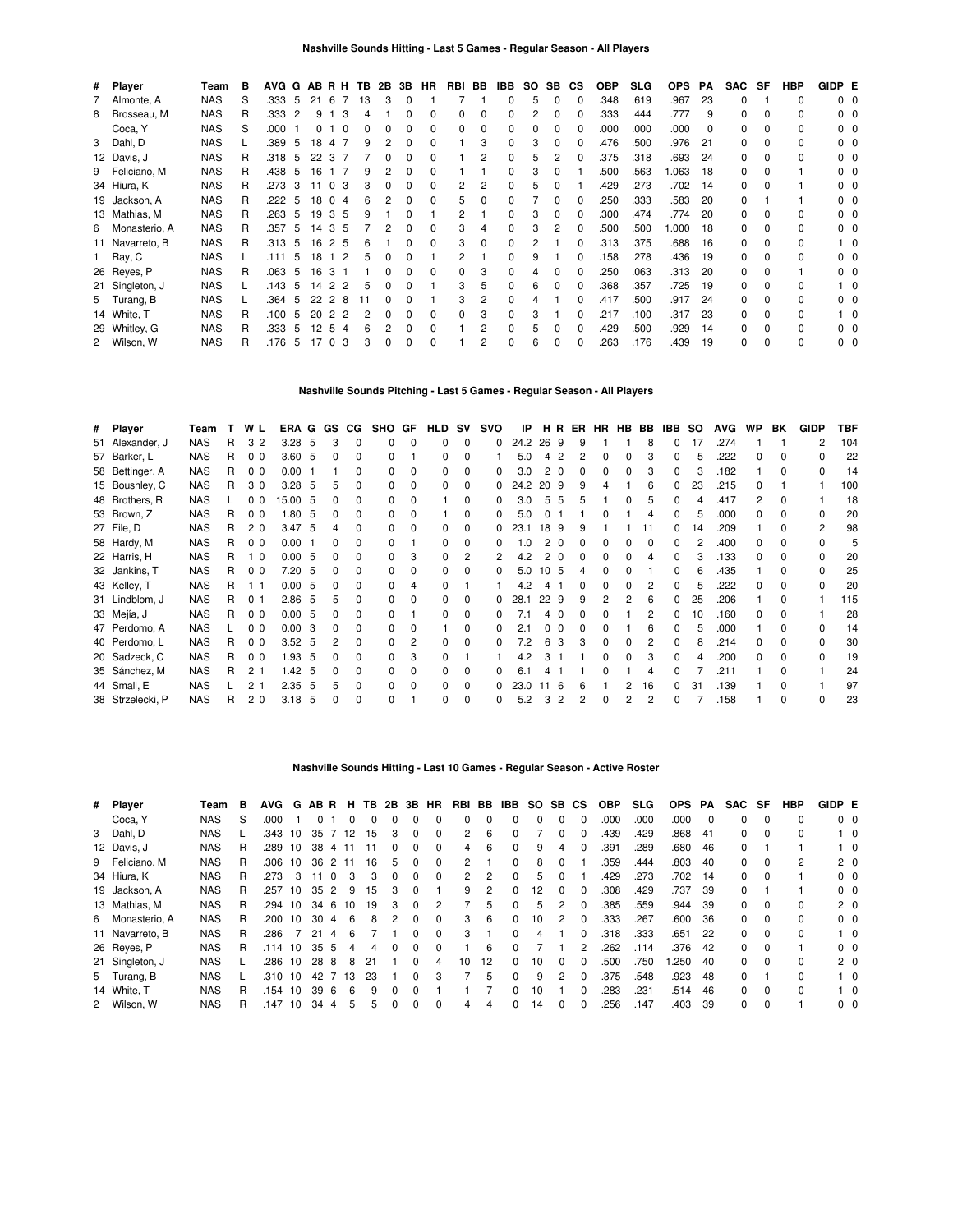### Nashville Sounds Hitting - Last 5 Games - Regular Season - All Players

| # | Player | Team | B | AVG | G | AB | R | H | TB | 2B | 3B | HR | RBI | BB | IBB | SO | SB | CS | OBP | SLG | OPS | PA | SAC | SF | HBP | GIDP | E |
|---|---|---|---|---|---|---|---|---|---|---|---|---|---|---|---|---|---|---|---|---|---|---|---|---|---|---|---|
| 7 | Almonte, A | NAS | S | .333 | 5 | 21 | 6 | 7 | 13 | 3 | 0 | 1 | 7 | 1 | 0 | 5 | 0 | 0 | .348 | .619 | .967 | 23 | 0 | 1 | 0 | 0 | 0 |
| 8 | Brosseau, M | NAS | R | .333 | 2 | 9 | 1 | 3 | 4 | 1 | 0 | 0 | 0 | 0 | 0 | 2 | 0 | 0 | .333 | .444 | .777 | 9 | 0 | 0 | 0 | 0 | 0 |
| | Coca, Y | NAS | S | .000 | 1 | 0 | 1 | 0 | 0 | 0 | 0 | 0 | 0 | 0 | 0 | 0 | 0 | 0 | .000 | .000 | .000 | 0 | 0 | 0 | 0 | 0 | 0 |
| 3 | Dahl, D | NAS | L | .389 | 5 | 18 | 4 | 7 | 9 | 2 | 0 | 0 | 1 | 3 | 0 | 3 | 0 | 0 | .476 | .500 | .976 | 21 | 0 | 0 | 0 | 0 | 0 |
| 12 | Davis, J | NAS | R | .318 | 5 | 22 | 3 | 7 | 7 | 0 | 0 | 0 | 1 | 2 | 0 | 5 | 2 | 0 | .375 | .318 | .693 | 24 | 0 | 0 | 0 | 0 | 0 |
| 9 | Feliciano, M | NAS | R | .438 | 5 | 16 | 1 | 7 | 9 | 2 | 0 | 0 | 1 | 1 | 0 | 3 | 0 | 1 | .500 | .563 | 1.063 | 18 | 0 | 0 | 1 | 0 | 0 |
| 34 | Hiura, K | NAS | R | .273 | 3 | 11 | 0 | 3 | 3 | 0 | 0 | 0 | 2 | 2 | 0 | 5 | 0 | 1 | .429 | .273 | .702 | 14 | 0 | 0 | 1 | 0 | 0 |
| 19 | Jackson, A | NAS | R | .222 | 5 | 18 | 0 | 4 | 6 | 2 | 0 | 0 | 5 | 0 | 0 | 7 | 0 | 0 | .250 | .333 | .583 | 20 | 0 | 1 | 1 | 0 | 0 |
| 13 | Mathias, M | NAS | R | .263 | 5 | 19 | 3 | 5 | 9 | 1 | 0 | 1 | 2 | 1 | 0 | 3 | 0 | 0 | .300 | .474 | .774 | 20 | 0 | 0 | 0 | 0 | 0 |
| 6 | Monasterio, A | NAS | R | .357 | 5 | 14 | 3 | 5 | 7 | 2 | 0 | 0 | 3 | 4 | 0 | 3 | 2 | 0 | .500 | .500 | 1.000 | 18 | 0 | 0 | 0 | 0 | 0 |
| 11 | Navarreto, B | NAS | R | .313 | 5 | 16 | 2 | 5 | 6 | 1 | 0 | 0 | 3 | 0 | 0 | 2 | 1 | 0 | .313 | .375 | .688 | 16 | 0 | 0 | 0 | 1 | 0 |
| 1 | Ray, C | NAS | L | .111 | 5 | 18 | 1 | 2 | 5 | 0 | 0 | 1 | 2 | 1 | 0 | 9 | 1 | 0 | .158 | .278 | .436 | 19 | 0 | 0 | 0 | 0 | 0 |
| 26 | Reyes, P | NAS | R | .063 | 5 | 16 | 3 | 1 | 1 | 0 | 0 | 0 | 0 | 3 | 0 | 4 | 0 | 0 | .250 | .063 | .313 | 20 | 0 | 0 | 1 | 0 | 0 |
| 21 | Singleton, J | NAS | L | .143 | 5 | 14 | 2 | 2 | 5 | 0 | 0 | 1 | 3 | 5 | 0 | 6 | 0 | 0 | .368 | .357 | .725 | 19 | 0 | 0 | 0 | 1 | 0 |
| 5 | Turang, B | NAS | L | .364 | 5 | 22 | 2 | 8 | 11 | 0 | 0 | 1 | 3 | 2 | 0 | 4 | 1 | 0 | .417 | .500 | .917 | 24 | 0 | 0 | 0 | 0 | 0 |
| 14 | White, T | NAS | R | .100 | 5 | 20 | 2 | 2 | 2 | 0 | 0 | 0 | 0 | 3 | 0 | 3 | 1 | 0 | .217 | .100 | .317 | 23 | 0 | 0 | 0 | 1 | 0 |
| 29 | Whitley, G | NAS | R | .333 | 5 | 12 | 5 | 4 | 6 | 2 | 0 | 0 | 1 | 2 | 0 | 5 | 0 | 0 | .429 | .500 | .929 | 14 | 0 | 0 | 0 | 0 | 0 |
| 2 | Wilson, W | NAS | R | .176 | 5 | 17 | 0 | 3 | 3 | 0 | 0 | 0 | 1 | 2 | 0 | 6 | 0 | 0 | .263 | .176 | .439 | 19 | 0 | 0 | 0 | 0 | 0 |

### Nashville Sounds Pitching - Last 5 Games - Regular Season - All Players

| # | Player | Team | T | W | L | ERA | G | GS | CG | SHO | GF | HLD | SV | SVO | IP | H | R | ER | HR | HB | BB | IBB | SO | AVG | WP | BK | GIDP | TBF |
|---|---|---|---|---|---|---|---|---|---|---|---|---|---|---|---|---|---|---|---|---|---|---|---|---|---|---|---|---|
| 51 | Alexander, J | NAS | R | 3 | 2 | 3.28 | 5 | 3 | 0 | 0 | 0 | 0 | 0 | 0 | 24.2 | 26 | 9 | 9 | 1 | 1 | 8 | 0 | 17 | .274 | 1 | 1 | 2 | 104 |
| 57 | Barker, L | NAS | R | 0 | 0 | 3.60 | 5 | 0 | 0 | 0 | 1 | 0 | 0 | 1 | 5.0 | 4 | 2 | 2 | 0 | 0 | 3 | 0 | 5 | .222 | 0 | 0 | 0 | 22 |
| 58 | Bettinger, A | NAS | R | 0 | 0 | 0.00 | 1 | 1 | 0 | 0 | 0 | 0 | 0 | 0 | 3.0 | 2 | 0 | 0 | 0 | 0 | 3 | 0 | 3 | .182 | 1 | 0 | 0 | 14 |
| 15 | Boushley, C | NAS | R | 3 | 0 | 3.28 | 5 | 5 | 0 | 0 | 0 | 0 | 0 | 0 | 24.2 | 20 | 9 | 9 | 4 | 1 | 6 | 0 | 23 | .215 | 0 | 1 | 1 | 100 |
| 48 | Brothers, R | NAS | L | 0 | 0 | 15.00 | 5 | 0 | 0 | 0 | 0 | 1 | 0 | 0 | 3.0 | 5 | 5 | 5 | 1 | 0 | 5 | 0 | 4 | .417 | 2 | 0 | 1 | 18 |
| 53 | Brown, Z | NAS | R | 0 | 0 | 1.80 | 5 | 0 | 0 | 0 | 0 | 1 | 0 | 0 | 5.0 | 0 | 1 | 1 | 0 | 1 | 4 | 0 | 5 | .000 | 0 | 0 | 0 | 20 |
| 27 | File, D | NAS | R | 2 | 0 | 3.47 | 5 | 4 | 0 | 0 | 0 | 0 | 0 | 0 | 23.1 | 18 | 9 | 9 | 1 | 1 | 11 | 0 | 14 | .209 | 1 | 0 | 2 | 98 |
| 58 | Hardy, M | NAS | R | 0 | 0 | 0.00 | 1 | 0 | 0 | 0 | 1 | 0 | 0 | 0 | 1.0 | 2 | 0 | 0 | 0 | 0 | 0 | 0 | 2 | .400 | 0 | 0 | 0 | 5 |
| 22 | Harris, H | NAS | R | 1 | 0 | 0.00 | 5 | 0 | 0 | 0 | 3 | 0 | 2 | 2 | 4.2 | 2 | 0 | 0 | 0 | 0 | 4 | 0 | 3 | .133 | 0 | 0 | 0 | 20 |
| 32 | Jankins, T | NAS | R | 0 | 0 | 7.20 | 5 | 0 | 0 | 0 | 0 | 0 | 0 | 0 | 5.0 | 10 | 5 | 4 | 0 | 0 | 1 | 0 | 6 | .435 | 1 | 0 | 0 | 25 |
| 43 | Kelley, T | NAS | R | 1 | 1 | 0.00 | 5 | 0 | 0 | 0 | 4 | 0 | 1 | 1 | 4.2 | 4 | 1 | 0 | 0 | 0 | 2 | 0 | 5 | .222 | 0 | 0 | 0 | 20 |
| 31 | Lindblom, J | NAS | R | 0 | 1 | 2.86 | 5 | 5 | 0 | 0 | 0 | 0 | 0 | 0 | 28.1 | 22 | 9 | 9 | 2 | 2 | 6 | 0 | 25 | .206 | 1 | 0 | 1 | 115 |
| 33 | Mejía, J | NAS | R | 0 | 0 | 0.00 | 5 | 0 | 0 | 0 | 1 | 0 | 0 | 0 | 7.1 | 4 | 0 | 0 | 0 | 1 | 2 | 0 | 10 | .160 | 0 | 0 | 1 | 28 |
| 47 | Perdomo, A | NAS | L | 0 | 0 | 0.00 | 3 | 0 | 0 | 0 | 0 | 1 | 0 | 0 | 2.1 | 0 | 0 | 0 | 0 | 1 | 6 | 0 | 5 | .000 | 1 | 0 | 0 | 14 |
| 40 | Perdomo, L | NAS | R | 0 | 0 | 3.52 | 5 | 2 | 0 | 0 | 2 | 0 | 0 | 0 | 7.2 | 6 | 3 | 3 | 0 | 0 | 2 | 0 | 8 | .214 | 0 | 0 | 0 | 30 |
| 20 | Sadzeck, C | NAS | R | 0 | 0 | 1.93 | 5 | 0 | 0 | 0 | 3 | 0 | 1 | 1 | 4.2 | 3 | 1 | 1 | 0 | 0 | 3 | 0 | 4 | .200 | 0 | 0 | 0 | 19 |
| 35 | Sánchez, M | NAS | R | 2 | 1 | 1.42 | 5 | 0 | 0 | 0 | 0 | 0 | 0 | 0 | 6.1 | 4 | 1 | 1 | 0 | 1 | 4 | 0 | 7 | .211 | 1 | 0 | 0 | 24 |
| 44 | Small, E | NAS | L | 2 | 1 | 2.35 | 5 | 5 | 0 | 0 | 0 | 0 | 0 | 0 | 23.0 | 11 | 6 | 6 | 1 | 2 | 16 | 0 | 31 | .139 | 1 | 0 | 1 | 97 |
| 38 | Strzelecki, P | NAS | R | 2 | 0 | 3.18 | 5 | 0 | 0 | 0 | 1 | 0 | 0 | 0 | 5.2 | 3 | 2 | 2 | 0 | 2 | 2 | 0 | 7 | .158 | 1 | 0 | 0 | 23 |

### Nashville Sounds Hitting - Last 10 Games - Regular Season - Active Roster

| # | Player | Team | B | AVG | G | AB | R | H | TB | 2B | 3B | HR | RBI | BB | IBB | SO | SB | CS | OBP | SLG | OPS | PA | SAC | SF | HBP | GIDP | E |
|---|---|---|---|---|---|---|---|---|---|---|---|---|---|---|---|---|---|---|---|---|---|---|---|---|---|---|---|
| | Coca, Y | NAS | S | .000 | 1 | 0 | 1 | 0 | 0 | 0 | 0 | 0 | 0 | 0 | 0 | 0 | 0 | 0 | .000 | .000 | .000 | 0 | 0 | 0 | 0 | 0 | 0 |
| 3 | Dahl, D | NAS | L | .343 | 10 | 35 | 7 | 12 | 15 | 3 | 0 | 0 | 2 | 6 | 0 | 7 | 0 | 0 | .439 | .429 | .868 | 41 | 0 | 0 | 0 | 1 | 0 |
| 12 | Davis, J | NAS | R | .289 | 10 | 38 | 4 | 11 | 11 | 0 | 0 | 0 | 4 | 6 | 0 | 9 | 4 | 0 | .391 | .289 | .680 | 46 | 0 | 1 | 1 | 1 | 0 |
| 9 | Feliciano, M | NAS | R | .306 | 10 | 36 | 2 | 11 | 16 | 5 | 0 | 0 | 2 | 1 | 0 | 8 | 0 | 1 | .359 | .444 | .803 | 40 | 0 | 0 | 2 | 2 | 0 |
| 34 | Hiura, K | NAS | R | .273 | 3 | 11 | 0 | 3 | 3 | 0 | 0 | 0 | 2 | 2 | 0 | 5 | 0 | 1 | .429 | .273 | .702 | 14 | 0 | 0 | 1 | 0 | 0 |
| 19 | Jackson, A | NAS | R | .257 | 10 | 35 | 2 | 9 | 15 | 3 | 0 | 1 | 9 | 2 | 0 | 12 | 0 | 0 | .308 | .429 | .737 | 39 | 0 | 1 | 1 | 0 | 0 |
| 13 | Mathias, M | NAS | R | .294 | 10 | 34 | 6 | 10 | 19 | 3 | 0 | 2 | 7 | 5 | 0 | 5 | 2 | 0 | .385 | .559 | .944 | 39 | 0 | 0 | 0 | 2 | 0 |
| 6 | Monasterio, A | NAS | R | .200 | 10 | 30 | 4 | 6 | 8 | 2 | 0 | 0 | 3 | 6 | 0 | 10 | 2 | 0 | .333 | .267 | .600 | 36 | 0 | 0 | 0 | 0 | 0 |
| 11 | Navarreto, B | NAS | R | .286 | 7 | 21 | 4 | 6 | 7 | 1 | 0 | 0 | 3 | 1 | 0 | 4 | 1 | 0 | .318 | .333 | .651 | 22 | 0 | 0 | 0 | 1 | 0 |
| 26 | Reyes, P | NAS | R | .114 | 10 | 35 | 5 | 4 | 4 | 0 | 0 | 0 | 1 | 6 | 0 | 7 | 1 | 2 | .262 | .114 | .376 | 42 | 0 | 0 | 1 | 0 | 0 |
| 21 | Singleton, J | NAS | L | .286 | 10 | 28 | 8 | 8 | 21 | 1 | 0 | 4 | 10 | 12 | 0 | 10 | 0 | 0 | .500 | .750 | 1.250 | 40 | 0 | 0 | 0 | 2 | 0 |
| 5 | Turang, B | NAS | L | .310 | 10 | 42 | 7 | 13 | 23 | 1 | 0 | 3 | 7 | 5 | 0 | 9 | 2 | 0 | .375 | .548 | .923 | 48 | 0 | 1 | 0 | 1 | 0 |
| 14 | White, T | NAS | R | .154 | 10 | 39 | 6 | 6 | 9 | 0 | 0 | 1 | 1 | 7 | 0 | 10 | 1 | 0 | .283 | .231 | .514 | 46 | 0 | 0 | 0 | 1 | 0 |
| 2 | Wilson, W | NAS | R | .147 | 10 | 34 | 4 | 5 | 5 | 0 | 0 | 0 | 4 | 4 | 0 | 14 | 0 | 0 | .256 | .147 | .403 | 39 | 0 | 0 | 1 | 0 | 0 |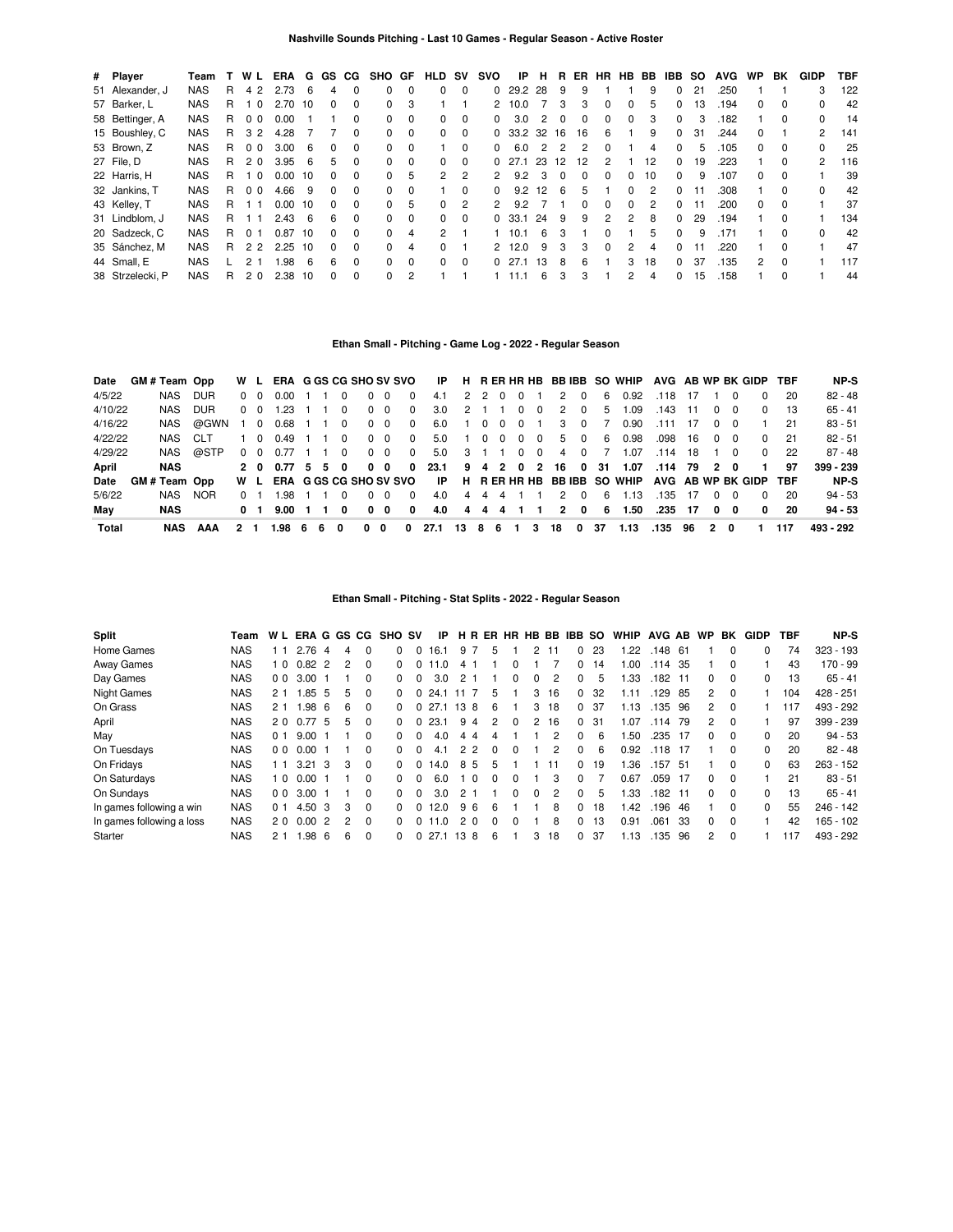## Nashville Sounds Pitching - Last 10 Games - Regular Season - Active Roster

| # | Player | Team | T | W | L | ERA | G | GS | CG | SHO | GF | HLD | SV | SVO | IP | H | R | ER | HR | HB | BB | IBB | SO | AVG | WP | BK | GIDP | TBF |
|---|---|---|---|---|---|---|---|---|---|---|---|---|---|---|---|---|---|---|---|---|---|---|---|---|---|---|---|---|
| 51 | Alexander, J | NAS | R | 4 | 2 | 2.73 | 6 | 4 | 0 | 0 | 0 | 0 | 0 | 0 | 29.2 | 28 | 9 | 9 | 1 | 1 | 9 | 0 | 21 | .250 | 1 | 1 | 3 | 122 |
| 57 | Barker, L | NAS | R | 1 | 0 | 2.70 | 10 | 0 | 0 | 0 | 3 | 1 | 1 | 2 | 10.0 | 7 | 3 | 3 | 0 | 0 | 5 | 0 | 13 | .194 | 0 | 0 | 0 | 42 |
| 58 | Bettinger, A | NAS | R | 0 | 0 | 0.00 | 1 | 1 | 0 | 0 | 0 | 0 | 0 | 0 | 3.0 | 2 | 0 | 0 | 0 | 0 | 0 | 0 | 3 | .182 | 1 | 0 | 0 | 14 |
| 15 | Boushley, C | NAS | R | 3 | 2 | 4.28 | 7 | 7 | 0 | 0 | 0 | 0 | 0 | 0 | 33.2 | 32 | 16 | 16 | 6 | 1 | 9 | 0 | 31 | .244 | 0 | 1 | 2 | 141 |
| 53 | Brown, Z | NAS | R | 0 | 0 | 3.00 | 6 | 0 | 0 | 0 | 0 | 1 | 0 | 0 | 6.0 | 2 | 2 | 2 | 0 | 1 | 4 | 0 | 5 | .105 | 0 | 0 | 0 | 25 |
| 27 | File, D | NAS | R | 2 | 0 | 3.95 | 6 | 5 | 0 | 0 | 0 | 0 | 0 | 0 | 27.1 | 23 | 12 | 12 | 2 | 1 | 12 | 0 | 19 | .223 | 1 | 0 | 2 | 116 |
| 22 | Harris, H | NAS | R | 1 | 0 | 0.00 | 10 | 0 | 0 | 0 | 5 | 2 | 2 | 2 | 9.2 | 3 | 0 | 0 | 0 | 0 | 10 | 0 | 9 | .107 | 0 | 0 | 1 | 39 |
| 32 | Jankins, T | NAS | R | 0 | 0 | 4.66 | 9 | 0 | 0 | 0 | 0 | 1 | 0 | 0 | 9.2 | 12 | 6 | 5 | 1 | 0 | 2 | 0 | 11 | .308 | 1 | 0 | 0 | 42 |
| 43 | Kelley, T | NAS | R | 1 | 1 | 0.00 | 10 | 0 | 0 | 0 | 5 | 0 | 2 | 2 | 9.2 | 7 | 1 | 0 | 0 | 0 | 2 | 0 | 11 | .200 | 0 | 0 | 1 | 37 |
| 31 | Lindblom, J | NAS | R | 1 | 1 | 2.43 | 6 | 6 | 0 | 0 | 0 | 0 | 0 | 0 | 33.1 | 24 | 9 | 9 | 2 | 2 | 8 | 0 | 29 | .194 | 1 | 0 | 1 | 134 |
| 20 | Sadzeck, C | NAS | R | 0 | 1 | 0.87 | 10 | 0 | 0 | 0 | 4 | 2 | 1 | 1 | 10.1 | 6 | 3 | 1 | 0 | 1 | 5 | 0 | 9 | .171 | 1 | 0 | 0 | 42 |
| 35 | Sánchez, M | NAS | R | 2 | 2 | 2.25 | 10 | 0 | 0 | 0 | 4 | 0 | 1 | 2 | 12.0 | 9 | 3 | 3 | 0 | 2 | 4 | 0 | 11 | .220 | 1 | 0 | 1 | 47 |
| 44 | Small, E | NAS | L | 2 | 1 | 1.98 | 6 | 6 | 0 | 0 | 0 | 0 | 0 | 0 | 27.1 | 13 | 8 | 6 | 1 | 3 | 18 | 0 | 37 | .135 | 2 | 0 | 1 | 117 |
| 38 | Strzelecki, P | NAS | R | 2 | 0 | 2.38 | 10 | 0 | 0 | 0 | 2 | 1 | 1 | 1 | 11.1 | 6 | 3 | 3 | 1 | 2 | 4 | 0 | 15 | .158 | 1 | 0 | 1 | 44 |

## Ethan Small - Pitching - Game Log - 2022 - Regular Season

| Date | GM # | Team | Opp | W | L | ERA | G | GS | CG | SHO | SV | SVO | IP | H | R | ER | HR | HB | BB | IBB | SO | WHIP | AVG | AB | WP | BK | GIDP | TBF | NP-S |
|---|---|---|---|---|---|---|---|---|---|---|---|---|---|---|---|---|---|---|---|---|---|---|---|---|---|---|---|---|---|
| 4/5/22 | | NAS | DUR | 0 | 0 | 0.00 | 1 | 1 | 0 | 0 | 0 | 0 | 4.1 | 2 | 2 | 0 | 0 | 1 | 2 | 0 | 6 | 0.92 | .118 | 17 | 1 | 0 | 0 | 20 | 82 - 48 |
| 4/10/22 | | NAS | DUR | 0 | 0 | 1.23 | 1 | 1 | 0 | 0 | 0 | 0 | 3.0 | 2 | 1 | 1 | 0 | 0 | 2 | 0 | 5 | 1.09 | .143 | 11 | 0 | 0 | 0 | 13 | 65 - 41 |
| 4/16/22 | | NAS | @GWN | 1 | 0 | 0.68 | 1 | 1 | 0 | 0 | 0 | 0 | 6.0 | 1 | 0 | 0 | 0 | 1 | 3 | 0 | 7 | 0.90 | .111 | 17 | 0 | 0 | 1 | 21 | 83 - 51 |
| 4/22/22 | | NAS | CLT | 1 | 0 | 0.49 | 1 | 1 | 0 | 0 | 0 | 0 | 5.0 | 1 | 0 | 0 | 0 | 0 | 5 | 0 | 6 | 0.98 | .098 | 16 | 0 | 0 | 0 | 21 | 82 - 51 |
| 4/29/22 | | NAS | @STP | 0 | 0 | 0.77 | 1 | 1 | 0 | 0 | 0 | 0 | 5.0 | 3 | 1 | 1 | 0 | 0 | 4 | 0 | 7 | 1.07 | .114 | 18 | 1 | 0 | 0 | 22 | 87 - 48 |
| **April** | | **NAS** | | **2** | **0** | **0.77** | **5** | **5** | **0** | **0** | **0** | **0** | **23.1** | **9** | **4** | **2** | **0** | **2** | **16** | **0** | **31** | **1.07** | **.114** | **79** | **2** | **0** | **1** | **97** | **399 - 239** |
| **Date** | **GM #** | **Team** | **Opp** | **W** | **L** | **ERA** | **G** | **GS** | **CG** | **SHO** | **SV** | **SVO** | **IP** | **H** | **R** | **ER** | **HR** | **HB** | **BB** | **IBB** | **SO** | **WHIP** | **AVG** | **AB** | **WP** | **BK** | **GIDP** | **TBF** | **NP-S** |
| 5/6/22 | | NAS | NOR | 0 | 1 | 1.98 | 1 | 1 | 0 | 0 | 0 | 0 | 4.0 | 4 | 4 | 4 | 1 | 1 | 2 | 0 | 6 | 1.13 | .135 | 17 | 0 | 0 | 0 | 20 | 94 - 53 |
| **May** | | **NAS** | | **0** | **1** | **9.00** | **1** | **1** | **0** | **0** | **0** | **0** | **4.0** | **4** | **4** | **4** | **1** | **1** | **2** | **0** | **6** | **1.50** | **.235** | **17** | **0** | **0** | **0** | **20** | **94 - 53** |
| **Total** | | **NAS** | **AAA** | **2** | **1** | **1.98** | **6** | **6** | **0** | **0** | **0** | **0** | **27.1** | **13** | **8** | **6** | **1** | **3** | **18** | **0** | **37** | **1.13** | **.135** | **96** | **2** | **0** | **1** | **117** | **493 - 292** |

## Ethan Small - Pitching - Stat Splits - 2022 - Regular Season

| Split | Team | W | L | ERA | G | GS | CG | SHO | SV | IP | H | R | ER | HR | HB | BB | IBB | SO | WHIP | AVG | AB | WP | BK | GIDP | TBF | NP-S |
|---|---|---|---|---|---|---|---|---|---|---|---|---|---|---|---|---|---|---|---|---|---|---|---|---|---|---|
| Home Games | NAS | 1 | 1 | 2.76 | 4 | 4 | 0 | 0 | 0 | 16.1 | 9 | 7 | 5 | 1 | 2 | 11 | 0 | 23 | 1.22 | .148 | 61 | 1 | 0 | 0 | 74 | 323 - 193 |
| Away Games | NAS | 1 | 0 | 0.82 | 2 | 2 | 0 | 0 | 0 | 11.0 | 4 | 1 | 1 | 0 | 1 | 7 | 0 | 14 | 1.00 | .114 | 35 | 1 | 0 | 1 | 43 | 170 - 99 |
| Day Games | NAS | 0 | 0 | 3.00 | 1 | 1 | 0 | 0 | 0 | 3.0 | 2 | 1 | 1 | 0 | 0 | 2 | 0 | 5 | 1.33 | .182 | 11 | 0 | 0 | 0 | 13 | 65 - 41 |
| Night Games | NAS | 2 | 1 | 1.85 | 5 | 5 | 0 | 0 | 0 | 24.1 | 11 | 7 | 5 | 1 | 3 | 16 | 0 | 32 | 1.11 | .129 | 85 | 2 | 0 | 1 | 104 | 428 - 251 |
| On Grass | NAS | 2 | 1 | 1.98 | 6 | 6 | 0 | 0 | 0 | 27.1 | 13 | 8 | 6 | 1 | 3 | 18 | 0 | 37 | 1.13 | .135 | 96 | 2 | 0 | 1 | 117 | 493 - 292 |
| April | NAS | 2 | 0 | 0.77 | 5 | 5 | 0 | 0 | 0 | 23.1 | 9 | 4 | 2 | 0 | 2 | 16 | 0 | 31 | 1.07 | .114 | 79 | 2 | 0 | 1 | 97 | 399 - 239 |
| May | NAS | 0 | 1 | 9.00 | 1 | 1 | 0 | 0 | 0 | 4.0 | 4 | 4 | 4 | 1 | 1 | 2 | 0 | 6 | 1.50 | .235 | 17 | 0 | 0 | 0 | 20 | 94 - 53 |
| On Tuesdays | NAS | 0 | 0 | 0.00 | 1 | 1 | 0 | 0 | 0 | 4.1 | 2 | 2 | 0 | 0 | 1 | 2 | 0 | 6 | 0.92 | .118 | 17 | 1 | 0 | 0 | 20 | 82 - 48 |
| On Fridays | NAS | 1 | 1 | 3.21 | 3 | 3 | 0 | 0 | 0 | 14.0 | 8 | 5 | 5 | 1 | 1 | 11 | 0 | 19 | 1.36 | .157 | 51 | 1 | 0 | 0 | 63 | 263 - 152 |
| On Saturdays | NAS | 1 | 0 | 0.00 | 1 | 1 | 0 | 0 | 0 | 6.0 | 1 | 0 | 0 | 0 | 1 | 3 | 0 | 7 | 0.67 | .059 | 17 | 0 | 0 | 1 | 21 | 83 - 51 |
| On Sundays | NAS | 0 | 0 | 3.00 | 1 | 1 | 0 | 0 | 0 | 3.0 | 2 | 1 | 1 | 0 | 0 | 2 | 0 | 5 | 1.33 | .182 | 11 | 0 | 0 | 0 | 13 | 65 - 41 |
| In games following a win | NAS | 0 | 1 | 4.50 | 3 | 3 | 0 | 0 | 0 | 12.0 | 9 | 6 | 6 | 1 | 1 | 8 | 0 | 18 | 1.42 | .196 | 46 | 1 | 0 | 0 | 55 | 246 - 142 |
| In games following a loss | NAS | 2 | 0 | 0.00 | 2 | 2 | 0 | 0 | 0 | 11.0 | 2 | 0 | 0 | 0 | 1 | 8 | 0 | 13 | 0.91 | .061 | 33 | 0 | 0 | 1 | 42 | 165 - 102 |
| Starter | NAS | 2 | 1 | 1.98 | 6 | 6 | 0 | 0 | 0 | 27.1 | 13 | 8 | 6 | 1 | 3 | 18 | 0 | 37 | 1.13 | .135 | 96 | 2 | 0 | 1 | 117 | 493 - 292 |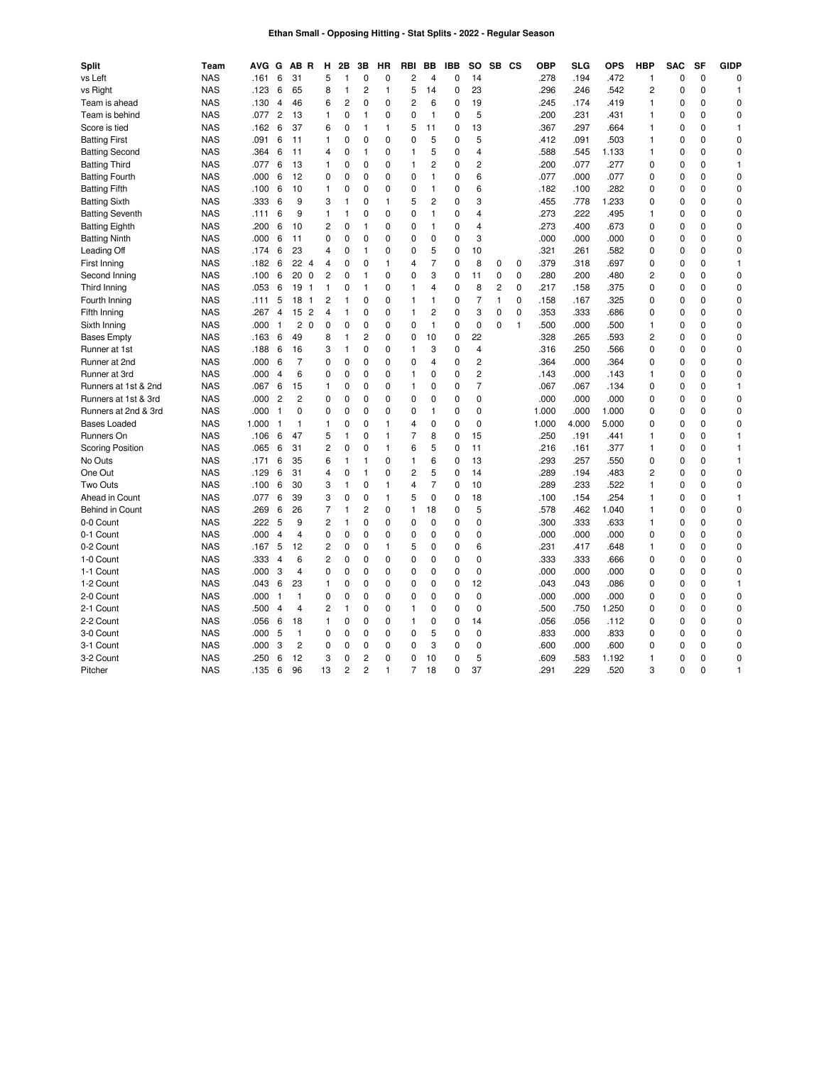# Ethan Small - Opposing Hitting - Stat Splits - 2022 - Regular Season

| Split | Team | AVG | G | AB | R | H | 2B | 3B | HR | RBI | BB | IBB | SO | SB | CS | OBP | SLG | OPS | HBP | SAC | SF | GIDP |
|---|---|---|---|---|---|---|---|---|---|---|---|---|---|---|---|---|---|---|---|---|---|---|
| vs Left | NAS | .161 | 6 | 31 | | 5 | 1 | 0 | 0 | 2 | 4 | 0 | 14 | | | .278 | .194 | .472 | 1 | 0 | 0 | 0 |
| vs Right | NAS | .123 | 6 | 65 | | 8 | 1 | 2 | 1 | 5 | 14 | 0 | 23 | | | .296 | .246 | .542 | 2 | 0 | 0 | 1 |
| Team is ahead | NAS | .130 | 4 | 46 | | 6 | 2 | 0 | 0 | 2 | 6 | 0 | 19 | | | .245 | .174 | .419 | 1 | 0 | 0 | 0 |
| Team is behind | NAS | .077 | 2 | 13 | | 1 | 0 | 1 | 0 | 0 | 1 | 0 | 5 | | | .200 | .231 | .431 | 1 | 0 | 0 | 0 |
| Score is tied | NAS | .162 | 6 | 37 | | 6 | 0 | 1 | 1 | 5 | 11 | 0 | 13 | | | .367 | .297 | .664 | 1 | 0 | 0 | 1 |
| Batting First | NAS | .091 | 6 | 11 | | 1 | 0 | 0 | 0 | 0 | 5 | 0 | 5 | | | .412 | .091 | .503 | 1 | 0 | 0 | 0 |
| Batting Second | NAS | .364 | 6 | 11 | | 4 | 0 | 1 | 0 | 1 | 5 | 0 | 4 | | | .588 | .545 | 1.133 | 1 | 0 | 0 | 0 |
| Batting Third | NAS | .077 | 6 | 13 | | 1 | 0 | 0 | 0 | 1 | 2 | 0 | 2 | | | .200 | .077 | .277 | 0 | 0 | 0 | 1 |
| Batting Fourth | NAS | .000 | 6 | 12 | | 0 | 0 | 0 | 0 | 0 | 1 | 0 | 6 | | | .077 | .000 | .077 | 0 | 0 | 0 | 0 |
| Batting Fifth | NAS | .100 | 6 | 10 | | 1 | 0 | 0 | 0 | 0 | 1 | 0 | 6 | | | .182 | .100 | .282 | 0 | 0 | 0 | 0 |
| Batting Sixth | NAS | .333 | 6 | 9 | | 3 | 1 | 0 | 1 | 5 | 2 | 0 | 3 | | | .455 | .778 | 1.233 | 0 | 0 | 0 | 0 |
| Batting Seventh | NAS | .111 | 6 | 9 | | 1 | 1 | 0 | 0 | 0 | 1 | 0 | 4 | | | .273 | .222 | .495 | 1 | 0 | 0 | 0 |
| Batting Eighth | NAS | .200 | 6 | 10 | | 2 | 0 | 1 | 0 | 0 | 1 | 0 | 4 | | | .273 | .400 | .673 | 0 | 0 | 0 | 0 |
| Batting Ninth | NAS | .000 | 6 | 11 | | 0 | 0 | 0 | 0 | 0 | 0 | 0 | 3 | | | .000 | .000 | .000 | 0 | 0 | 0 | 0 |
| Leading Off | NAS | .174 | 6 | 23 | | 4 | 0 | 1 | 0 | 0 | 5 | 0 | 10 | | | .321 | .261 | .582 | 0 | 0 | 0 | 0 |
| First Inning | NAS | .182 | 6 | 22 | 4 | 4 | 0 | 0 | 1 | 4 | 7 | 0 | 8 | 0 | 0 | .379 | .318 | .697 | 0 | 0 | 0 | 1 |
| Second Inning | NAS | .100 | 6 | 20 | 0 | 2 | 0 | 1 | 0 | 0 | 3 | 0 | 11 | 0 | 0 | .280 | .200 | .480 | 2 | 0 | 0 | 0 |
| Third Inning | NAS | .053 | 6 | 19 | 1 | 1 | 0 | 1 | 0 | 1 | 4 | 0 | 8 | 2 | 0 | .217 | .158 | .375 | 0 | 0 | 0 | 0 |
| Fourth Inning | NAS | .111 | 5 | 18 | 1 | 2 | 1 | 0 | 0 | 1 | 1 | 0 | 7 | 1 | 0 | .158 | .167 | .325 | 0 | 0 | 0 | 0 |
| Fifth Inning | NAS | .267 | 4 | 15 | 2 | 4 | 1 | 0 | 0 | 1 | 2 | 0 | 3 | 0 | 0 | .353 | .333 | .686 | 0 | 0 | 0 | 0 |
| Sixth Inning | NAS | .000 | 1 | 2 | 0 | 0 | 0 | 0 | 0 | 0 | 1 | 0 | 0 | 0 | 1 | .500 | .000 | .500 | 1 | 0 | 0 | 0 |
| Bases Empty | NAS | .163 | 6 | 49 | | 8 | 1 | 2 | 0 | 0 | 10 | 0 | 22 | | | .328 | .265 | .593 | 2 | 0 | 0 | 0 |
| Runner at 1st | NAS | .188 | 6 | 16 | | 3 | 1 | 0 | 0 | 1 | 3 | 0 | 4 | | | .316 | .250 | .566 | 0 | 0 | 0 | 0 |
| Runner at 2nd | NAS | .000 | 6 | 7 | | 0 | 0 | 0 | 0 | 0 | 4 | 0 | 2 | | | .364 | .000 | .364 | 0 | 0 | 0 | 0 |
| Runner at 3rd | NAS | .000 | 4 | 6 | | 0 | 0 | 0 | 0 | 1 | 0 | 0 | 2 | | | .143 | .000 | .143 | 1 | 0 | 0 | 0 |
| Runners at 1st & 2nd | NAS | .067 | 6 | 15 | | 1 | 0 | 0 | 0 | 1 | 0 | 0 | 7 | | | .067 | .067 | .134 | 0 | 0 | 0 | 1 |
| Runners at 1st & 3rd | NAS | .000 | 2 | 2 | | 0 | 0 | 0 | 0 | 0 | 0 | 0 | 0 | | | .000 | .000 | .000 | 0 | 0 | 0 | 0 |
| Runners at 2nd & 3rd | NAS | .000 | 1 | 0 | | 0 | 0 | 0 | 0 | 0 | 1 | 0 | 0 | | | 1.000 | .000 | 1.000 | 0 | 0 | 0 | 0 |
| Bases Loaded | NAS | 1.000 | 1 | 1 | | 1 | 0 | 0 | 1 | 4 | 0 | 0 | 0 | | | 1.000 | 4.000 | 5.000 | 0 | 0 | 0 | 0 |
| Runners On | NAS | .106 | 6 | 47 | | 5 | 1 | 0 | 1 | 7 | 8 | 0 | 15 | | | .250 | .191 | .441 | 1 | 0 | 0 | 1 |
| Scoring Position | NAS | .065 | 6 | 31 | | 2 | 0 | 0 | 1 | 6 | 5 | 0 | 11 | | | .216 | .161 | .377 | 1 | 0 | 0 | 1 |
| No Outs | NAS | .171 | 6 | 35 | | 6 | 1 | 1 | 0 | 1 | 6 | 0 | 13 | | | .293 | .257 | .550 | 0 | 0 | 0 | 1 |
| One Out | NAS | .129 | 6 | 31 | | 4 | 0 | 1 | 0 | 2 | 5 | 0 | 14 | | | .289 | .194 | .483 | 2 | 0 | 0 | 0 |
| Two Outs | NAS | .100 | 6 | 30 | | 3 | 1 | 0 | 1 | 4 | 7 | 0 | 10 | | | .289 | .233 | .522 | 1 | 0 | 0 | 0 |
| Ahead in Count | NAS | .077 | 6 | 39 | | 3 | 0 | 0 | 1 | 5 | 0 | 0 | 18 | | | .100 | .154 | .254 | 1 | 0 | 0 | 1 |
| Behind in Count | NAS | .269 | 6 | 26 | | 7 | 1 | 2 | 0 | 1 | 18 | 0 | 5 | | | .578 | .462 | 1.040 | 1 | 0 | 0 | 0 |
| 0-0 Count | NAS | .222 | 5 | 9 | | 2 | 1 | 0 | 0 | 0 | 0 | 0 | 0 | | | .300 | .333 | .633 | 1 | 0 | 0 | 0 |
| 0-1 Count | NAS | .000 | 4 | 4 | | 0 | 0 | 0 | 0 | 0 | 0 | 0 | 0 | | | .000 | .000 | .000 | 0 | 0 | 0 | 0 |
| 0-2 Count | NAS | .167 | 5 | 12 | | 2 | 0 | 0 | 1 | 5 | 0 | 0 | 6 | | | .231 | .417 | .648 | 1 | 0 | 0 | 0 |
| 1-0 Count | NAS | .333 | 4 | 6 | | 2 | 0 | 0 | 0 | 0 | 0 | 0 | 0 | | | .333 | .333 | .666 | 0 | 0 | 0 | 0 |
| 1-1 Count | NAS | .000 | 3 | 4 | | 0 | 0 | 0 | 0 | 0 | 0 | 0 | 0 | | | .000 | .000 | .000 | 0 | 0 | 0 | 0 |
| 1-2 Count | NAS | .043 | 6 | 23 | | 1 | 0 | 0 | 0 | 0 | 0 | 0 | 12 | | | .043 | .043 | .086 | 0 | 0 | 0 | 1 |
| 2-0 Count | NAS | .000 | 1 | 1 | | 0 | 0 | 0 | 0 | 0 | 0 | 0 | 0 | | | .000 | .000 | .000 | 0 | 0 | 0 | 0 |
| 2-1 Count | NAS | .500 | 4 | 4 | | 2 | 1 | 0 | 0 | 1 | 0 | 0 | 0 | | | .500 | .750 | 1.250 | 0 | 0 | 0 | 0 |
| 2-2 Count | NAS | .056 | 6 | 18 | | 1 | 0 | 0 | 0 | 1 | 0 | 0 | 14 | | | .056 | .056 | .112 | 0 | 0 | 0 | 0 |
| 3-0 Count | NAS | .000 | 5 | 1 | | 0 | 0 | 0 | 0 | 0 | 5 | 0 | 0 | | | .833 | .000 | .833 | 0 | 0 | 0 | 0 |
| 3-1 Count | NAS | .000 | 3 | 2 | | 0 | 0 | 0 | 0 | 0 | 3 | 0 | 0 | | | .600 | .000 | .600 | 0 | 0 | 0 | 0 |
| 3-2 Count | NAS | .250 | 6 | 12 | | 3 | 0 | 2 | 0 | 0 | 10 | 0 | 5 | | | .609 | .583 | 1.192 | 1 | 0 | 0 | 0 |
| Pitcher | NAS | .135 | 6 | 96 | | 13 | 2 | 2 | 1 | 7 | 18 | 0 | 37 | | | .291 | .229 | .520 | 3 | 0 | 0 | 1 |